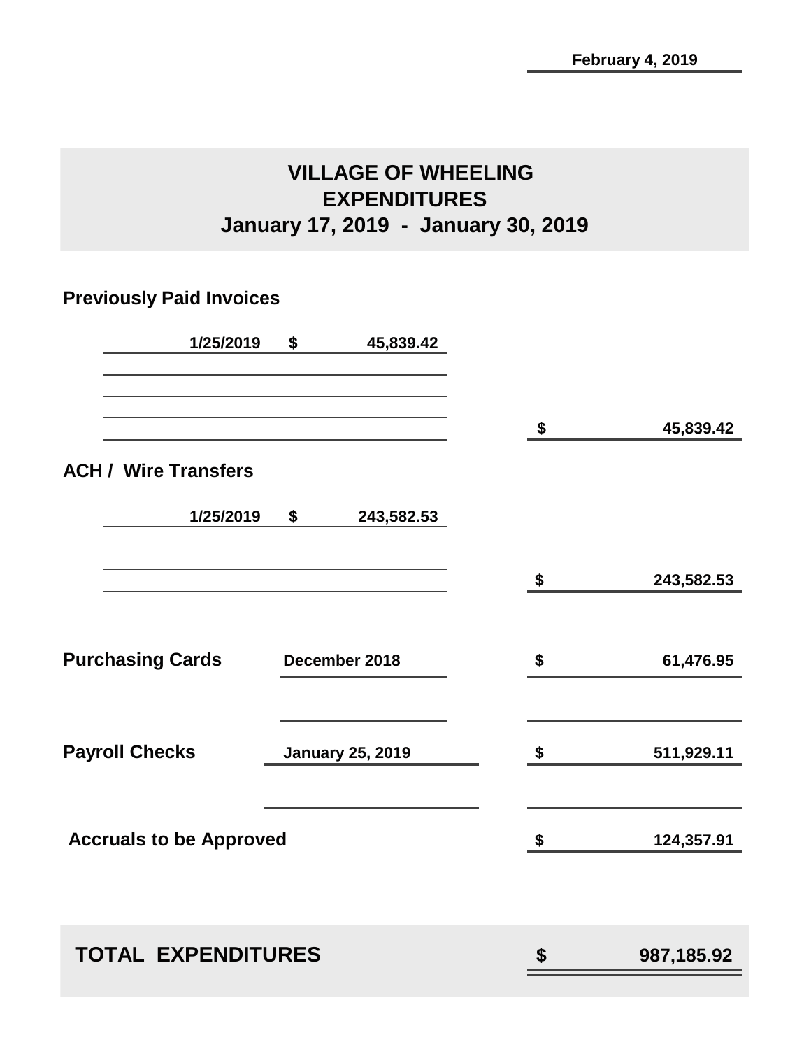February 4, 2019

# VILLAGE OF WHEELING
## EXPENDITURES
### January 17, 2019 - January 30, 2019

**Previously Paid Invoices**

| Date | Amount | Total |
|---|---|---|
| 1/25/2019 | $ 45,839.42 | |
| | | $ 45,839.42 |

**ACH / Wire Transfers**

| Date | Amount | Total |
|---|---|---|
| 1/25/2019 | $ 243,582.53 | |
| | | $ 243,582.53 |

| Category | Period | Amount |
|---|---|---|
| **Purchasing Cards** | December 2018 | $ 61,476.95 |
| **Payroll Checks** | January 25, 2019 | $ 511,929.11 |
| **Accruals to be Approved** | | $ 124,357.91 |

| **TOTAL EXPENDITURES** | **$ 987,185.92** |
|---|---|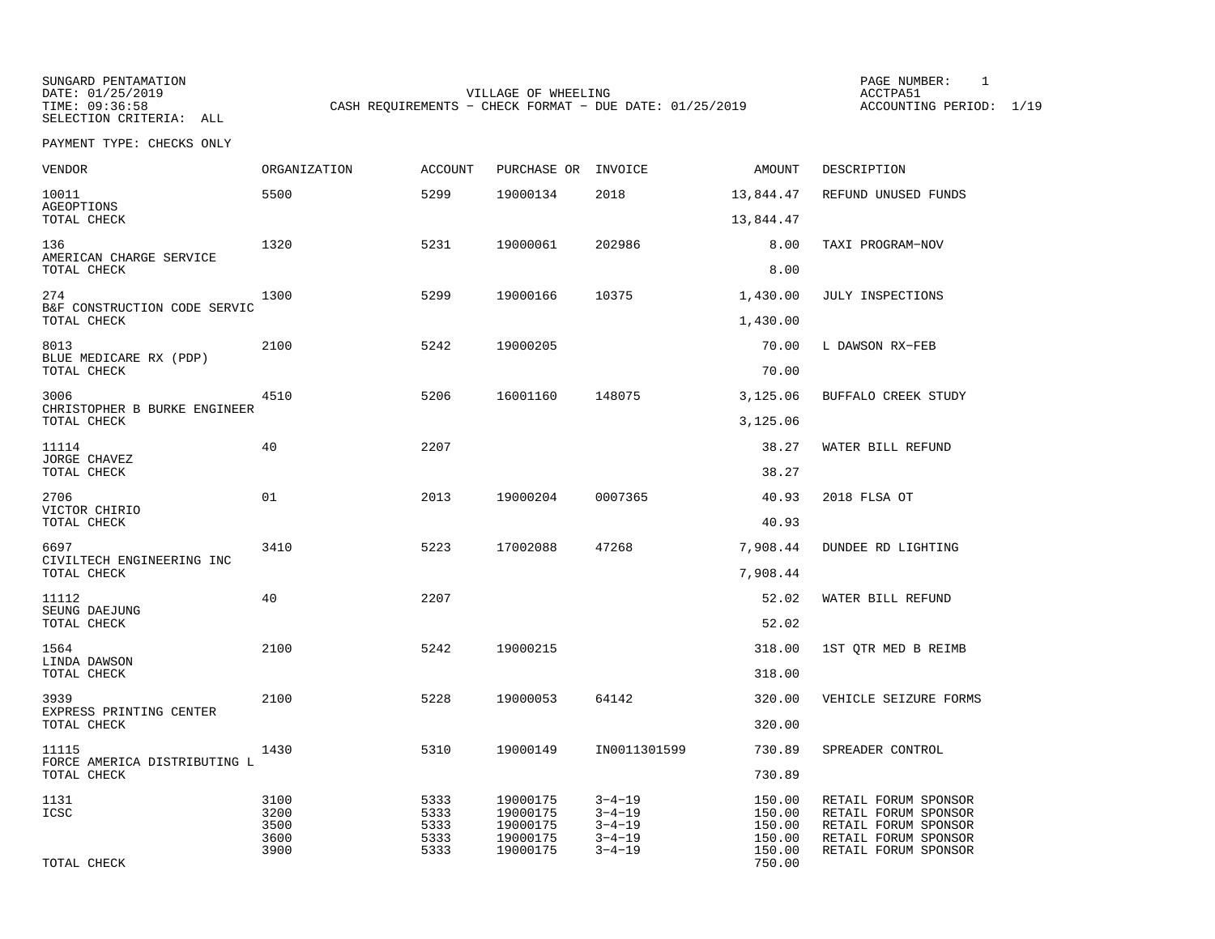SUNGARD PENTAMATION
DATE: 01/25/2019
TIME: 09:36:58
SELECTION CRITERIA: ALL

VILLAGE OF WHEELING
CASH REQUIREMENTS - CHECK FORMAT - DUE DATE: 01/25/2019

PAGE NUMBER: 1
ACCTPA51
ACCOUNTING PERIOD: 1/19

PAYMENT TYPE: CHECKS ONLY

| VENDOR | ORGANIZATION | ACCOUNT | PURCHASE OR | INVOICE | AMOUNT | DESCRIPTION |
|---|---|---|---|---|---|---|
| 10011 AGEOPTIONS | 5500 | 5299 | 19000134 | 2018 | 13,844.47 | REFUND UNUSED FUNDS |
| TOTAL CHECK | | | | | 13,844.47 | |
| 136 AMERICAN CHARGE SERVICE | 1320 | 5231 | 19000061 | 202986 | 8.00 | TAXI PROGRAM-NOV |
| TOTAL CHECK | | | | | 8.00 | |
| 274 B&F CONSTRUCTION CODE SERVIC | 1300 | 5299 | 19000166 | 10375 | 1,430.00 | JULY INSPECTIONS |
| TOTAL CHECK | | | | | 1,430.00 | |
| 8013 BLUE MEDICARE RX (PDP) | 2100 | 5242 | 19000205 | | 70.00 | L DAWSON RX-FEB |
| TOTAL CHECK | | | | | 70.00 | |
| 3006 CHRISTOPHER B BURKE ENGINEER | 4510 | 5206 | 16001160 | 148075 | 3,125.06 | BUFFALO CREEK STUDY |
| TOTAL CHECK | | | | | 3,125.06 | |
| 11114 JORGE CHAVEZ | 40 | 2207 | | | 38.27 | WATER BILL REFUND |
| TOTAL CHECK | | | | | 38.27 | |
| 2706 VICTOR CHIRIO | 01 | 2013 | 19000204 | 0007365 | 40.93 | 2018 FLSA OT |
| TOTAL CHECK | | | | | 40.93 | |
| 6697 CIVILTECH ENGINEERING INC | 3410 | 5223 | 17002088 | 47268 | 7,908.44 | DUNDEE RD LIGHTING |
| TOTAL CHECK | | | | | 7,908.44 | |
| 11112 SEUNG DAEJUNG | 40 | 2207 | | | 52.02 | WATER BILL REFUND |
| TOTAL CHECK | | | | | 52.02 | |
| 1564 LINDA DAWSON | 2100 | 5242 | 19000215 | | 318.00 | 1ST QTR MED B REIMB |
| TOTAL CHECK | | | | | 318.00 | |
| 3939 EXPRESS PRINTING CENTER | 2100 | 5228 | 19000053 | 64142 | 320.00 | VEHICLE SEIZURE FORMS |
| TOTAL CHECK | | | | | 320.00 | |
| 11115 FORCE AMERICA DISTRIBUTING L | 1430 | 5310 | 19000149 | IN0011301599 | 730.89 | SPREADER CONTROL |
| TOTAL CHECK | | | | | 730.89 | |
| 1131 ICSC | 3100 | 5333 | 19000175 | 3-4-19 | 150.00 | RETAIL FORUM SPONSOR |
| | 3200 | 5333 | 19000175 | 3-4-19 | 150.00 | RETAIL FORUM SPONSOR |
| | 3500 | 5333 | 19000175 | 3-4-19 | 150.00 | RETAIL FORUM SPONSOR |
| | 3600 | 5333 | 19000175 | 3-4-19 | 150.00 | RETAIL FORUM SPONSOR |
| | 3900 | 5333 | 19000175 | 3-4-19 | 150.00 | RETAIL FORUM SPONSOR |
| TOTAL CHECK | | | | | 750.00 | |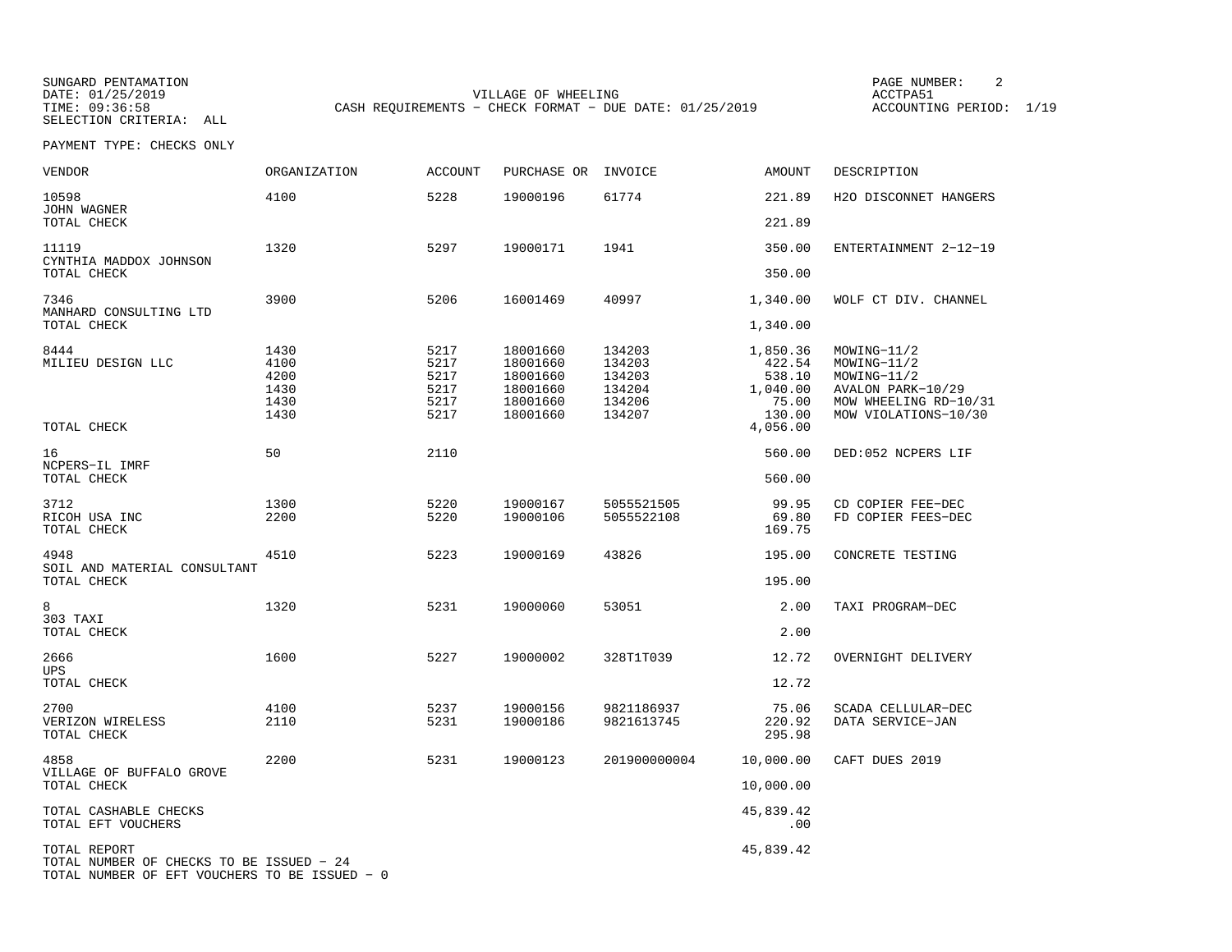SUNGARD PENTAMATION
DATE: 01/25/2019
TIME: 09:36:58
SELECTION CRITERIA: ALL

VILLAGE OF WHEELING
CASH REQUIREMENTS - CHECK FORMAT - DUE DATE: 01/25/2019

ACCTPA51
ACCOUNTING PERIOD: 1/19

PAYMENT TYPE: CHECKS ONLY

| VENDOR | ORGANIZATION | ACCOUNT | PURCHASE OR | INVOICE | AMOUNT | DESCRIPTION |
|---|---|---|---|---|---|---|
| 10598 | 4100 | 5228 | 19000196 | 61774 | 221.89 | H2O DISCONNET HANGERS |
| JOHN WAGNER | | | | | | |
| TOTAL CHECK | | | | | 221.89 | |
| 11119 | 1320 | 5297 | 19000171 | 1941 | 350.00 | ENTERTAINMENT 2-12-19 |
| CYNTHIA MADDOX JOHNSON | | | | | | |
| TOTAL CHECK | | | | | 350.00 | |
| 7346 | 3900 | 5206 | 16001469 | 40997 | 1,340.00 | WOLF CT DIV. CHANNEL |
| MANHARD CONSULTING LTD | | | | | | |
| TOTAL CHECK | | | | | 1,340.00 | |
| 8444 | 1430 | 5217 | 18001660 | 134203 | 1,850.36 | MOWING-11/2 |
| MILIEU DESIGN LLC | 4100 | 5217 | 18001660 | 134203 | 422.54 | MOWING-11/2 |
| | 4200 | 5217 | 18001660 | 134203 | 538.10 | MOWING-11/2 |
| | 1430 | 5217 | 18001660 | 134204 | 1,040.00 | AVALON PARK-10/29 |
| | 1430 | 5217 | 18001660 | 134206 | 75.00 | MOW WHEELING RD-10/31 |
| | 1430 | 5217 | 18001660 | 134207 | 130.00 | MOW VIOLATIONS-10/30 |
| TOTAL CHECK | | | | | 4,056.00 | |
| 16 | 50 | 2110 | | | 560.00 | DED:052 NCPERS LIF |
| NCPERS-IL IMRF | | | | | | |
| TOTAL CHECK | | | | | 560.00 | |
| 3712 | 1300 | 5220 | 19000167 | 5055521505 | 99.95 | CD COPIER FEE-DEC |
| RICOH USA INC | 2200 | 5220 | 19000106 | 5055522108 | 69.80 | FD COPIER FEES-DEC |
| TOTAL CHECK | | | | | 169.75 | |
| 4948 | 4510 | 5223 | 19000169 | 43826 | 195.00 | CONCRETE TESTING |
| SOIL AND MATERIAL CONSULTANT | | | | | | |
| TOTAL CHECK | | | | | 195.00 | |
| 8 | 1320 | 5231 | 19000060 | 53051 | 2.00 | TAXI PROGRAM-DEC |
| 303 TAXI | | | | | | |
| TOTAL CHECK | | | | | 2.00 | |
| 2666 | 1600 | 5227 | 19000002 | 328T1T039 | 12.72 | OVERNIGHT DELIVERY |
| UPS | | | | | | |
| TOTAL CHECK | | | | | 12.72 | |
| 2700 | 4100 | 5237 | 19000156 | 9821186937 | 75.06 | SCADA CELLULAR-DEC |
| VERIZON WIRELESS | 2110 | 5231 | 19000186 | 9821613745 | 220.92 | DATA SERVICE-JAN |
| TOTAL CHECK | | | | | 295.98 | |
| 4858 | 2200 | 5231 | 19000123 | 201900000004 | 10,000.00 | CAFT DUES 2019 |
| VILLAGE OF BUFFALO GROVE | | | | | | |
| TOTAL CHECK | | | | | 10,000.00 | |
| TOTAL CASHABLE CHECKS | | | | | 45,839.42 | |
| TOTAL EFT VOUCHERS | | | | | .00 | |
| TOTAL REPORT | | | | | 45,839.42 | |

TOTAL NUMBER OF CHECKS TO BE ISSUED - 24
TOTAL NUMBER OF EFT VOUCHERS TO BE ISSUED - 0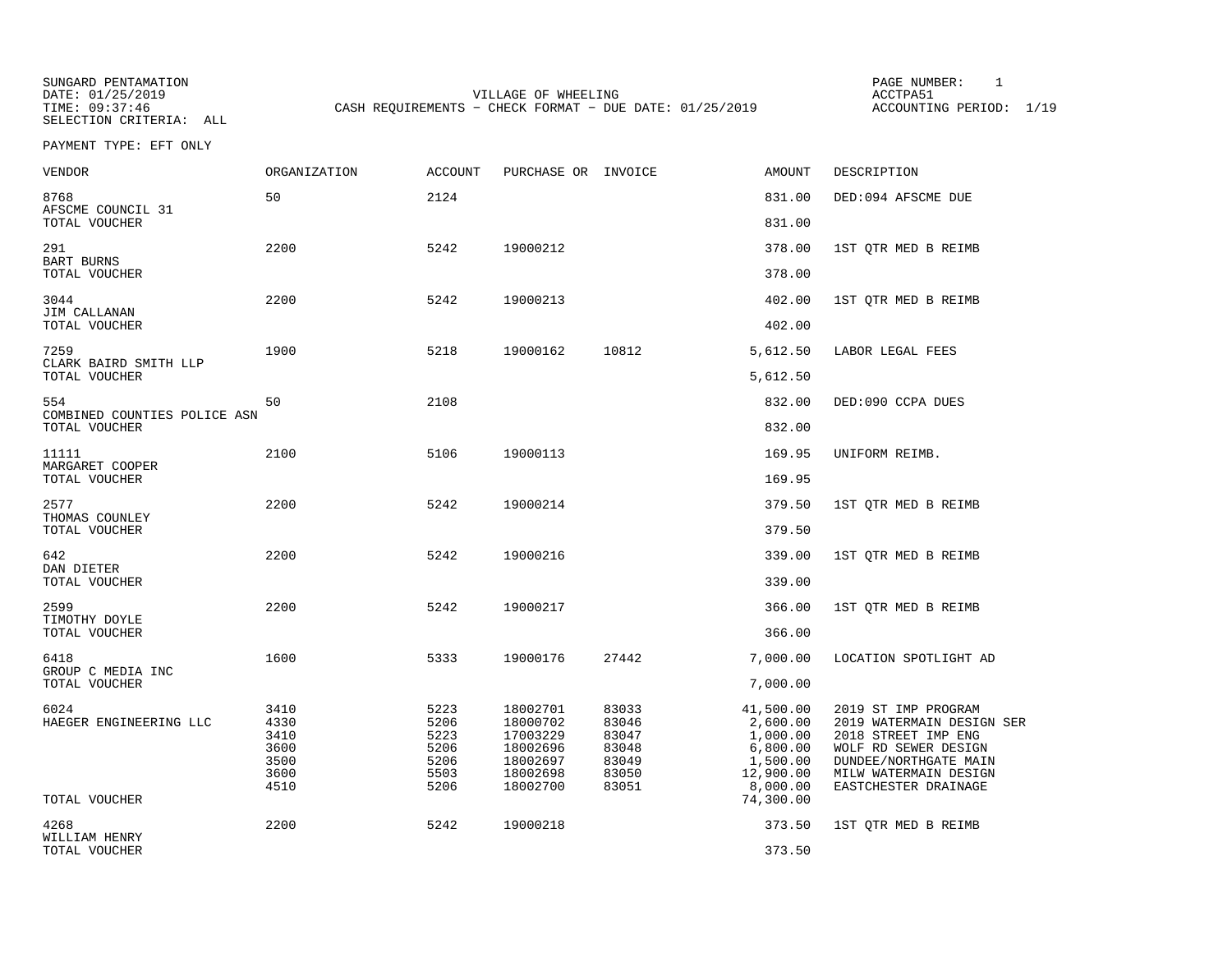SUNGARD PENTAMATION
DATE: 01/25/2019
TIME: 09:37:46
SELECTION CRITERIA: ALL

VILLAGE OF WHEELING
CASH REQUIREMENTS - CHECK FORMAT - DUE DATE: 01/25/2019

PAGE NUMBER: 1
ACCTPA51
ACCOUNTING PERIOD: 1/19

PAYMENT TYPE: EFT ONLY

| VENDOR | ORGANIZATION | ACCOUNT | PURCHASE OR | INVOICE | AMOUNT | DESCRIPTION |
|---|---|---|---|---|---|---|
| 8768 AFSCME COUNCIL 31 | 50 | 2124 | | | 831.00 | DED:094 AFSCME DUE |
| TOTAL VOUCHER | | | | | 831.00 | |
| 291 BART BURNS | 2200 | 5242 | 19000212 | | 378.00 | 1ST QTR MED B REIMB |
| TOTAL VOUCHER | | | | | 378.00 | |
| 3044 JIM CALLANAN | 2200 | 5242 | 19000213 | | 402.00 | 1ST QTR MED B REIMB |
| TOTAL VOUCHER | | | | | 402.00 | |
| 7259 CLARK BAIRD SMITH LLP | 1900 | 5218 | 19000162 | 10812 | 5,612.50 | LABOR LEGAL FEES |
| TOTAL VOUCHER | | | | | 5,612.50 | |
| 554 COMBINED COUNTIES POLICE ASN | 50 | 2108 | | | 832.00 | DED:090 CCPA DUES |
| TOTAL VOUCHER | | | | | 832.00 | |
| 11111 MARGARET COOPER | 2100 | 5106 | 19000113 | | 169.95 | UNIFORM REIMB. |
| TOTAL VOUCHER | | | | | 169.95 | |
| 2577 THOMAS COUNLEY | 2200 | 5242 | 19000214 | | 379.50 | 1ST QTR MED B REIMB |
| TOTAL VOUCHER | | | | | 379.50 | |
| 642 DAN DIETER | 2200 | 5242 | 19000216 | | 339.00 | 1ST QTR MED B REIMB |
| TOTAL VOUCHER | | | | | 339.00 | |
| 2599 TIMOTHY DOYLE | 2200 | 5242 | 19000217 | | 366.00 | 1ST QTR MED B REIMB |
| TOTAL VOUCHER | | | | | 366.00 | |
| 6418 GROUP C MEDIA INC | 1600 | 5333 | 19000176 | 27442 | 7,000.00 | LOCATION SPOTLIGHT AD |
| TOTAL VOUCHER | | | | | 7,000.00 | |
| 6024 HAEGER ENGINEERING LLC | 3410 | 5223 | 18002701 | 83033 | 41,500.00 | 2019 ST IMP PROGRAM |
| | 4330 | 5206 | 18000702 | 83046 | 2,600.00 | 2019 WATERMAIN DESIGN SER |
| | 3410 | 5223 | 17003229 | 83047 | 1,000.00 | 2018 STREET IMP ENG |
| | 3600 | 5206 | 18002696 | 83048 | 6,800.00 | WOLF RD SEWER DESIGN |
| | 3500 | 5206 | 18002697 | 83049 | 1,500.00 | DUNDEE/NORTHGATE MAIN |
| | 3600 | 5503 | 18002698 | 83050 | 12,900.00 | MILW WATERMAIN DESIGN |
| | 4510 | 5206 | 18002700 | 83051 | 8,000.00 | EASTCHESTER DRAINAGE |
| TOTAL VOUCHER | | | | | 74,300.00 | |
| 4268 WILLIAM HENRY | 2200 | 5242 | 19000218 | | 373.50 | 1ST QTR MED B REIMB |
| TOTAL VOUCHER | | | | | 373.50 | |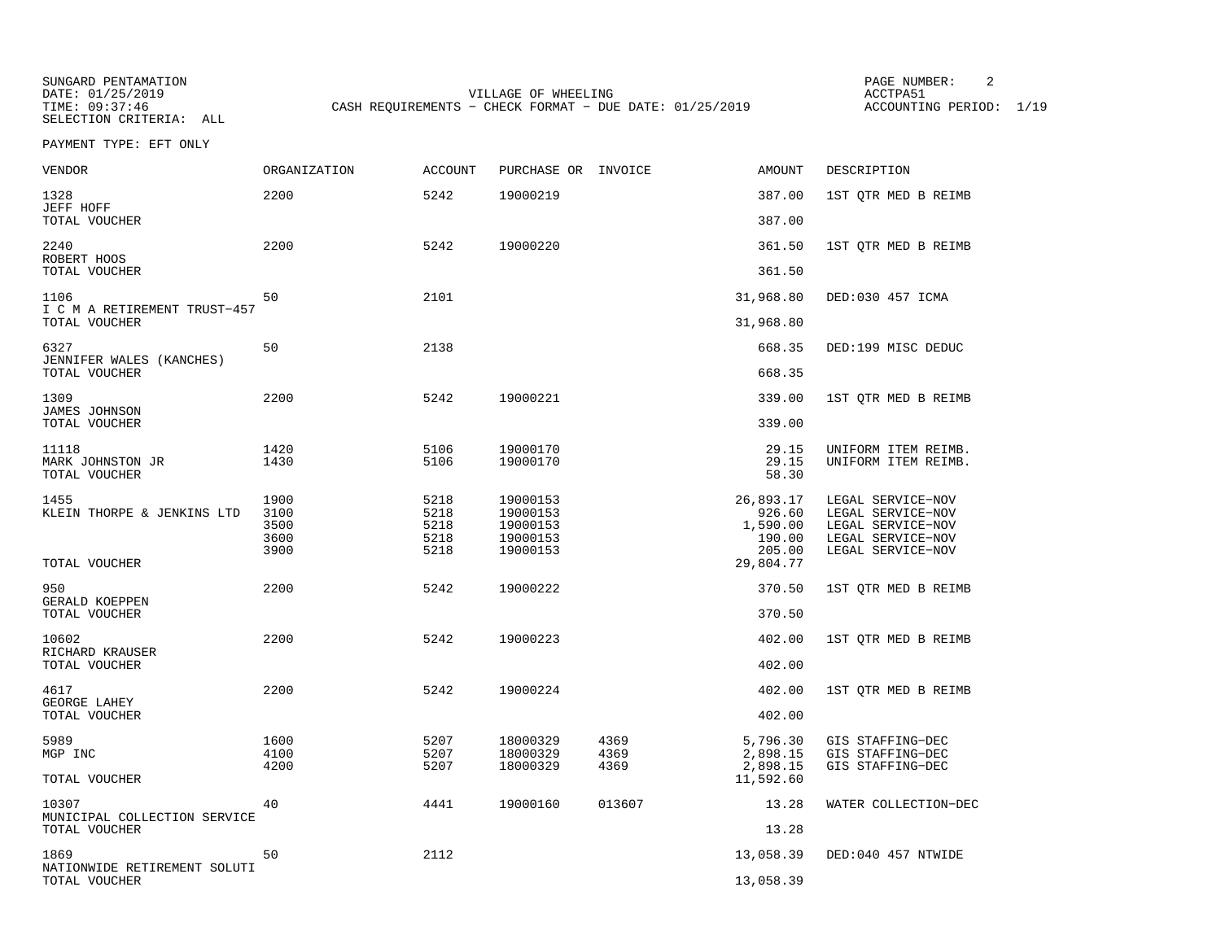SUNGARD PENTAMATION
DATE: 01/25/2019
TIME: 09:37:46
SELECTION CRITERIA: ALL

VILLAGE OF WHEELING
CASH REQUIREMENTS - CHECK FORMAT - DUE DATE: 01/25/2019

ACCTPA51
ACCOUNTING PERIOD: 1/19

PAYMENT TYPE: EFT ONLY

| VENDOR | ORGANIZATION | ACCOUNT | PURCHASE OR | INVOICE | AMOUNT | DESCRIPTION |
|---|---|---|---|---|---|---|
| 1328 | 2200 | 5242 | 19000219 | | 387.00 | 1ST QTR MED B REIMB |
| JEFF HOFF | | | | | | |
| TOTAL VOUCHER | | | | | 387.00 | |
| 2240 | 2200 | 5242 | 19000220 | | 361.50 | 1ST QTR MED B REIMB |
| ROBERT HOOS | | | | | | |
| TOTAL VOUCHER | | | | | 361.50 | |
| 1106 | 50 | 2101 | | | 31,968.80 | DED:030 457 ICMA |
| I C M A RETIREMENT TRUST-457 | | | | | | |
| TOTAL VOUCHER | | | | | 31,968.80 | |
| 6327 | 50 | 2138 | | | 668.35 | DED:199 MISC DEDUC |
| JENNIFER WALES (KANCHES) | | | | | | |
| TOTAL VOUCHER | | | | | 668.35 | |
| 1309 | 2200 | 5242 | 19000221 | | 339.00 | 1ST QTR MED B REIMB |
| JAMES JOHNSON | | | | | | |
| TOTAL VOUCHER | | | | | 339.00 | |
| 11118 | 1420 | 5106 | 19000170 | | 29.15 | UNIFORM ITEM REIMB. |
| MARK JOHNSTON JR | 1430 | 5106 | 19000170 | | 29.15 | UNIFORM ITEM REIMB. |
| TOTAL VOUCHER | | | | | 58.30 | |
| 1455 | 1900 | 5218 | 19000153 | | 26,893.17 | LEGAL SERVICE-NOV |
| KLEIN THORPE & JENKINS LTD | 3100 | 5218 | 19000153 | | 926.60 | LEGAL SERVICE-NOV |
| | 3500 | 5218 | 19000153 | | 1,590.00 | LEGAL SERVICE-NOV |
| | 3600 | 5218 | 19000153 | | 190.00 | LEGAL SERVICE-NOV |
| | 3900 | 5218 | 19000153 | | 205.00 | LEGAL SERVICE-NOV |
| TOTAL VOUCHER | | | | | 29,804.77 | |
| 950 | 2200 | 5242 | 19000222 | | 370.50 | 1ST QTR MED B REIMB |
| GERALD KOEPPEN | | | | | | |
| TOTAL VOUCHER | | | | | 370.50 | |
| 10602 | 2200 | 5242 | 19000223 | | 402.00 | 1ST QTR MED B REIMB |
| RICHARD KRAUSER | | | | | | |
| TOTAL VOUCHER | | | | | 402.00 | |
| 4617 | 2200 | 5242 | 19000224 | | 402.00 | 1ST QTR MED B REIMB |
| GEORGE LAHEY | | | | | | |
| TOTAL VOUCHER | | | | | 402.00 | |
| 5989 | 1600 | 5207 | 18000329 | 4369 | 5,796.30 | GIS STAFFING-DEC |
| MGP INC | 4100 | 5207 | 18000329 | 4369 | 2,898.15 | GIS STAFFING-DEC |
| | 4200 | 5207 | 18000329 | 4369 | 2,898.15 | GIS STAFFING-DEC |
| TOTAL VOUCHER | | | | | 11,592.60 | |
| 10307 | 40 | 4441 | 19000160 | 013607 | 13.28 | WATER COLLECTION-DEC |
| MUNICIPAL COLLECTION SERVICE | | | | | | |
| TOTAL VOUCHER | | | | | 13.28 | |
| 1869 | 50 | 2112 | | | 13,058.39 | DED:040 457 NTWIDE |
| NATIONWIDE RETIREMENT SOLUTI | | | | | | |
| TOTAL VOUCHER | | | | | 13,058.39 | |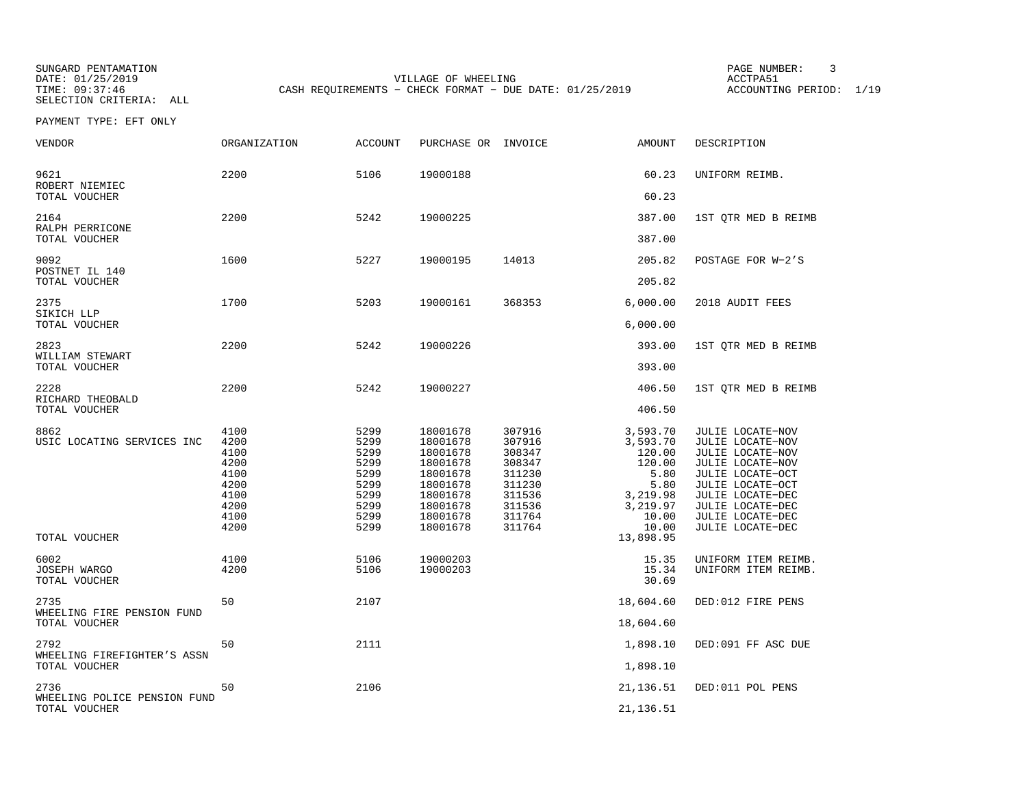SUNGARD PENTAMATION
DATE: 01/25/2019
TIME: 09:37:46
SELECTION CRITERIA: ALL

VILLAGE OF WHEELING
CASH REQUIREMENTS - CHECK FORMAT - DUE DATE: 01/25/2019

ACCTPA51
ACCOUNTING PERIOD: 1/19

PAYMENT TYPE: EFT ONLY

| VENDOR | ORGANIZATION | ACCOUNT | PURCHASE OR | INVOICE | AMOUNT | DESCRIPTION |
|---|---|---|---|---|---|---|
| 9621 | 2200 | 5106 | 19000188 | | 60.23 | UNIFORM REIMB. |
| ROBERT NIEMIEC | | | | | | |
| TOTAL VOUCHER | | | | | 60.23 | |
| 2164 | 2200 | 5242 | 19000225 | | 387.00 | 1ST QTR MED B REIMB |
| RALPH PERRICONE | | | | | | |
| TOTAL VOUCHER | | | | | 387.00 | |
| 9092 | 1600 | 5227 | 19000195 | 14013 | 205.82 | POSTAGE FOR W-2'S |
| POSTNET IL 140 | | | | | | |
| TOTAL VOUCHER | | | | | 205.82 | |
| 2375 | 1700 | 5203 | 19000161 | 368353 | 6,000.00 | 2018 AUDIT FEES |
| SIKICH LLP | | | | | | |
| TOTAL VOUCHER | | | | | 6,000.00 | |
| 2823 | 2200 | 5242 | 19000226 | | 393.00 | 1ST QTR MED B REIMB |
| WILLIAM STEWART | | | | | | |
| TOTAL VOUCHER | | | | | 393.00 | |
| 2228 | 2200 | 5242 | 19000227 | | 406.50 | 1ST QTR MED B REIMB |
| RICHARD THEOBALD | | | | | | |
| TOTAL VOUCHER | | | | | 406.50 | |
| 8862 | 4100 | 5299 | 18001678 | 307916 | 3,593.70 | JULIE LOCATE-NOV |
| USIC LOCATING SERVICES INC | 4200 | 5299 | 18001678 | 307916 | 3,593.70 | JULIE LOCATE-NOV |
| | 4100 | 5299 | 18001678 | 308347 | 120.00 | JULIE LOCATE-NOV |
| | 4200 | 5299 | 18001678 | 308347 | 120.00 | JULIE LOCATE-NOV |
| | 4100 | 5299 | 18001678 | 311230 | 5.80 | JULIE LOCATE-OCT |
| | 4200 | 5299 | 18001678 | 311230 | 5.80 | JULIE LOCATE-OCT |
| | 4100 | 5299 | 18001678 | 311536 | 3,219.98 | JULIE LOCATE-DEC |
| | 4200 | 5299 | 18001678 | 311536 | 3,219.97 | JULIE LOCATE-DEC |
| | 4100 | 5299 | 18001678 | 311764 | 10.00 | JULIE LOCATE-DEC |
| | 4200 | 5299 | 18001678 | 311764 | 10.00 | JULIE LOCATE-DEC |
| TOTAL VOUCHER | | | | | 13,898.95 | |
| 6002 | 4100 | 5106 | 19000203 | | 15.35 | UNIFORM ITEM REIMB. |
| JOSEPH WARGO | 4200 | 5106 | 19000203 | | 15.34 | UNIFORM ITEM REIMB. |
| TOTAL VOUCHER | | | | | 30.69 | |
| 2735 | 50 | 2107 | | | 18,604.60 | DED:012 FIRE PENS |
| WHEELING FIRE PENSION FUND | | | | | | |
| TOTAL VOUCHER | | | | | 18,604.60 | |
| 2792 | 50 | 2111 | | | 1,898.10 | DED:091 FF ASC DUE |
| WHEELING FIREFIGHTER'S ASSN | | | | | | |
| TOTAL VOUCHER | | | | | 1,898.10 | |
| 2736 | 50 | 2106 | | | 21,136.51 | DED:011 POL PENS |
| WHEELING POLICE PENSION FUND | | | | | | |
| TOTAL VOUCHER | | | | | 21,136.51 | |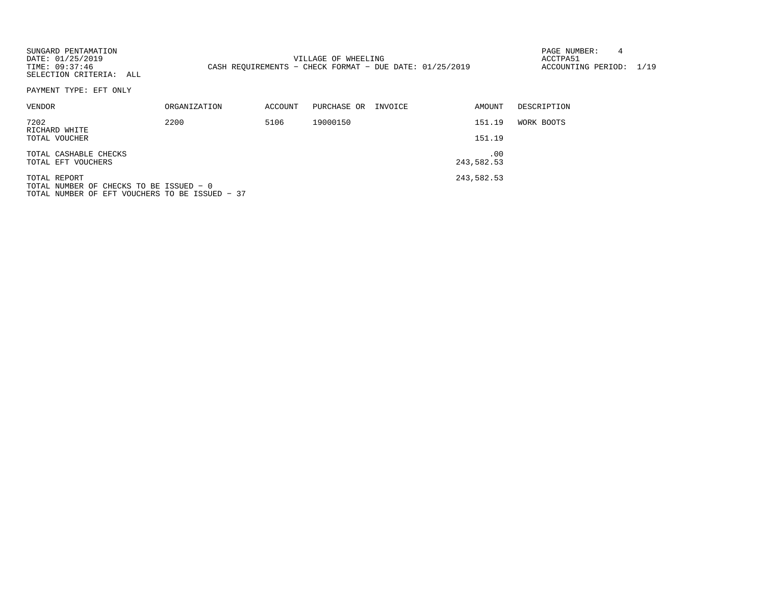SUNGARD PENTAMATION
DATE: 01/25/2019
TIME: 09:37:46
SELECTION CRITERIA: ALL

VILLAGE OF WHEELING
CASH REQUIREMENTS - CHECK FORMAT - DUE DATE: 01/25/2019

ACCTPA51
ACCOUNTING PERIOD: 1/19

PAYMENT TYPE: EFT ONLY

| VENDOR | ORGANIZATION | ACCOUNT | PURCHASE OR | INVOICE | AMOUNT | DESCRIPTION |
|---|---|---|---|---|---|---|
| 7202 RICHARD WHITE | 2200 | 5106 | 19000150 | | 151.19 | WORK BOOTS |
| TOTAL VOUCHER | | | | | 151.19 | |
| TOTAL CASHABLE CHECKS | | | | | .00 | |
| TOTAL EFT VOUCHERS | | | | | 243,582.53 | |
| TOTAL REPORT | | | | | 243,582.53 | |

TOTAL NUMBER OF CHECKS TO BE ISSUED - 0
TOTAL NUMBER OF EFT VOUCHERS TO BE ISSUED - 37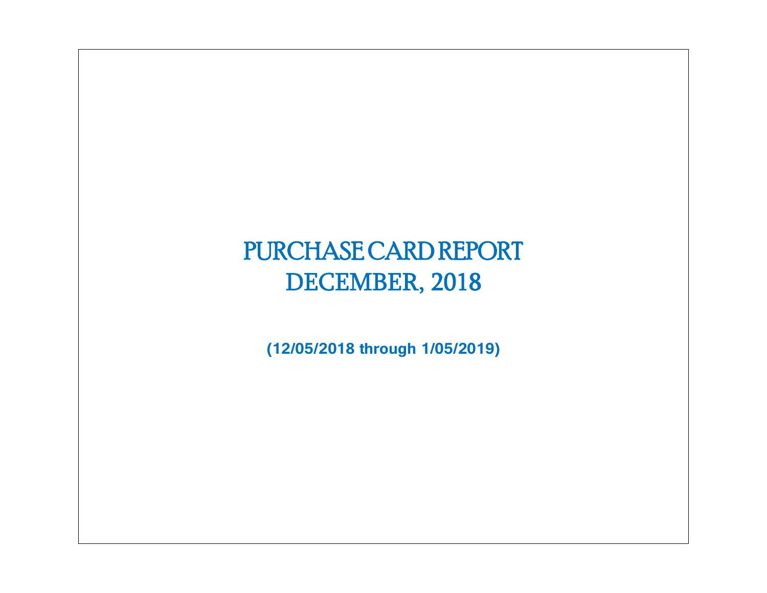# PURCHASE CARD REPORT
# DECEMBER, 2018

**(12/05/2018 through 1/05/2019)**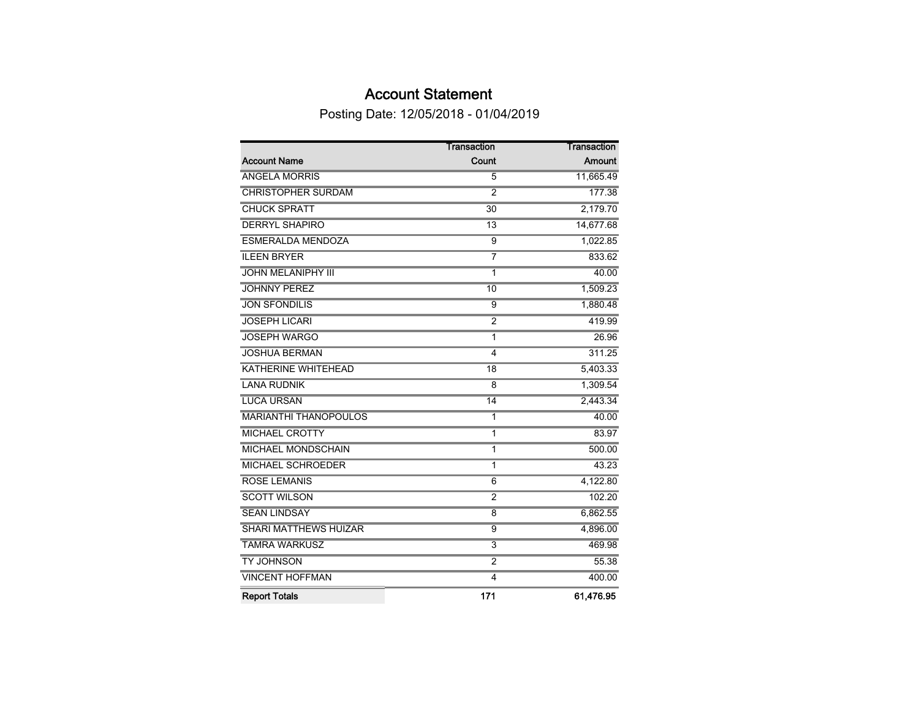# Account Statement

Posting Date: 12/05/2018 - 01/04/2019

| Account Name | Transaction Count | Transaction Amount |
|---|---|---|
| ANGELA MORRIS | 5 | 11,665.49 |
| CHRISTOPHER SURDAM | 2 | 177.38 |
| CHUCK SPRATT | 30 | 2,179.70 |
| DERRYL SHAPIRO | 13 | 14,677.68 |
| ESMERALDA MENDOZA | 9 | 1,022.85 |
| ILEEN BRYER | 7 | 833.62 |
| JOHN MELANIPHY III | 1 | 40.00 |
| JOHNNY PEREZ | 10 | 1,509.23 |
| JON SFONDILIS | 9 | 1,880.48 |
| JOSEPH LICARI | 2 | 419.99 |
| JOSEPH WARGO | 1 | 26.96 |
| JOSHUA BERMAN | 4 | 311.25 |
| KATHERINE WHITEHEAD | 18 | 5,403.33 |
| LANA RUDNIK | 8 | 1,309.54 |
| LUCA URSAN | 14 | 2,443.34 |
| MARIANTHI THANOPOULOS | 1 | 40.00 |
| MICHAEL CROTTY | 1 | 83.97 |
| MICHAEL MONDSCHAIN | 1 | 500.00 |
| MICHAEL SCHROEDER | 1 | 43.23 |
| ROSE LEMANIS | 6 | 4,122.80 |
| SCOTT WILSON | 2 | 102.20 |
| SEAN LINDSAY | 8 | 6,862.55 |
| SHARI MATTHEWS HUIZAR | 9 | 4,896.00 |
| TAMRA WARKUSZ | 3 | 469.98 |
| TY JOHNSON | 2 | 55.38 |
| VINCENT HOFFMAN | 4 | 400.00 |
| **Report Totals** | **171** | **61,476.95** |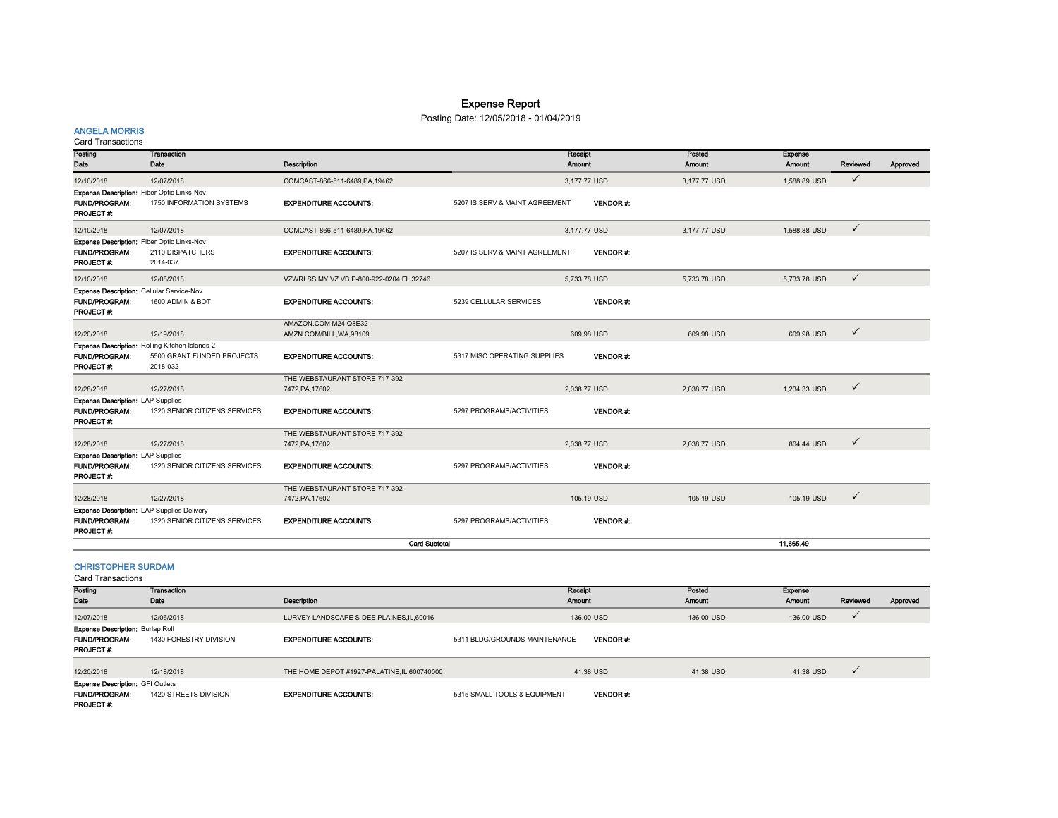# Expense Report

Posting Date: 12/05/2018 - 01/04/2019

## ANGELA MORRIS

Card Transactions

| Posting Date | Transaction Date | Description | Receipt Amount | Posted Amount | Expense Amount | Reviewed | Approved |
|---|---|---|---|---|---|---|---|
| 12/10/2018 | 12/07/2018 | COMCAST-866-511-6489,PA,19462 | 3,177.77 USD | 3,177.77 USD | 1,588.89 USD | ✓ | |

**Expense Description:** Fiber Optic Links-Nov
**FUND/PROGRAM:** 1750 INFORMATION SYSTEMS **EXPENDITURE ACCOUNTS:** 5207 IS SERV & MAINT AGREEMENT **VENDOR #:**
**PROJECT #:**

| Posting Date | Transaction Date | Description | Receipt Amount | Posted Amount | Expense Amount | Reviewed | Approved |
|---|---|---|---|---|---|---|---|
| 12/10/2018 | 12/07/2018 | COMCAST-866-511-6489,PA,19462 | 3,177.77 USD | 3,177.77 USD | 1,588.88 USD | ✓ | |

**Expense Description:** Fiber Optic Links-Nov
**FUND/PROGRAM:** 2110 DISPATCHERS **EXPENDITURE ACCOUNTS:** 5207 IS SERV & MAINT AGREEMENT **VENDOR #:**
**PROJECT #:** 2014-037

| Posting Date | Transaction Date | Description | Receipt Amount | Posted Amount | Expense Amount | Reviewed | Approved |
|---|---|---|---|---|---|---|---|
| 12/10/2018 | 12/08/2018 | VZWRLSS MY VZ VB P-800-922-0204,FL,32746 | 5,733.78 USD | 5,733.78 USD | 5,733.78 USD | ✓ | |

**Expense Description:** Cellular Service-Nov
**FUND/PROGRAM:** 1600 ADMIN & BOT **EXPENDITURE ACCOUNTS:** 5239 CELLULAR SERVICES **VENDOR #:**
**PROJECT #:**

| Posting Date | Transaction Date | Description | Receipt Amount | Posted Amount | Expense Amount | Reviewed | Approved |
|---|---|---|---|---|---|---|---|
| 12/20/2018 | 12/19/2018 | AMAZON.COM M24IQ8E32-AMZN.COM/BILL,WA,98109 | 609.98 USD | 609.98 USD | 609.98 USD | ✓ | |

**Expense Description:** Rolling Kitchen Islands-2
**FUND/PROGRAM:** 5500 GRANT FUNDED PROJECTS **EXPENDITURE ACCOUNTS:** 5317 MISC OPERATING SUPPLIES **VENDOR #:**
**PROJECT #:** 2018-032

| Posting Date | Transaction Date | Description | Receipt Amount | Posted Amount | Expense Amount | Reviewed | Approved |
|---|---|---|---|---|---|---|---|
| 12/28/2018 | 12/27/2018 | THE WEBSTAURANT STORE-717-392-7472,PA,17602 | 2,038.77 USD | 2,038.77 USD | 1,234.33 USD | ✓ | |

**Expense Description:** LAP Supplies
**FUND/PROGRAM:** 1320 SENIOR CITIZENS SERVICES **EXPENDITURE ACCOUNTS:** 5297 PROGRAMS/ACTIVITIES **VENDOR #:**
**PROJECT #:**

| Posting Date | Transaction Date | Description | Receipt Amount | Posted Amount | Expense Amount | Reviewed | Approved |
|---|---|---|---|---|---|---|---|
| 12/28/2018 | 12/27/2018 | THE WEBSTAURANT STORE-717-392-7472,PA,17602 | 2,038.77 USD | 2,038.77 USD | 804.44 USD | ✓ | |

**Expense Description:** LAP Supplies
**FUND/PROGRAM:** 1320 SENIOR CITIZENS SERVICES **EXPENDITURE ACCOUNTS:** 5297 PROGRAMS/ACTIVITIES **VENDOR #:**
**PROJECT #:**

| Posting Date | Transaction Date | Description | Receipt Amount | Posted Amount | Expense Amount | Reviewed | Approved |
|---|---|---|---|---|---|---|---|
| 12/28/2018 | 12/27/2018 | THE WEBSTAURANT STORE-717-392-7472,PA,17602 | 105.19 USD | 105.19 USD | 105.19 USD | ✓ | |

**Expense Description:** LAP Supplies Delivery
**FUND/PROGRAM:** 1320 SENIOR CITIZENS SERVICES **EXPENDITURE ACCOUNTS:** 5297 PROGRAMS/ACTIVITIES **VENDOR #:**
**PROJECT #:**

**Card Subtotal** 11,665.49

## CHRISTOPHER SURDAM

Card Transactions

| Posting Date | Transaction Date | Description | Receipt Amount | Posted Amount | Expense Amount | Reviewed | Approved |
|---|---|---|---|---|---|---|---|
| 12/07/2018 | 12/06/2018 | LURVEY LANDSCAPE S-DES PLAINES,IL,60016 | 136.00 USD | 136.00 USD | 136.00 USD | ✓ | |

**Expense Description:** Burlap Roll
**FUND/PROGRAM:** 1430 FORESTRY DIVISION **EXPENDITURE ACCOUNTS:** 5311 BLDG/GROUNDS MAINTENANCE **VENDOR #:**
**PROJECT #:**

| Posting Date | Transaction Date | Description | Receipt Amount | Posted Amount | Expense Amount | Reviewed | Approved |
|---|---|---|---|---|---|---|---|
| 12/20/2018 | 12/18/2018 | THE HOME DEPOT #1927-PALATINE,IL,600740000 | 41.38 USD | 41.38 USD | 41.38 USD | ✓ | |

**Expense Description:** GFI Outlets
**FUND/PROGRAM:** 1420 STREETS DIVISION **EXPENDITURE ACCOUNTS:** 5315 SMALL TOOLS & EQUIPMENT **VENDOR #:**
**PROJECT #:**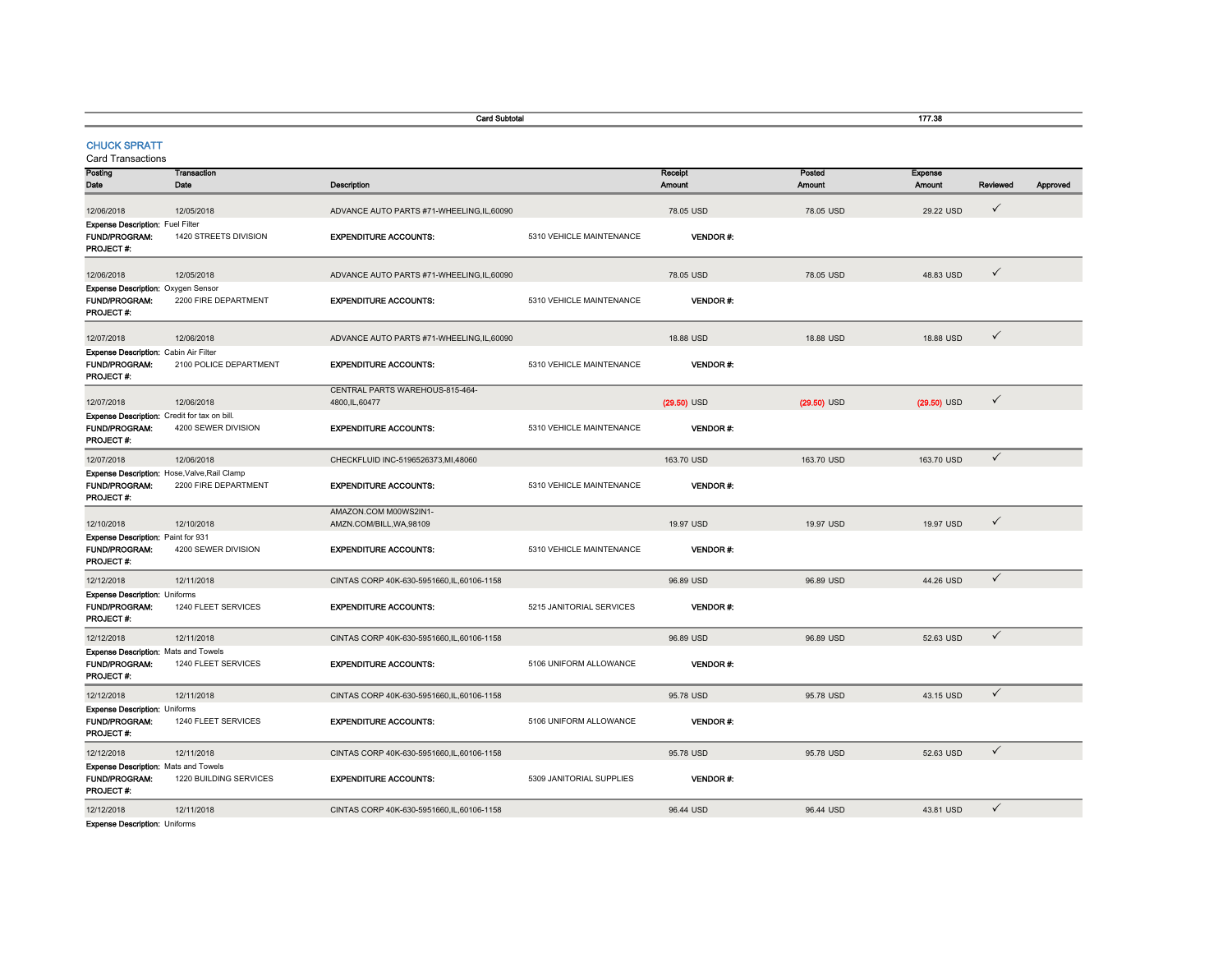| | Card Subtotal | | 177.38 |
|---|---|---|---|

## CHUCK SPRATT

Card Transactions

| Posting Date | Transaction Date | Description | | Receipt Amount | Posted Amount | Expense Amount | Reviewed | Approved |
|---|---|---|---|---|---|---|---|---|
| 12/06/2018 | 12/05/2018 | ADVANCE AUTO PARTS #71-WHEELING,IL,60090 | | 78.05 USD | 78.05 USD | 29.22 USD | ✓ | |
| **Expense Description:** Fuel Filter | | | | | | | | |
| **FUND/PROGRAM:** | 1420 STREETS DIVISION | **EXPENDITURE ACCOUNTS:** | 5310 VEHICLE MAINTENANCE | **VENDOR #:** | | | | |
| **PROJECT #:** | | | | | | | | |
| 12/06/2018 | 12/05/2018 | ADVANCE AUTO PARTS #71-WHEELING,IL,60090 | | 78.05 USD | 78.05 USD | 48.83 USD | ✓ | |
| **Expense Description:** Oxygen Sensor | | | | | | | | |
| **FUND/PROGRAM:** | 2200 FIRE DEPARTMENT | **EXPENDITURE ACCOUNTS:** | 5310 VEHICLE MAINTENANCE | **VENDOR #:** | | | | |
| **PROJECT #:** | | | | | | | | |
| 12/07/2018 | 12/06/2018 | ADVANCE AUTO PARTS #71-WHEELING,IL,60090 | | 18.88 USD | 18.88 USD | 18.88 USD | ✓ | |
| **Expense Description:** Cabin Air Filter | | | | | | | | |
| **FUND/PROGRAM:** | 2100 POLICE DEPARTMENT | **EXPENDITURE ACCOUNTS:** | 5310 VEHICLE MAINTENANCE | **VENDOR #:** | | | | |
| **PROJECT #:** | | | | | | | | |
| 12/07/2018 | 12/06/2018 | CENTRAL PARTS WAREHOUS-815-464-4800,IL,60477 | | (29.50) USD | (29.50) USD | (29.50) USD | ✓ | |
| **Expense Description:** Credit for tax on bill. | | | | | | | | |
| **FUND/PROGRAM:** | 4200 SEWER DIVISION | **EXPENDITURE ACCOUNTS:** | 5310 VEHICLE MAINTENANCE | **VENDOR #:** | | | | |
| **PROJECT #:** | | | | | | | | |
| 12/07/2018 | 12/06/2018 | CHECKFLUID INC-5196526373,MI,48060 | | 163.70 USD | 163.70 USD | 163.70 USD | ✓ | |
| **Expense Description:** Hose,Valve,Rail Clamp | | | | | | | | |
| **FUND/PROGRAM:** | 2200 FIRE DEPARTMENT | **EXPENDITURE ACCOUNTS:** | 5310 VEHICLE MAINTENANCE | **VENDOR #:** | | | | |
| **PROJECT #:** | | | | | | | | |
| 12/10/2018 | 12/10/2018 | AMAZON.COM M00WS2IN1-AMZN.COM/BILL,WA,98109 | | 19.97 USD | 19.97 USD | 19.97 USD | ✓ | |
| **Expense Description:** Paint for 931 | | | | | | | | |
| **FUND/PROGRAM:** | 4200 SEWER DIVISION | **EXPENDITURE ACCOUNTS:** | 5310 VEHICLE MAINTENANCE | **VENDOR #:** | | | | |
| **PROJECT #:** | | | | | | | | |
| 12/12/2018 | 12/11/2018 | CINTAS CORP 40K-630-5951660,IL,60106-1158 | | 96.89 USD | 96.89 USD | 44.26 USD | ✓ | |
| **Expense Description:** Uniforms | | | | | | | | |
| **FUND/PROGRAM:** | 1240 FLEET SERVICES | **EXPENDITURE ACCOUNTS:** | 5215 JANITORIAL SERVICES | **VENDOR #:** | | | | |
| **PROJECT #:** | | | | | | | | |
| 12/12/2018 | 12/11/2018 | CINTAS CORP 40K-630-5951660,IL,60106-1158 | | 96.89 USD | 96.89 USD | 52.63 USD | ✓ | |
| **Expense Description:** Mats and Towels | | | | | | | | |
| **FUND/PROGRAM:** | 1240 FLEET SERVICES | **EXPENDITURE ACCOUNTS:** | 5106 UNIFORM ALLOWANCE | **VENDOR #:** | | | | |
| **PROJECT #:** | | | | | | | | |
| 12/12/2018 | 12/11/2018 | CINTAS CORP 40K-630-5951660,IL,60106-1158 | | 95.78 USD | 95.78 USD | 43.15 USD | ✓ | |
| **Expense Description:** Uniforms | | | | | | | | |
| **FUND/PROGRAM:** | 1240 FLEET SERVICES | **EXPENDITURE ACCOUNTS:** | 5106 UNIFORM ALLOWANCE | **VENDOR #:** | | | | |
| **PROJECT #:** | | | | | | | | |
| 12/12/2018 | 12/11/2018 | CINTAS CORP 40K-630-5951660,IL,60106-1158 | | 95.78 USD | 95.78 USD | 52.63 USD | ✓ | |
| **Expense Description:** Mats and Towels | | | | | | | | |
| **FUND/PROGRAM:** | 1220 BUILDING SERVICES | **EXPENDITURE ACCOUNTS:** | 5309 JANITORIAL SUPPLIES | **VENDOR #:** | | | | |
| **PROJECT #:** | | | | | | | | |
| 12/12/2018 | 12/11/2018 | CINTAS CORP 40K-630-5951660,IL,60106-1158 | | 96.44 USD | 96.44 USD | 43.81 USD | ✓ | |
| **Expense Description:** Uniforms | | | | | | | | |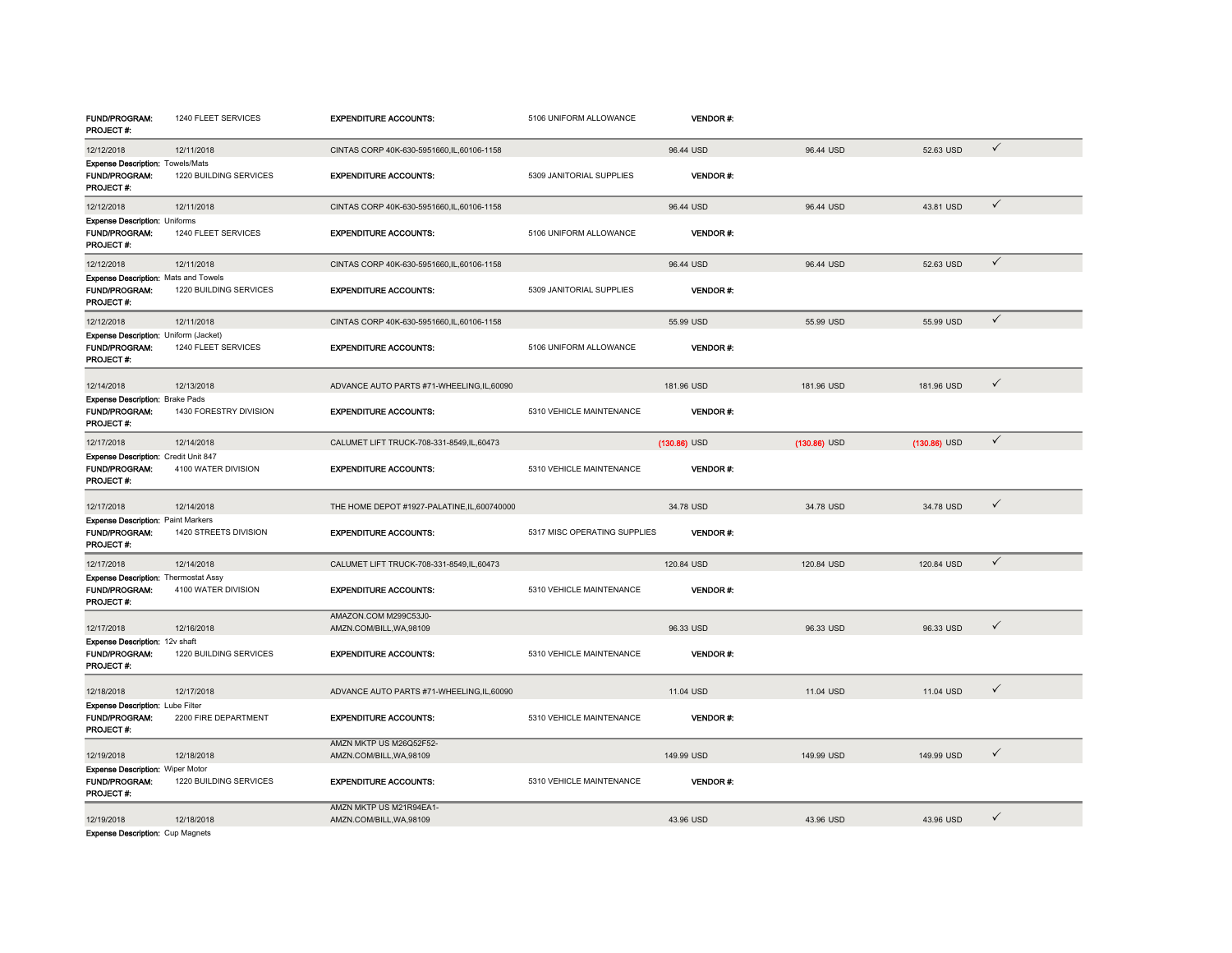| | | | | | | | |
|---|---|---|---|---|---|---|---|
| **FUND/PROGRAM:** | 1240 FLEET SERVICES | **EXPENDITURE ACCOUNTS:** | 5106 UNIFORM ALLOWANCE | **VENDOR #:** | | | |
| **PROJECT #:** | | | | | | | |
| 12/12/2018 | 12/11/2018 | CINTAS CORP 40K-630-5951660,IL,60106-1158 | | 96.44 USD | 96.44 USD | 52.63 USD | ✓ |
| **Expense Description:** Towels/Mats | | | | | | | |
| **FUND/PROGRAM:** | 1220 BUILDING SERVICES | **EXPENDITURE ACCOUNTS:** | 5309 JANITORIAL SUPPLIES | **VENDOR #:** | | | |
| **PROJECT #:** | | | | | | | |
| 12/12/2018 | 12/11/2018 | CINTAS CORP 40K-630-5951660,IL,60106-1158 | | 96.44 USD | 96.44 USD | 43.81 USD | ✓ |
| **Expense Description:** Uniforms | | | | | | | |
| **FUND/PROGRAM:** | 1240 FLEET SERVICES | **EXPENDITURE ACCOUNTS:** | 5106 UNIFORM ALLOWANCE | **VENDOR #:** | | | |
| **PROJECT #:** | | | | | | | |
| 12/12/2018 | 12/11/2018 | CINTAS CORP 40K-630-5951660,IL,60106-1158 | | 96.44 USD | 96.44 USD | 52.63 USD | ✓ |
| **Expense Description:** Mats and Towels | | | | | | | |
| **FUND/PROGRAM:** | 1220 BUILDING SERVICES | **EXPENDITURE ACCOUNTS:** | 5309 JANITORIAL SUPPLIES | **VENDOR #:** | | | |
| **PROJECT #:** | | | | | | | |
| 12/12/2018 | 12/11/2018 | CINTAS CORP 40K-630-5951660,IL,60106-1158 | | 55.99 USD | 55.99 USD | 55.99 USD | ✓ |
| **Expense Description:** Uniform (Jacket) | | | | | | | |
| **FUND/PROGRAM:** | 1240 FLEET SERVICES | **EXPENDITURE ACCOUNTS:** | 5106 UNIFORM ALLOWANCE | **VENDOR #:** | | | |
| **PROJECT #:** | | | | | | | |
| 12/14/2018 | 12/13/2018 | ADVANCE AUTO PARTS #71-WHEELING,IL,60090 | | 181.96 USD | 181.96 USD | 181.96 USD | ✓ |
| **Expense Description:** Brake Pads | | | | | | | |
| **FUND/PROGRAM:** | 1430 FORESTRY DIVISION | **EXPENDITURE ACCOUNTS:** | 5310 VEHICLE MAINTENANCE | **VENDOR #:** | | | |
| **PROJECT #:** | | | | | | | |
| 12/17/2018 | 12/14/2018 | CALUMET LIFT TRUCK-708-331-8549,IL,60473 | | (130.86) USD | (130.86) USD | (130.86) USD | ✓ |
| **Expense Description:** Credit Unit 847 | | | | | | | |
| **FUND/PROGRAM:** | 4100 WATER DIVISION | **EXPENDITURE ACCOUNTS:** | 5310 VEHICLE MAINTENANCE | **VENDOR #:** | | | |
| **PROJECT #:** | | | | | | | |
| 12/17/2018 | 12/14/2018 | THE HOME DEPOT #1927-PALATINE,IL,600740000 | | 34.78 USD | 34.78 USD | 34.78 USD | ✓ |
| **Expense Description:** Paint Markers | | | | | | | |
| **FUND/PROGRAM:** | 1420 STREETS DIVISION | **EXPENDITURE ACCOUNTS:** | 5317 MISC OPERATING SUPPLIES | **VENDOR #:** | | | |
| **PROJECT #:** | | | | | | | |
| 12/17/2018 | 12/14/2018 | CALUMET LIFT TRUCK-708-331-8549,IL,60473 | | 120.84 USD | 120.84 USD | 120.84 USD | ✓ |
| **Expense Description:** Thermostat Assy | | | | | | | |
| **FUND/PROGRAM:** | 4100 WATER DIVISION | **EXPENDITURE ACCOUNTS:** | 5310 VEHICLE MAINTENANCE | **VENDOR #:** | | | |
| **PROJECT #:** | | | | | | | |
| 12/17/2018 | 12/16/2018 | AMAZON.COM M299C53J0-AMZN.COM/BILL,WA,98109 | | 96.33 USD | 96.33 USD | 96.33 USD | ✓ |
| **Expense Description:** 12v shaft | | | | | | | |
| **FUND/PROGRAM:** | 1220 BUILDING SERVICES | **EXPENDITURE ACCOUNTS:** | 5310 VEHICLE MAINTENANCE | **VENDOR #:** | | | |
| **PROJECT #:** | | | | | | | |
| 12/18/2018 | 12/17/2018 | ADVANCE AUTO PARTS #71-WHEELING,IL,60090 | | 11.04 USD | 11.04 USD | 11.04 USD | ✓ |
| **Expense Description:** Lube Filter | | | | | | | |
| **FUND/PROGRAM:** | 2200 FIRE DEPARTMENT | **EXPENDITURE ACCOUNTS:** | 5310 VEHICLE MAINTENANCE | **VENDOR #:** | | | |
| **PROJECT #:** | | | | | | | |
| 12/19/2018 | 12/18/2018 | AMZN MKTP US M26Q52F52-AMZN.COM/BILL,WA,98109 | | 149.99 USD | 149.99 USD | 149.99 USD | ✓ |
| **Expense Description:** Wiper Motor | | | | | | | |
| **FUND/PROGRAM:** | 1220 BUILDING SERVICES | **EXPENDITURE ACCOUNTS:** | 5310 VEHICLE MAINTENANCE | **VENDOR #:** | | | |
| **PROJECT #:** | | | | | | | |
| 12/19/2018 | 12/18/2018 | AMZN MKTP US M21R94EA1-AMZN.COM/BILL,WA,98109 | | 43.96 USD | 43.96 USD | 43.96 USD | ✓ |
| **Expense Description:** Cup Magnets | | | | | | | |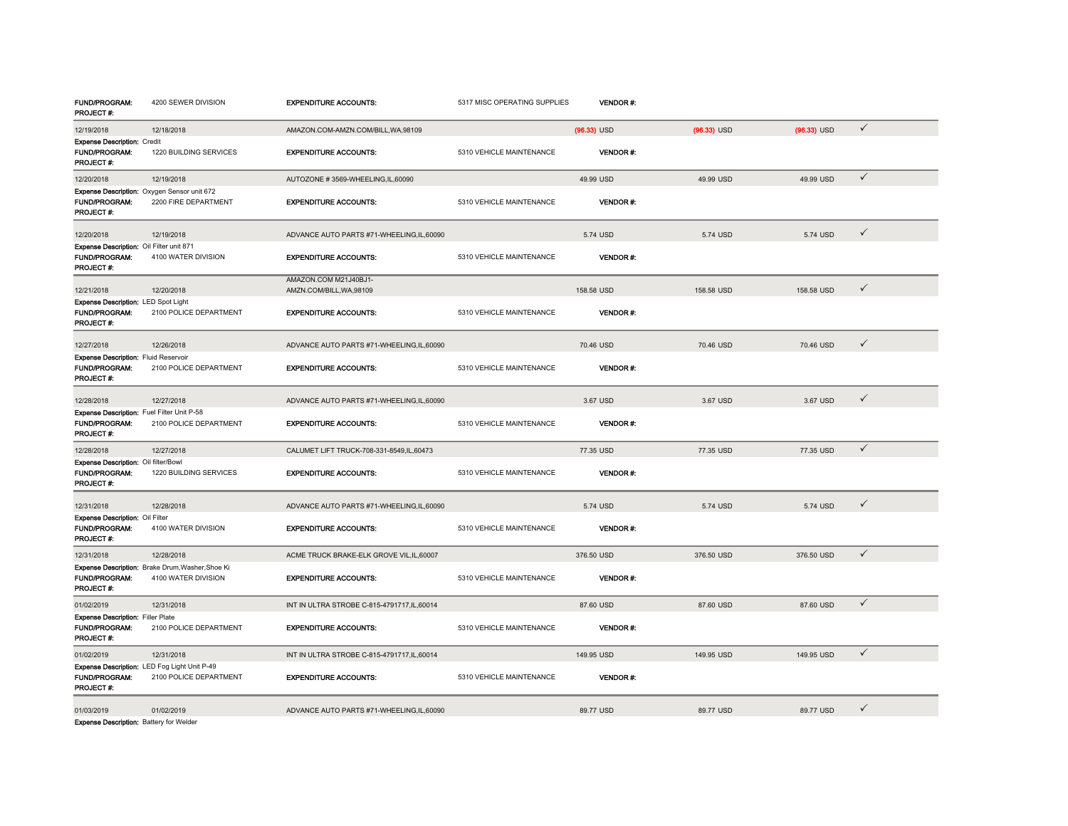| | | | | | | | | |
|---|---|---|---|---|---|---|---|---|
| **FUND/PROGRAM:** | 4200 SEWER DIVISION | **EXPENDITURE ACCOUNTS:** | 5317 MISC OPERATING SUPPLIES | **VENDOR #:** | | | | |
| **PROJECT #:** | | | | | | | | |
| 12/19/2018 | 12/18/2018 | AMAZON.COM-AMZN.COM/BILL,WA,98109 | | (96.33) USD | | (96.33) USD | (96.33) USD | ✓ |
| **Expense Description:** | Credit | | | | | | | |
| **FUND/PROGRAM:** | 1220 BUILDING SERVICES | **EXPENDITURE ACCOUNTS:** | 5310 VEHICLE MAINTENANCE | **VENDOR #:** | | | | |
| **PROJECT #:** | | | | | | | | |
| 12/20/2018 | 12/19/2018 | AUTOZONE # 3569-WHEELING,IL,60090 | | 49.99 USD | | 49.99 USD | 49.99 USD | ✓ |
| **Expense Description:** | Oxygen Sensor unit 672 | | | | | | | |
| **FUND/PROGRAM:** | 2200 FIRE DEPARTMENT | **EXPENDITURE ACCOUNTS:** | 5310 VEHICLE MAINTENANCE | **VENDOR #:** | | | | |
| **PROJECT #:** | | | | | | | | |
| 12/20/2018 | 12/19/2018 | ADVANCE AUTO PARTS #71-WHEELING,IL,60090 | | 5.74 USD | | 5.74 USD | 5.74 USD | ✓ |
| **Expense Description:** | Oil Filter unit 871 | | | | | | | |
| **FUND/PROGRAM:** | 4100 WATER DIVISION | **EXPENDITURE ACCOUNTS:** | 5310 VEHICLE MAINTENANCE | **VENDOR #:** | | | | |
| **PROJECT #:** | | | | | | | | |
| 12/21/2018 | 12/20/2018 | AMAZON.COM M21J40BJ1-AMZN.COM/BILL,WA,98109 | | 158.58 USD | | 158.58 USD | 158.58 USD | ✓ |
| **Expense Description:** | LED Spot Light | | | | | | | |
| **FUND/PROGRAM:** | 2100 POLICE DEPARTMENT | **EXPENDITURE ACCOUNTS:** | 5310 VEHICLE MAINTENANCE | **VENDOR #:** | | | | |
| **PROJECT #:** | | | | | | | | |
| 12/27/2018 | 12/26/2018 | ADVANCE AUTO PARTS #71-WHEELING,IL,60090 | | 70.46 USD | | 70.46 USD | 70.46 USD | ✓ |
| **Expense Description:** | Fluid Reservoir | | | | | | | |
| **FUND/PROGRAM:** | 2100 POLICE DEPARTMENT | **EXPENDITURE ACCOUNTS:** | 5310 VEHICLE MAINTENANCE | **VENDOR #:** | | | | |
| **PROJECT #:** | | | | | | | | |
| 12/28/2018 | 12/27/2018 | ADVANCE AUTO PARTS #71-WHEELING,IL,60090 | | 3.67 USD | | 3.67 USD | 3.67 USD | ✓ |
| **Expense Description:** | Fuel Filter Unit P-58 | | | | | | | |
| **FUND/PROGRAM:** | 2100 POLICE DEPARTMENT | **EXPENDITURE ACCOUNTS:** | 5310 VEHICLE MAINTENANCE | **VENDOR #:** | | | | |
| **PROJECT #:** | | | | | | | | |
| 12/28/2018 | 12/27/2018 | CALUMET LIFT TRUCK-708-331-8549,IL,60473 | | 77.35 USD | | 77.35 USD | 77.35 USD | ✓ |
| **Expense Description:** | Oil filter/Bowl | | | | | | | |
| **FUND/PROGRAM:** | 1220 BUILDING SERVICES | **EXPENDITURE ACCOUNTS:** | 5310 VEHICLE MAINTENANCE | **VENDOR #:** | | | | |
| **PROJECT #:** | | | | | | | | |
| 12/31/2018 | 12/28/2018 | ADVANCE AUTO PARTS #71-WHEELING,IL,60090 | | 5.74 USD | | 5.74 USD | 5.74 USD | ✓ |
| **Expense Description:** | Oil Filter | | | | | | | |
| **FUND/PROGRAM:** | 4100 WATER DIVISION | **EXPENDITURE ACCOUNTS:** | 5310 VEHICLE MAINTENANCE | **VENDOR #:** | | | | |
| **PROJECT #:** | | | | | | | | |
| 12/31/2018 | 12/28/2018 | ACME TRUCK BRAKE-ELK GROVE VIL,IL,60007 | | 376.50 USD | | 376.50 USD | 376.50 USD | ✓ |
| **Expense Description:** | Brake Drum,Washer,Shoe Ki | | | | | | | |
| **FUND/PROGRAM:** | 4100 WATER DIVISION | **EXPENDITURE ACCOUNTS:** | 5310 VEHICLE MAINTENANCE | **VENDOR #:** | | | | |
| **PROJECT #:** | | | | | | | | |
| 01/02/2019 | 12/31/2018 | INT IN ULTRA STROBE C-815-4791717,IL,60014 | | 87.60 USD | | 87.60 USD | 87.60 USD | ✓ |
| **Expense Description:** | Filler Plate | | | | | | | |
| **FUND/PROGRAM:** | 2100 POLICE DEPARTMENT | **EXPENDITURE ACCOUNTS:** | 5310 VEHICLE MAINTENANCE | **VENDOR #:** | | | | |
| **PROJECT #:** | | | | | | | | |
| 01/02/2019 | 12/31/2018 | INT IN ULTRA STROBE C-815-4791717,IL,60014 | | 149.95 USD | | 149.95 USD | 149.95 USD | ✓ |
| **Expense Description:** | LED Fog Light Unit P-49 | | | | | | | |
| **FUND/PROGRAM:** | 2100 POLICE DEPARTMENT | **EXPENDITURE ACCOUNTS:** | 5310 VEHICLE MAINTENANCE | **VENDOR #:** | | | | |
| **PROJECT #:** | | | | | | | | |
| 01/03/2019 | 01/02/2019 | ADVANCE AUTO PARTS #71-WHEELING,IL,60090 | | 89.77 USD | | 89.77 USD | 89.77 USD | ✓ |
| **Expense Description:** | Battery for Welder | | | | | | | |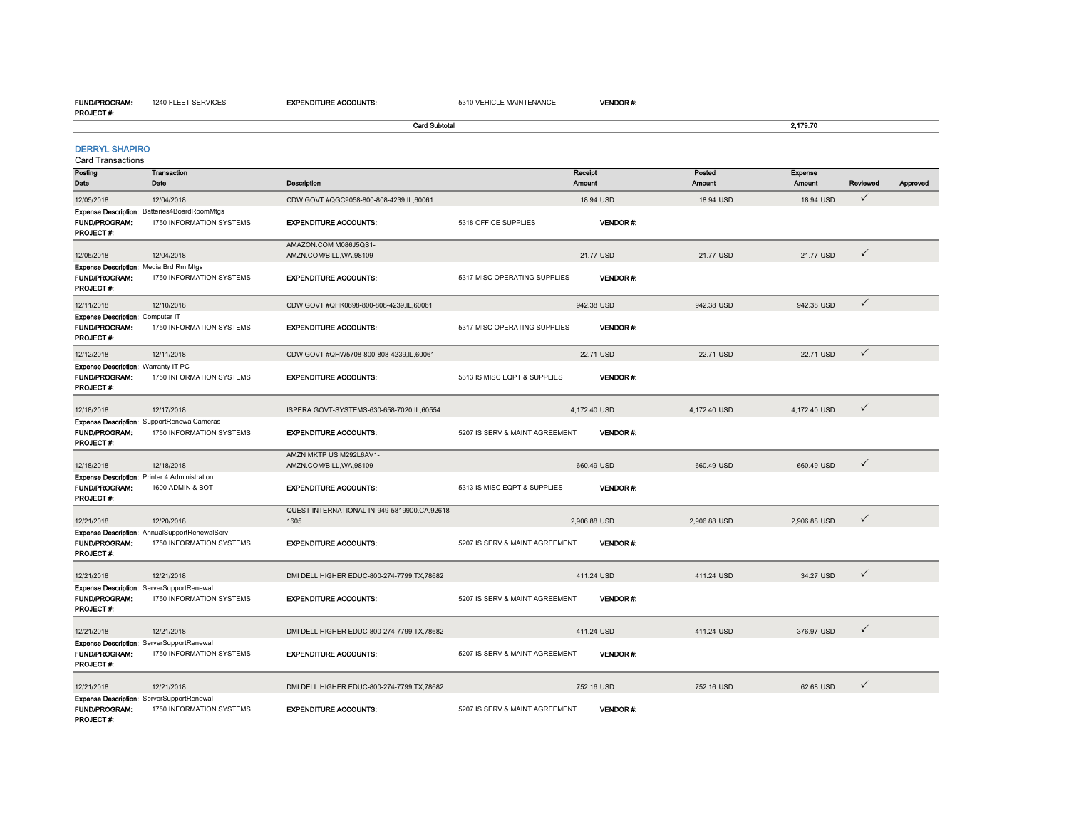| FUND/PROGRAM: | 1240 FLEET SERVICES | EXPENDITURE ACCOUNTS: | 5310 VEHICLE MAINTENANCE | VENDOR #: |
|---|---|---|---|---|
| PROJECT #: | | | | |

| | Card Subtotal | 2,179.70 |
|---|---|---|

## DERRYL SHAPIRO

Card Transactions

| Posting Date | Transaction Date | Description | Receipt Amount | Posted Amount | Expense Amount | Reviewed | Approved |
|---|---|---|---|---|---|---|---|
| 12/05/2018 | 12/04/2018 | CDW GOVT #QGC9058-800-808-4239,IL,60061 | 18.94 USD | 18.94 USD | 18.94 USD | ✓ | |
| Expense Description: Batteries4BoardRoomMtgs | | | | | | | |
| FUND/PROGRAM: 1750 INFORMATION SYSTEMS | | EXPENDITURE ACCOUNTS: 5318 OFFICE SUPPLIES | VENDOR #: | | | | |
| PROJECT #: | | | | | | | |
| 12/05/2018 | 12/04/2018 | AMAZON.COM M086J5QS1-AMZN.COM/BILL,WA,98109 | 21.77 USD | 21.77 USD | 21.77 USD | ✓ | |
| Expense Description: Media Brd Rm Mtgs | | | | | | | |
| FUND/PROGRAM: 1750 INFORMATION SYSTEMS | | EXPENDITURE ACCOUNTS: 5317 MISC OPERATING SUPPLIES | VENDOR #: | | | | |
| PROJECT #: | | | | | | | |
| 12/11/2018 | 12/10/2018 | CDW GOVT #QHK0698-800-808-4239,IL,60061 | 942.38 USD | 942.38 USD | 942.38 USD | ✓ | |
| Expense Description: Computer IT | | | | | | | |
| FUND/PROGRAM: 1750 INFORMATION SYSTEMS | | EXPENDITURE ACCOUNTS: 5317 MISC OPERATING SUPPLIES | VENDOR #: | | | | |
| PROJECT #: | | | | | | | |
| 12/12/2018 | 12/11/2018 | CDW GOVT #QHW5708-800-808-4239,IL,60061 | 22.71 USD | 22.71 USD | 22.71 USD | ✓ | |
| Expense Description: Warranty IT PC | | | | | | | |
| FUND/PROGRAM: 1750 INFORMATION SYSTEMS | | EXPENDITURE ACCOUNTS: 5313 IS MISC EQPT & SUPPLIES | VENDOR #: | | | | |
| PROJECT #: | | | | | | | |
| 12/18/2018 | 12/17/2018 | ISPERA GOVT-SYSTEMS-630-658-7020,IL,60554 | 4,172.40 USD | 4,172.40 USD | 4,172.40 USD | ✓ | |
| Expense Description: SupportRenewalCameras | | | | | | | |
| FUND/PROGRAM: 1750 INFORMATION SYSTEMS | | EXPENDITURE ACCOUNTS: 5207 IS SERV & MAINT AGREEMENT | VENDOR #: | | | | |
| PROJECT #: | | | | | | | |
| 12/18/2018 | 12/18/2018 | AMZN MKTP US M292L6AV1-AMZN.COM/BILL,WA,98109 | 660.49 USD | 660.49 USD | 660.49 USD | ✓ | |
| Expense Description: Printer 4 Administration | | | | | | | |
| FUND/PROGRAM: 1600 ADMIN & BOT | | EXPENDITURE ACCOUNTS: 5313 IS MISC EQPT & SUPPLIES | VENDOR #: | | | | |
| PROJECT #: | | | | | | | |
| 12/21/2018 | 12/20/2018 | QUEST INTERNATIONAL IN-949-5819900,CA,92618-1605 | 2,906.88 USD | 2,906.88 USD | 2,906.88 USD | ✓ | |
| Expense Description: AnnualSupportRenewalServ | | | | | | | |
| FUND/PROGRAM: 1750 INFORMATION SYSTEMS | | EXPENDITURE ACCOUNTS: 5207 IS SERV & MAINT AGREEMENT | VENDOR #: | | | | |
| PROJECT #: | | | | | | | |
| 12/21/2018 | 12/21/2018 | DMI DELL HIGHER EDUC-800-274-7799,TX,78682 | 411.24 USD | 411.24 USD | 34.27 USD | ✓ | |
| Expense Description: ServerSupportRenewal | | | | | | | |
| FUND/PROGRAM: 1750 INFORMATION SYSTEMS | | EXPENDITURE ACCOUNTS: 5207 IS SERV & MAINT AGREEMENT | VENDOR #: | | | | |
| PROJECT #: | | | | | | | |
| 12/21/2018 | 12/21/2018 | DMI DELL HIGHER EDUC-800-274-7799,TX,78682 | 411.24 USD | 411.24 USD | 376.97 USD | ✓ | |
| Expense Description: ServerSupportRenewal | | | | | | | |
| FUND/PROGRAM: 1750 INFORMATION SYSTEMS | | EXPENDITURE ACCOUNTS: 5207 IS SERV & MAINT AGREEMENT | VENDOR #: | | | | |
| PROJECT #: | | | | | | | |
| 12/21/2018 | 12/21/2018 | DMI DELL HIGHER EDUC-800-274-7799,TX,78682 | 752.16 USD | 752.16 USD | 62.68 USD | ✓ | |
| Expense Description: ServerSupportRenewal | | | | | | | |
| FUND/PROGRAM: 1750 INFORMATION SYSTEMS | | EXPENDITURE ACCOUNTS: 5207 IS SERV & MAINT AGREEMENT | VENDOR #: | | | | |
| PROJECT #: | | | | | | | |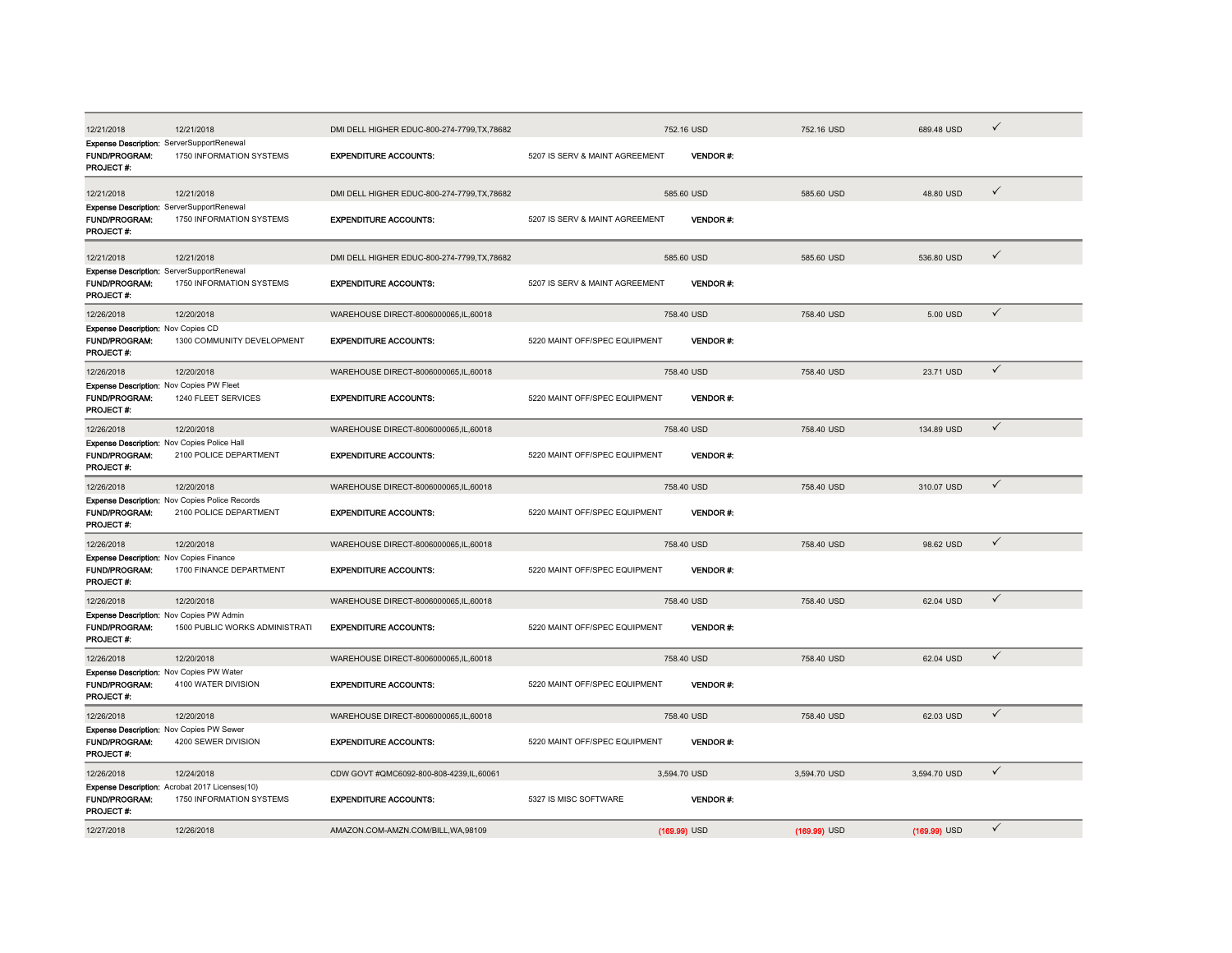| | | | | | | |
|---|---|---|---|---|---|---|
| 12/21/2018 | 12/21/2018 | DMI DELL HIGHER EDUC-800-274-7799,TX,78682 | 752.16 USD | 752.16 USD | 689.48 USD | ✓ |

**Expense Description:** ServerSupportRenewal
**FUND/PROGRAM:** 1750 INFORMATION SYSTEMS **EXPENDITURE ACCOUNTS:** 5207 IS SERV & MAINT AGREEMENT **VENDOR #:**
**PROJECT #:**

| | | | | | | |
|---|---|---|---|---|---|---|
| 12/21/2018 | 12/21/2018 | DMI DELL HIGHER EDUC-800-274-7799,TX,78682 | 585.60 USD | 585.60 USD | 48.80 USD | ✓ |

**Expense Description:** ServerSupportRenewal
**FUND/PROGRAM:** 1750 INFORMATION SYSTEMS **EXPENDITURE ACCOUNTS:** 5207 IS SERV & MAINT AGREEMENT **VENDOR #:**
**PROJECT #:**

| | | | | | | |
|---|---|---|---|---|---|---|
| 12/21/2018 | 12/21/2018 | DMI DELL HIGHER EDUC-800-274-7799,TX,78682 | 585.60 USD | 585.60 USD | 536.80 USD | ✓ |

**Expense Description:** ServerSupportRenewal
**FUND/PROGRAM:** 1750 INFORMATION SYSTEMS **EXPENDITURE ACCOUNTS:** 5207 IS SERV & MAINT AGREEMENT **VENDOR #:**
**PROJECT #:**

| | | | | | | |
|---|---|---|---|---|---|---|
| 12/26/2018 | 12/20/2018 | WAREHOUSE DIRECT-8006000065,IL,60018 | 758.40 USD | 758.40 USD | 5.00 USD | ✓ |

**Expense Description:** Nov Copies CD
**FUND/PROGRAM:** 1300 COMMUNITY DEVELOPMENT **EXPENDITURE ACCOUNTS:** 5220 MAINT OFF/SPEC EQUIPMENT **VENDOR #:**
**PROJECT #:**

| | | | | | | |
|---|---|---|---|---|---|---|
| 12/26/2018 | 12/20/2018 | WAREHOUSE DIRECT-8006000065,IL,60018 | 758.40 USD | 758.40 USD | 23.71 USD | ✓ |

**Expense Description:** Nov Copies PW Fleet
**FUND/PROGRAM:** 1240 FLEET SERVICES **EXPENDITURE ACCOUNTS:** 5220 MAINT OFF/SPEC EQUIPMENT **VENDOR #:**
**PROJECT #:**

| | | | | | | |
|---|---|---|---|---|---|---|
| 12/26/2018 | 12/20/2018 | WAREHOUSE DIRECT-8006000065,IL,60018 | 758.40 USD | 758.40 USD | 134.89 USD | ✓ |

**Expense Description:** Nov Copies Police Hall
**FUND/PROGRAM:** 2100 POLICE DEPARTMENT **EXPENDITURE ACCOUNTS:** 5220 MAINT OFF/SPEC EQUIPMENT **VENDOR #:**
**PROJECT #:**

| | | | | | | |
|---|---|---|---|---|---|---|
| 12/26/2018 | 12/20/2018 | WAREHOUSE DIRECT-8006000065,IL,60018 | 758.40 USD | 758.40 USD | 310.07 USD | ✓ |

**Expense Description:** Nov Copies Police Records
**FUND/PROGRAM:** 2100 POLICE DEPARTMENT **EXPENDITURE ACCOUNTS:** 5220 MAINT OFF/SPEC EQUIPMENT **VENDOR #:**
**PROJECT #:**

| | | | | | | |
|---|---|---|---|---|---|---|
| 12/26/2018 | 12/20/2018 | WAREHOUSE DIRECT-8006000065,IL,60018 | 758.40 USD | 758.40 USD | 98.62 USD | ✓ |

**Expense Description:** Nov Copies Finance
**FUND/PROGRAM:** 1700 FINANCE DEPARTMENT **EXPENDITURE ACCOUNTS:** 5220 MAINT OFF/SPEC EQUIPMENT **VENDOR #:**
**PROJECT #:**

| | | | | | | |
|---|---|---|---|---|---|---|
| 12/26/2018 | 12/20/2018 | WAREHOUSE DIRECT-8006000065,IL,60018 | 758.40 USD | 758.40 USD | 62.04 USD | ✓ |

**Expense Description:** Nov Copies PW Admin
**FUND/PROGRAM:** 1500 PUBLIC WORKS ADMINISTRATI **EXPENDITURE ACCOUNTS:** 5220 MAINT OFF/SPEC EQUIPMENT **VENDOR #:**
**PROJECT #:**

| | | | | | | |
|---|---|---|---|---|---|---|
| 12/26/2018 | 12/20/2018 | WAREHOUSE DIRECT-8006000065,IL,60018 | 758.40 USD | 758.40 USD | 62.04 USD | ✓ |

**Expense Description:** Nov Copies PW Water
**FUND/PROGRAM:** 4100 WATER DIVISION **EXPENDITURE ACCOUNTS:** 5220 MAINT OFF/SPEC EQUIPMENT **VENDOR #:**
**PROJECT #:**

| | | | | | | |
|---|---|---|---|---|---|---|
| 12/26/2018 | 12/20/2018 | WAREHOUSE DIRECT-8006000065,IL,60018 | 758.40 USD | 758.40 USD | 62.03 USD | ✓ |

**Expense Description:** Nov Copies PW Sewer
**FUND/PROGRAM:** 4200 SEWER DIVISION **EXPENDITURE ACCOUNTS:** 5220 MAINT OFF/SPEC EQUIPMENT **VENDOR #:**
**PROJECT #:**

| | | | | | | |
|---|---|---|---|---|---|---|
| 12/26/2018 | 12/24/2018 | CDW GOVT #QMC6092-800-808-4239,IL,60061 | 3,594.70 USD | 3,594.70 USD | 3,594.70 USD | ✓ |

**Expense Description:** Acrobat 2017 Licenses(10)
**FUND/PROGRAM:** 1750 INFORMATION SYSTEMS **EXPENDITURE ACCOUNTS:** 5327 IS MISC SOFTWARE **VENDOR #:**
**PROJECT #:**

| | | | | | | |
|---|---|---|---|---|---|---|
| 12/27/2018 | 12/26/2018 | AMAZON.COM-AMZN.COM/BILL,WA,98109 | (169.99) USD | (169.99) USD | (169.99) USD | ✓ |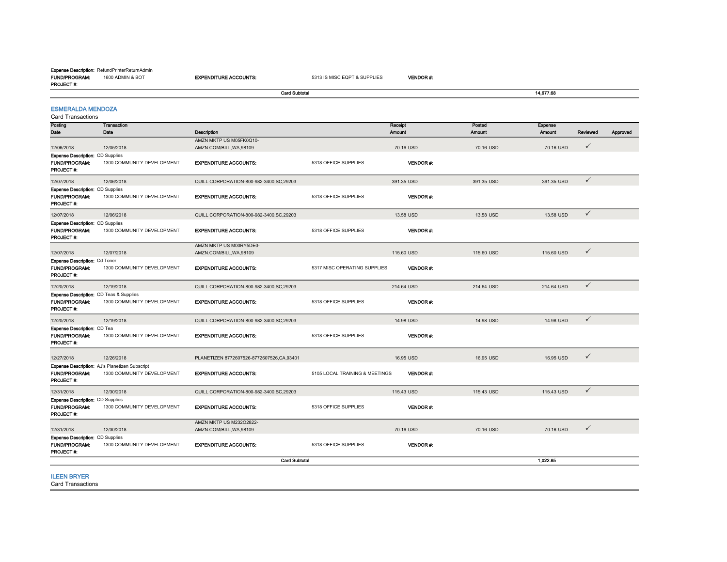**Expense Description:** RefundPrinterReturnAdmin
**FUND/PROGRAM:** 1600 ADMIN & BOT **EXPENDITURE ACCOUNTS:** 5313 IS MISC EQPT & SUPPLIES **VENDOR #:**
**PROJECT #:**

**Card Subtotal** 14,677.68

## ESMERALDA MENDOZA

Card Transactions

| Posting Date | Transaction Date | Description | Receipt Amount | Posted Amount | Expense Amount | Reviewed | Approved |
|---|---|---|---|---|---|---|---|
| 12/06/2018 | 12/05/2018 | AMZN MKTP US M05FK0Q10-AMZN.COM/BILL,WA,98109 | 70.16 USD | 70.16 USD | 70.16 USD | ✓ | |
| **Expense Description:** CD Supplies | | | | | | | |
| **FUND/PROGRAM:** | 1300 COMMUNITY DEVELOPMENT | **EXPENDITURE ACCOUNTS:** | 5318 OFFICE SUPPLIES | **VENDOR #:** | | | |
| **PROJECT #:** | | | | | | | |
| 12/07/2018 | 12/06/2018 | QUILL CORPORATION-800-982-3400,SC,29203 | 391.35 USD | 391.35 USD | 391.35 USD | ✓ | |
| **Expense Description:** CD Supplies | | | | | | | |
| **FUND/PROGRAM:** | 1300 COMMUNITY DEVELOPMENT | **EXPENDITURE ACCOUNTS:** | 5318 OFFICE SUPPLIES | **VENDOR #:** | | | |
| **PROJECT #:** | | | | | | | |
| 12/07/2018 | 12/06/2018 | QUILL CORPORATION-800-982-3400,SC,29203 | 13.58 USD | 13.58 USD | 13.58 USD | ✓ | |
| **Expense Description:** CD Supplies | | | | | | | |
| **FUND/PROGRAM:** | 1300 COMMUNITY DEVELOPMENT | **EXPENDITURE ACCOUNTS:** | 5318 OFFICE SUPPLIES | **VENDOR #:** | | | |
| **PROJECT #:** | | | | | | | |
| 12/07/2018 | 12/07/2018 | AMZN MKTP US M00RY5DE0-AMZN.COM/BILL,WA,98109 | 115.60 USD | 115.60 USD | 115.60 USD | ✓ | |
| **Expense Description:** Cd Toner | | | | | | | |
| **FUND/PROGRAM:** | 1300 COMMUNITY DEVELOPMENT | **EXPENDITURE ACCOUNTS:** | 5317 MISC OPERATING SUPPLIES | **VENDOR #:** | | | |
| **PROJECT #:** | | | | | | | |
| 12/20/2018 | 12/19/2018 | QUILL CORPORATION-800-982-3400,SC,29203 | 214.64 USD | 214.64 USD | 214.64 USD | ✓ | |
| **Expense Description:** CD Teas & Supplies | | | | | | | |
| **FUND/PROGRAM:** | 1300 COMMUNITY DEVELOPMENT | **EXPENDITURE ACCOUNTS:** | 5318 OFFICE SUPPLIES | **VENDOR #:** | | | |
| **PROJECT #:** | | | | | | | |
| 12/20/2018 | 12/19/2018 | QUILL CORPORATION-800-982-3400,SC,29203 | 14.98 USD | 14.98 USD | 14.98 USD | ✓ | |
| **Expense Description:** CD Tea | | | | | | | |
| **FUND/PROGRAM:** | 1300 COMMUNITY DEVELOPMENT | **EXPENDITURE ACCOUNTS:** | 5318 OFFICE SUPPLIES | **VENDOR #:** | | | |
| **PROJECT #:** | | | | | | | |
| 12/27/2018 | 12/26/2018 | PLANETIZEN 8772607526-8772607526,CA,93401 | 16.95 USD | 16.95 USD | 16.95 USD | ✓ | |
| **Expense Description:** AJ's Planetizen Subscript | | | | | | | |
| **FUND/PROGRAM:** | 1300 COMMUNITY DEVELOPMENT | **EXPENDITURE ACCOUNTS:** | 5105 LOCAL TRAINING & MEETINGS | **VENDOR #:** | | | |
| **PROJECT #:** | | | | | | | |
| 12/31/2018 | 12/30/2018 | QUILL CORPORATION-800-982-3400,SC,29203 | 115.43 USD | 115.43 USD | 115.43 USD | ✓ | |
| **Expense Description:** CD Supplies | | | | | | | |
| **FUND/PROGRAM:** | 1300 COMMUNITY DEVELOPMENT | **EXPENDITURE ACCOUNTS:** | 5318 OFFICE SUPPLIES | **VENDOR #:** | | | |
| **PROJECT #:** | | | | | | | |
| 12/31/2018 | 12/30/2018 | AMZN MKTP US M232O2822-AMZN.COM/BILL,WA,98109 | 70.16 USD | 70.16 USD | 70.16 USD | ✓ | |
| **Expense Description:** CD Supplies | | | | | | | |
| **FUND/PROGRAM:** | 1300 COMMUNITY DEVELOPMENT | **EXPENDITURE ACCOUNTS:** | 5318 OFFICE SUPPLIES | **VENDOR #:** | | | |
| **PROJECT #:** | | | | | | | |

**Card Subtotal** 1,022.85

## ILEEN BRYER

Card Transactions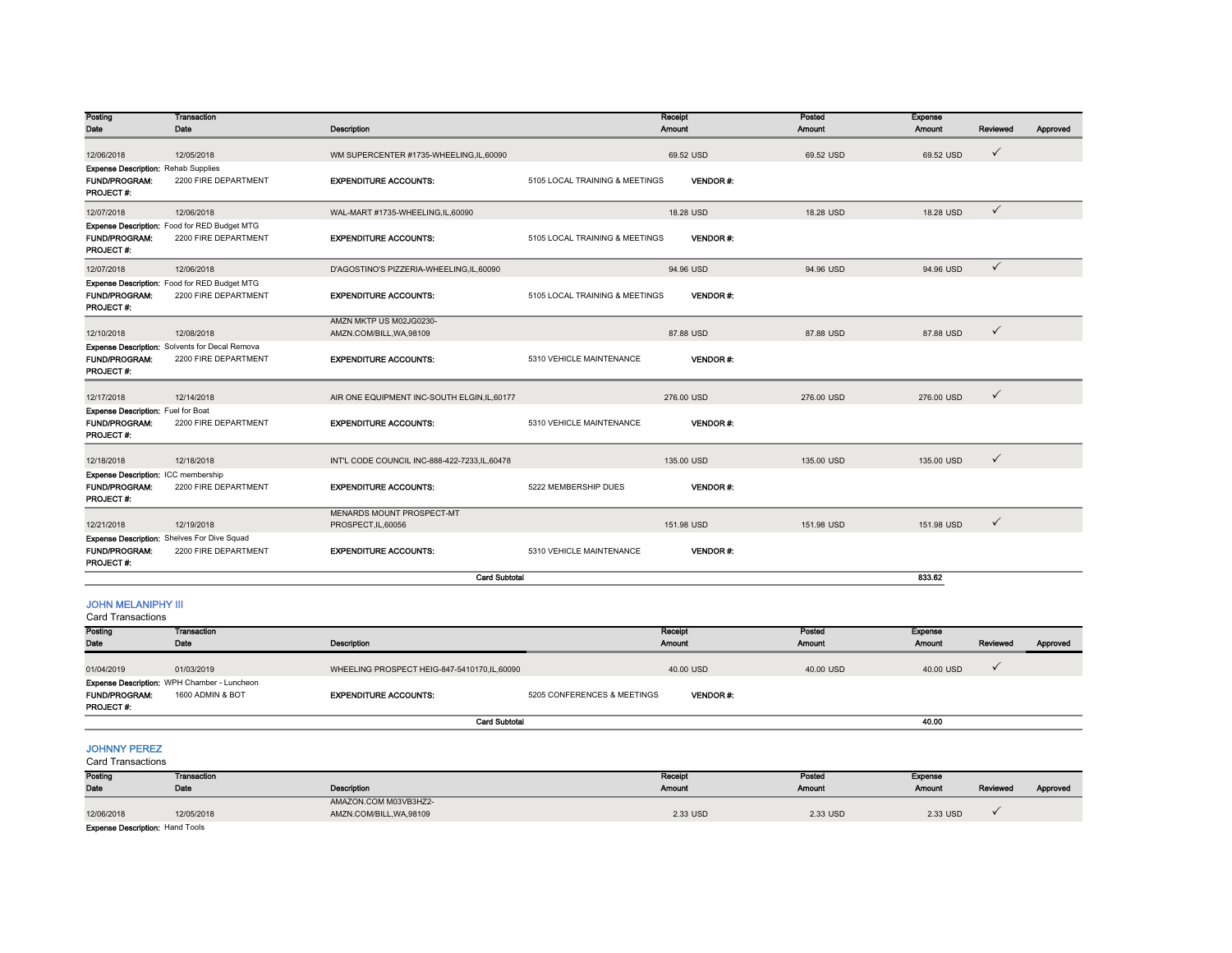| Posting Date | Transaction Date | Description | | Receipt Amount | Posted Amount | Expense Amount | Reviewed | Approved |
|---|---|---|---|---|---|---|---|---|
| 12/06/2018 | 12/05/2018 | WM SUPERCENTER #1735-WHEELING,IL,60090 | | 69.52 USD | 69.52 USD | 69.52 USD | ✓ | |
| **Expense Description:** Rehab Supplies | | | | | | | | |
| **FUND/PROGRAM:** | 2200 FIRE DEPARTMENT | **EXPENDITURE ACCOUNTS:** | 5105 LOCAL TRAINING & MEETINGS | **VENDOR #:** | | | | |
| **PROJECT #:** | | | | | | | | |
| 12/07/2018 | 12/06/2018 | WAL-MART #1735-WHEELING,IL,60090 | | 18.28 USD | 18.28 USD | 18.28 USD | ✓ | |
| **Expense Description:** Food for RED Budget MTG | | | | | | | | |
| **FUND/PROGRAM:** | 2200 FIRE DEPARTMENT | **EXPENDITURE ACCOUNTS:** | 5105 LOCAL TRAINING & MEETINGS | **VENDOR #:** | | | | |
| **PROJECT #:** | | | | | | | | |
| 12/07/2018 | 12/06/2018 | D'AGOSTINO'S PIZZERIA-WHEELING,IL,60090 | | 94.96 USD | 94.96 USD | 94.96 USD | ✓ | |
| **Expense Description:** Food for RED Budget MTG | | | | | | | | |
| **FUND/PROGRAM:** | 2200 FIRE DEPARTMENT | **EXPENDITURE ACCOUNTS:** | 5105 LOCAL TRAINING & MEETINGS | **VENDOR #:** | | | | |
| **PROJECT #:** | | | | | | | | |
| 12/10/2018 | 12/08/2018 | AMZN MKTP US M02JG0230-AMZN.COM/BILL,WA,98109 | | 87.88 USD | 87.88 USD | 87.88 USD | ✓ | |
| **Expense Description:** Solvents for Decal Remova | | | | | | | | |
| **FUND/PROGRAM:** | 2200 FIRE DEPARTMENT | **EXPENDITURE ACCOUNTS:** | 5310 VEHICLE MAINTENANCE | **VENDOR #:** | | | | |
| **PROJECT #:** | | | | | | | | |
| 12/17/2018 | 12/14/2018 | AIR ONE EQUIPMENT INC-SOUTH ELGIN,IL,60177 | | 276.00 USD | 276.00 USD | 276.00 USD | ✓ | |
| **Expense Description:** Fuel for Boat | | | | | | | | |
| **FUND/PROGRAM:** | 2200 FIRE DEPARTMENT | **EXPENDITURE ACCOUNTS:** | 5310 VEHICLE MAINTENANCE | **VENDOR #:** | | | | |
| **PROJECT #:** | | | | | | | | |
| 12/18/2018 | 12/18/2018 | INT'L CODE COUNCIL INC-888-422-7233,IL,60478 | | 135.00 USD | 135.00 USD | 135.00 USD | ✓ | |
| **Expense Description:** ICC membership | | | | | | | | |
| **FUND/PROGRAM:** | 2200 FIRE DEPARTMENT | **EXPENDITURE ACCOUNTS:** | 5222 MEMBERSHIP DUES | **VENDOR #:** | | | | |
| **PROJECT #:** | | | | | | | | |
| 12/21/2018 | 12/19/2018 | MENARDS MOUNT PROSPECT-MT PROSPECT,IL,60056 | | 151.98 USD | 151.98 USD | 151.98 USD | ✓ | |
| **Expense Description:** Shelves For Dive Squad | | | | | | | | |
| **FUND/PROGRAM:** | 2200 FIRE DEPARTMENT | **EXPENDITURE ACCOUNTS:** | 5310 VEHICLE MAINTENANCE | **VENDOR #:** | | | | |
| **PROJECT #:** | | | | | | | | |
| | | | **Card Subtotal** | | | **833.62** | | |

## JOHN MELANIPHY III

Card Transactions

| Posting Date | Transaction Date | Description | | Receipt Amount | Posted Amount | Expense Amount | Reviewed | Approved |
|---|---|---|---|---|---|---|---|---|
| 01/04/2019 | 01/03/2019 | WHEELING PROSPECT HEIG-847-5410170,IL,60090 | | 40.00 USD | 40.00 USD | 40.00 USD | ✓ | |
| **Expense Description:** WPH Chamber - Luncheon | | | | | | | | |
| **FUND/PROGRAM:** | 1600 ADMIN & BOT | **EXPENDITURE ACCOUNTS:** | 5205 CONFERENCES & MEETINGS | **VENDOR #:** | | | | |
| **PROJECT #:** | | | | | | | | |
| | | | **Card Subtotal** | | | **40.00** | | |

## JOHNNY PEREZ

Card Transactions

| Posting Date | Transaction Date | Description | | Receipt Amount | Posted Amount | Expense Amount | Reviewed | Approved |
|---|---|---|---|---|---|---|---|---|
| 12/06/2018 | 12/05/2018 | AMAZON.COM M03VB3HZ2-AMZN.COM/BILL,WA,98109 | | 2.33 USD | 2.33 USD | 2.33 USD | ✓ | |
| **Expense Description:** Hand Tools | | | | | | | | |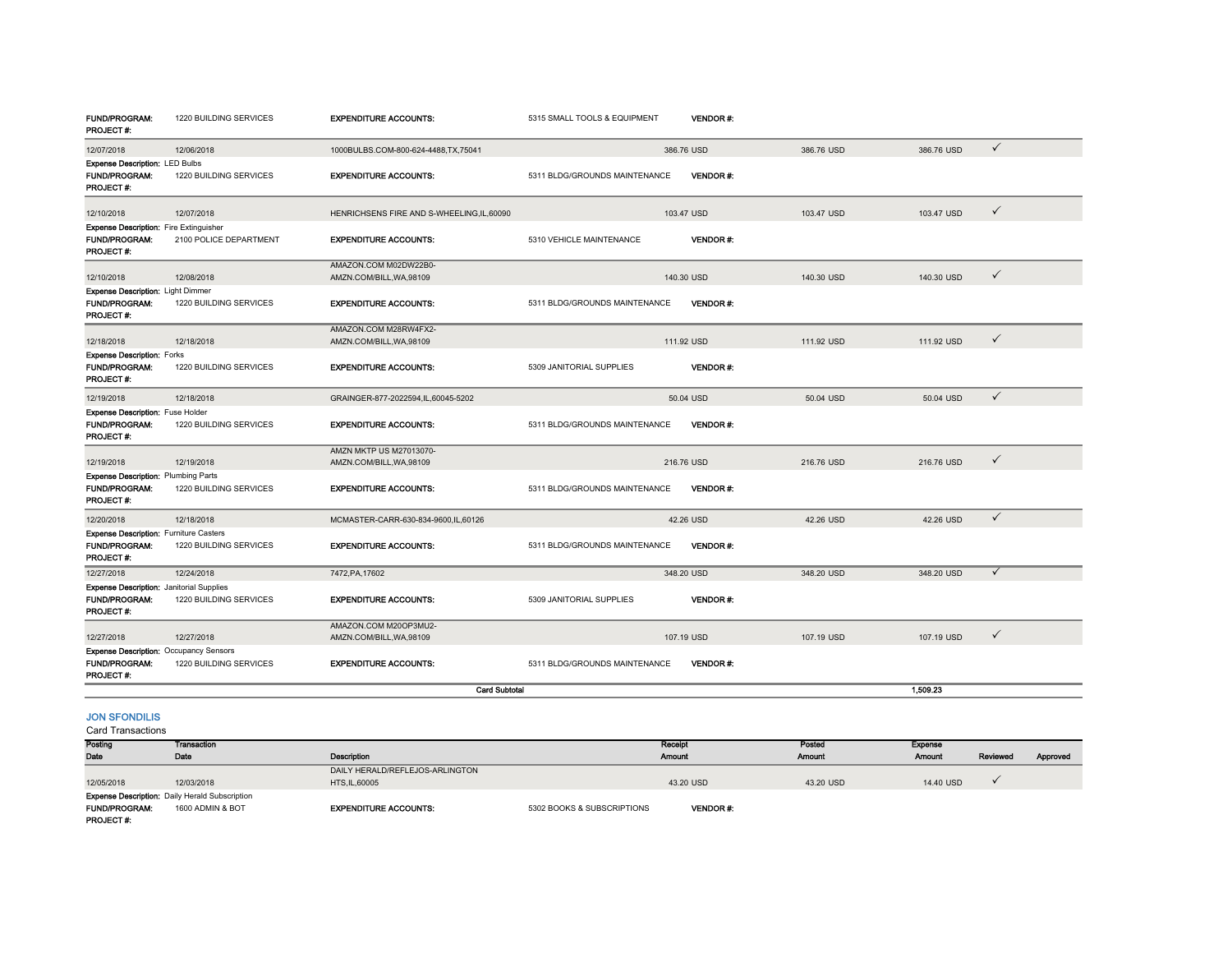| | | | | | | | | |
|---|---|---|---|---|---|---|---|---|
| **FUND/PROGRAM:** | 1220 BUILDING SERVICES | **EXPENDITURE ACCOUNTS:** | 5315 SMALL TOOLS & EQUIPMENT | **VENDOR #:** | | | | |
| **PROJECT #:** | | | | | | | | |
| 12/07/2018 | 12/06/2018 | 1000BULBS.COM-800-624-4488,TX,75041 | | 386.76 USD | 386.76 USD | 386.76 USD | ✓ | |
| **Expense Description:** LED Bulbs | | | | | | | | |
| **FUND/PROGRAM:** | 1220 BUILDING SERVICES | **EXPENDITURE ACCOUNTS:** | 5311 BLDG/GROUNDS MAINTENANCE | **VENDOR #:** | | | | |
| **PROJECT #:** | | | | | | | | |
| 12/10/2018 | 12/07/2018 | HENRICHSENS FIRE AND S-WHEELING,IL,60090 | | 103.47 USD | 103.47 USD | 103.47 USD | ✓ | |
| **Expense Description:** Fire Extinguisher | | | | | | | | |
| **FUND/PROGRAM:** | 2100 POLICE DEPARTMENT | **EXPENDITURE ACCOUNTS:** | 5310 VEHICLE MAINTENANCE | **VENDOR #:** | | | | |
| **PROJECT #:** | | | | | | | | |
| 12/10/2018 | 12/08/2018 | AMAZON.COM M02DW22B0-AMZN.COM/BILL,WA,98109 | | 140.30 USD | 140.30 USD | 140.30 USD | ✓ | |
| **Expense Description:** Light Dimmer | | | | | | | | |
| **FUND/PROGRAM:** | 1220 BUILDING SERVICES | **EXPENDITURE ACCOUNTS:** | 5311 BLDG/GROUNDS MAINTENANCE | **VENDOR #:** | | | | |
| **PROJECT #:** | | | | | | | | |
| 12/18/2018 | 12/18/2018 | AMAZON.COM M28RW4FX2-AMZN.COM/BILL,WA,98109 | | 111.92 USD | 111.92 USD | 111.92 USD | ✓ | |
| **Expense Description:** Forks | | | | | | | | |
| **FUND/PROGRAM:** | 1220 BUILDING SERVICES | **EXPENDITURE ACCOUNTS:** | 5309 JANITORIAL SUPPLIES | **VENDOR #:** | | | | |
| **PROJECT #:** | | | | | | | | |
| 12/19/2018 | 12/18/2018 | GRAINGER-877-2022594,IL,60045-5202 | | 50.04 USD | 50.04 USD | 50.04 USD | ✓ | |
| **Expense Description:** Fuse Holder | | | | | | | | |
| **FUND/PROGRAM:** | 1220 BUILDING SERVICES | **EXPENDITURE ACCOUNTS:** | 5311 BLDG/GROUNDS MAINTENANCE | **VENDOR #:** | | | | |
| **PROJECT #:** | | | | | | | | |
| 12/19/2018 | 12/19/2018 | AMZN MKTP US M27013070-AMZN.COM/BILL,WA,98109 | | 216.76 USD | 216.76 USD | 216.76 USD | ✓ | |
| **Expense Description:** Plumbing Parts | | | | | | | | |
| **FUND/PROGRAM:** | 1220 BUILDING SERVICES | **EXPENDITURE ACCOUNTS:** | 5311 BLDG/GROUNDS MAINTENANCE | **VENDOR #:** | | | | |
| **PROJECT #:** | | | | | | | | |
| 12/20/2018 | 12/18/2018 | MCMASTER-CARR-630-834-9600,IL,60126 | | 42.26 USD | 42.26 USD | 42.26 USD | ✓ | |
| **Expense Description:** Furniture Casters | | | | | | | | |
| **FUND/PROGRAM:** | 1220 BUILDING SERVICES | **EXPENDITURE ACCOUNTS:** | 5311 BLDG/GROUNDS MAINTENANCE | **VENDOR #:** | | | | |
| **PROJECT #:** | | | | | | | | |
| 12/27/2018 | 12/24/2018 | 7472,PA,17602 | | 348.20 USD | 348.20 USD | 348.20 USD | ✓ | |
| **Expense Description:** Janitorial Supplies | | | | | | | | |
| **FUND/PROGRAM:** | 1220 BUILDING SERVICES | **EXPENDITURE ACCOUNTS:** | 5309 JANITORIAL SUPPLIES | **VENDOR #:** | | | | |
| **PROJECT #:** | | | | | | | | |
| 12/27/2018 | 12/27/2018 | AMAZON.COM M20OP3MU2-AMZN.COM/BILL,WA,98109 | | 107.19 USD | 107.19 USD | 107.19 USD | ✓ | |
| **Expense Description:** Occupancy Sensors | | | | | | | | |
| **FUND/PROGRAM:** | 1220 BUILDING SERVICES | **EXPENDITURE ACCOUNTS:** | 5311 BLDG/GROUNDS MAINTENANCE | **VENDOR #:** | | | | |
| **PROJECT #:** | | | | | | | | |
| | | **Card Subtotal** | | | | **1,509.23** | | |

## JON SFONDILIS

Card Transactions

| Posting Date | Transaction Date | Description | | Receipt Amount | Posted Amount | Expense Amount | Reviewed | Approved |
|---|---|---|---|---|---|---|---|---|
| 12/05/2018 | 12/03/2018 | DAILY HERALD/REFLEJOS-ARLINGTON HTS,IL,60005 | | 43.20 USD | 43.20 USD | 14.40 USD | ✓ | |
| **Expense Description:** Daily Herald Subscription | | | | | | | | |
| **FUND/PROGRAM:** | 1600 ADMIN & BOT | **EXPENDITURE ACCOUNTS:** | 5302 BOOKS & SUBSCRIPTIONS | **VENDOR #:** | | | | |
| **PROJECT #:** | | | | | | | | |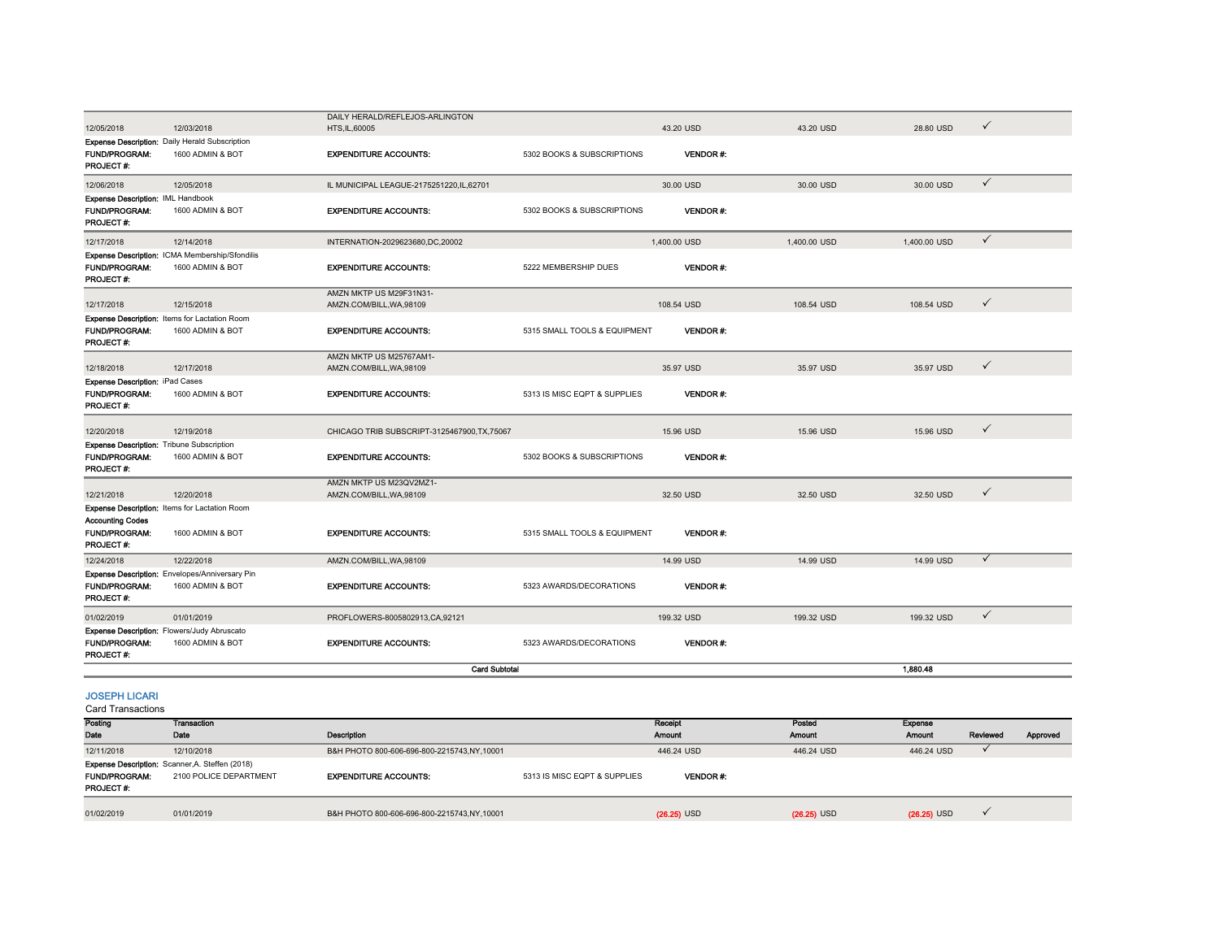| Posting Date | Transaction Date | Description | | Receipt Amount | Posted Amount | Expense Amount | Reviewed | Approved |
|---|---|---|---|---|---|---|---|---|
| 12/05/2018 | 12/03/2018 | DAILY HERALD/REFLEJOS-ARLINGTON HTS,IL,60005 | | 43.20 USD | 43.20 USD | 28.80 USD | ✓ | |
| **Expense Description:** Daily Herald Subscription | | | | | | | | |
| **FUND/PROGRAM:** | 1600 ADMIN & BOT | **EXPENDITURE ACCOUNTS:** | 5302 BOOKS & SUBSCRIPTIONS | **VENDOR #:** | | | | |
| **PROJECT #:** | | | | | | | | |
| 12/06/2018 | 12/05/2018 | IL MUNICIPAL LEAGUE-2175251220,IL,62701 | | 30.00 USD | 30.00 USD | 30.00 USD | ✓ | |
| **Expense Description:** IML Handbook | | | | | | | | |
| **FUND/PROGRAM:** | 1600 ADMIN & BOT | **EXPENDITURE ACCOUNTS:** | 5302 BOOKS & SUBSCRIPTIONS | **VENDOR #:** | | | | |
| **PROJECT #:** | | | | | | | | |
| 12/17/2018 | 12/14/2018 | INTERNATION-2029623680,DC,20002 | | 1,400.00 USD | 1,400.00 USD | 1,400.00 USD | ✓ | |
| **Expense Description:** ICMA Membership/Sfondilis | | | | | | | | |
| **FUND/PROGRAM:** | 1600 ADMIN & BOT | **EXPENDITURE ACCOUNTS:** | 5222 MEMBERSHIP DUES | **VENDOR #:** | | | | |
| **PROJECT #:** | | | | | | | | |
| 12/17/2018 | 12/15/2018 | AMZN MKTP US M29F31N31-AMZN.COM/BILL,WA,98109 | | 108.54 USD | 108.54 USD | 108.54 USD | ✓ | |
| **Expense Description:** Items for Lactation Room | | | | | | | | |
| **FUND/PROGRAM:** | 1600 ADMIN & BOT | **EXPENDITURE ACCOUNTS:** | 5315 SMALL TOOLS & EQUIPMENT | **VENDOR #:** | | | | |
| **PROJECT #:** | | | | | | | | |
| 12/18/2018 | 12/17/2018 | AMZN MKTP US M25767AM1-AMZN.COM/BILL,WA,98109 | | 35.97 USD | 35.97 USD | 35.97 USD | ✓ | |
| **Expense Description:** iPad Cases | | | | | | | | |
| **FUND/PROGRAM:** | 1600 ADMIN & BOT | **EXPENDITURE ACCOUNTS:** | 5313 IS MISC EQPT & SUPPLIES | **VENDOR #:** | | | | |
| **PROJECT #:** | | | | | | | | |
| 12/20/2018 | 12/19/2018 | CHICAGO TRIB SUBSCRIPT-3125467900,TX,75067 | | 15.96 USD | 15.96 USD | 15.96 USD | ✓ | |
| **Expense Description:** Tribune Subscription | | | | | | | | |
| **FUND/PROGRAM:** | 1600 ADMIN & BOT | **EXPENDITURE ACCOUNTS:** | 5302 BOOKS & SUBSCRIPTIONS | **VENDOR #:** | | | | |
| **PROJECT #:** | | | | | | | | |
| 12/21/2018 | 12/20/2018 | AMZN MKTP US M23QV2MZ1-AMZN.COM/BILL,WA,98109 | | 32.50 USD | 32.50 USD | 32.50 USD | ✓ | |
| **Expense Description:** Items for Lactation Room | | | | | | | | |
| **Accounting Codes** | | | | | | | | |
| **FUND/PROGRAM:** | 1600 ADMIN & BOT | **EXPENDITURE ACCOUNTS:** | 5315 SMALL TOOLS & EQUIPMENT | **VENDOR #:** | | | | |
| **PROJECT #:** | | | | | | | | |
| 12/24/2018 | 12/22/2018 | AMZN.COM/BILL,WA,98109 | | 14.99 USD | 14.99 USD | 14.99 USD | ✓ | |
| **Expense Description:** Envelopes/Anniversary Pin | | | | | | | | |
| **FUND/PROGRAM:** | 1600 ADMIN & BOT | **EXPENDITURE ACCOUNTS:** | 5323 AWARDS/DECORATIONS | **VENDOR #:** | | | | |
| **PROJECT #:** | | | | | | | | |
| 01/02/2019 | 01/01/2019 | PROFLOWERS-8005802913,CA,92121 | | 199.32 USD | 199.32 USD | 199.32 USD | ✓ | |
| **Expense Description:** Flowers/Judy Abruscato | | | | | | | | |
| **FUND/PROGRAM:** | 1600 ADMIN & BOT | **EXPENDITURE ACCOUNTS:** | 5323 AWARDS/DECORATIONS | **VENDOR #:** | | | | |
| **PROJECT #:** | | | | | | | | |
| | | | **Card Subtotal** | | | **1,880.48** | | |

## JOSEPH LICARI

Card Transactions

| Posting Date | Transaction Date | Description | | Receipt Amount | Posted Amount | Expense Amount | Reviewed | Approved |
|---|---|---|---|---|---|---|---|---|
| 12/11/2018 | 12/10/2018 | B&H PHOTO 800-606-696-800-2215743,NY,10001 | | 446.24 USD | 446.24 USD | 446.24 USD | ✓ | |
| **Expense Description:** Scanner,A. Steffen (2018) | | | | | | | | |
| **FUND/PROGRAM:** | 2100 POLICE DEPARTMENT | **EXPENDITURE ACCOUNTS:** | 5313 IS MISC EQPT & SUPPLIES | **VENDOR #:** | | | | |
| **PROJECT #:** | | | | | | | | |
| 01/02/2019 | 01/01/2019 | B&H PHOTO 800-606-696-800-2215743,NY,10001 | | (26.25) USD | (26.25) USD | (26.25) USD | ✓ | |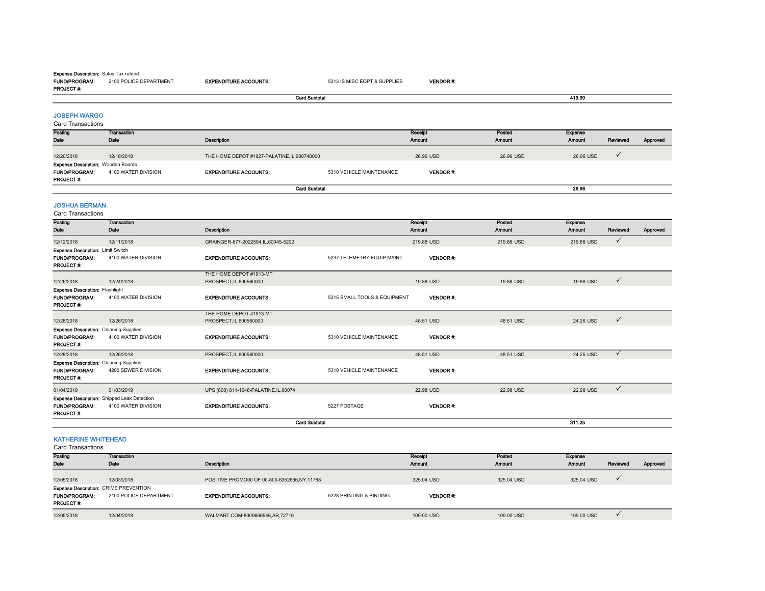**Expense Description:** Sales Tax refund
**FUND/PROGRAM:** 2100 POLICE DEPARTMENT **EXPENDITURE ACCOUNTS:** 5313 IS MISC EQPT & SUPPLIES **VENDOR #:**
**PROJECT #:**

**Card Subtotal** 419.99

## JOSEPH WARGO

Card Transactions

| Posting Date | Transaction Date | Description | Receipt Amount | Posted Amount | Expense Amount | Reviewed | Approved |
|---|---|---|---|---|---|---|---|
| 12/20/2018 | 12/18/2018 | THE HOME DEPOT #1927-PALATINE,IL,600740000 | 26.96 USD | 26.96 USD | 26.96 USD | ✓ | |

**Expense Description:** Wooden Boards
**FUND/PROGRAM:** 4100 WATER DIVISION **EXPENDITURE ACCOUNTS:** 5310 VEHICLE MAINTENANCE **VENDOR #:**
**PROJECT #:**

**Card Subtotal** 26.96

## JOSHUA BERMAN

Card Transactions

| Posting Date | Transaction Date | Description | Receipt Amount | Posted Amount | Expense Amount | Reviewed | Approved |
|---|---|---|---|---|---|---|---|
| 12/12/2018 | 12/11/2018 | GRAINGER-877-2022594,IL,60045-5202 | 219.88 USD | 219.88 USD | 219.88 USD | ✓ | |

**Expense Description:** Limit Switch
**FUND/PROGRAM:** 4100 WATER DIVISION **EXPENDITURE ACCOUNTS:** 5237 TELEMETRY EQUIP MAINT **VENDOR #:**
**PROJECT #:**

| Posting Date | Transaction Date | Description | Receipt Amount | Posted Amount | Expense Amount | Reviewed | Approved |
|---|---|---|---|---|---|---|---|
| 12/26/2018 | 12/24/2018 | THE HOME DEPOT #1913-MT PROSPECT,IL,600560000 | 19.88 USD | 19.88 USD | 19.88 USD | ✓ | |

**Expense Description:** Flashlight
**FUND/PROGRAM:** 4100 WATER DIVISION **EXPENDITURE ACCOUNTS:** 5315 SMALL TOOLS & EQUIPMENT **VENDOR #:**
**PROJECT #:**

| Posting Date | Transaction Date | Description | Receipt Amount | Posted Amount | Expense Amount | Reviewed | Approved |
|---|---|---|---|---|---|---|---|
| 12/28/2018 | 12/26/2018 | THE HOME DEPOT #1913-MT PROSPECT,IL,600560000 | 48.51 USD | 48.51 USD | 24.26 USD | ✓ | |

**Expense Description:** Cleaning Supplies
**FUND/PROGRAM:** 4100 WATER DIVISION **EXPENDITURE ACCOUNTS:** 5310 VEHICLE MAINTENANCE **VENDOR #:**
**PROJECT #:**

| Posting Date | Transaction Date | Description | Receipt Amount | Posted Amount | Expense Amount | Reviewed | Approved |
|---|---|---|---|---|---|---|---|
| 12/28/2018 | 12/26/2018 | PROSPECT,IL,600560000 | 48.51 USD | 48.51 USD | 24.25 USD | ✓ | |

**Expense Description:** Cleaning Supplies
**FUND/PROGRAM:** 4200 SEWER DIVISION **EXPENDITURE ACCOUNTS:** 5310 VEHICLE MAINTENANCE **VENDOR #:**
**PROJECT #:**

| Posting Date | Transaction Date | Description | Receipt Amount | Posted Amount | Expense Amount | Reviewed | Approved |
|---|---|---|---|---|---|---|---|
| 01/04/2019 | 01/03/2019 | UPS (800) 811-1648-PALATINE,IL,60074 | 22.98 USD | 22.98 USD | 22.98 USD | ✓ | |

**Expense Description:** Shipped Leak Detection
**FUND/PROGRAM:** 4100 WATER DIVISION **EXPENDITURE ACCOUNTS:** 5227 POSTAGE **VENDOR #:**
**PROJECT #:**

**Card Subtotal** 311.25

## KATHERINE WHITEHEAD

Card Transactions

| Posting Date | Transaction Date | Description | Receipt Amount | Posted Amount | Expense Amount | Reviewed | Approved |
|---|---|---|---|---|---|---|---|
| 12/05/2018 | 12/03/2018 | POSITIVE PROMO00 OF 00-800-6352666,NY,11788 | 325.04 USD | 325.04 USD | 325.04 USD | ✓ | |

**Expense Description:** CRIME PREVENTION
**FUND/PROGRAM:** 2100 POLICE DEPARTMENT **EXPENDITURE ACCOUNTS:** 5228 PRINTING & BINDING **VENDOR #:**
**PROJECT #:**

| Posting Date | Transaction Date | Description | Receipt Amount | Posted Amount | Expense Amount | Reviewed | Approved |
|---|---|---|---|---|---|---|---|
| 12/05/2018 | 12/04/2018 | WALMART.COM-8009666546,AR,72716 | 109.00 USD | 109.00 USD | 109.00 USD | ✓ | |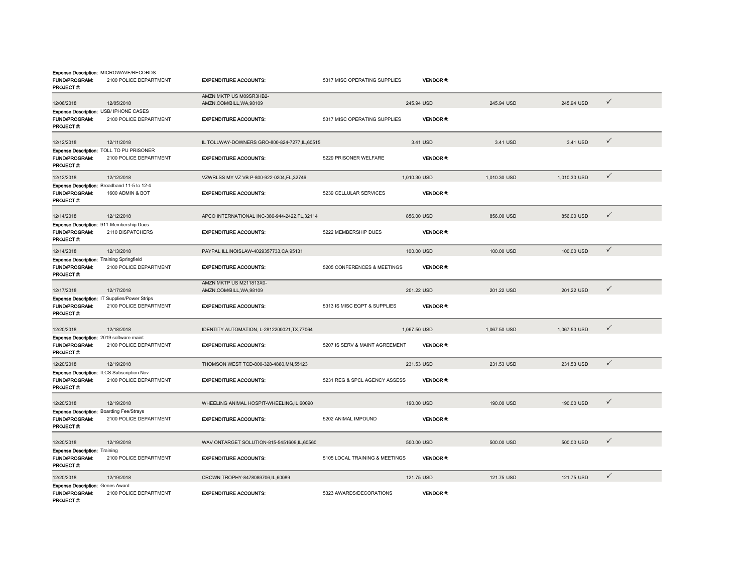**Expense Description:** MICROWAVE/RECORDS
**FUND/PROGRAM:** 2100 POLICE DEPARTMENT **EXPENDITURE ACCOUNTS:** 5317 MISC OPERATING SUPPLIES **VENDOR #:**
**PROJECT #:**

| | | | | | | |
|---|---|---|---|---|---|---|
| 12/06/2018 | 12/05/2018 | AMZN MKTP US M09SR3HB2-AMZN.COM/BILL,WA,98109 | 245.94 USD | 245.94 USD | 245.94 USD | ✓ |

**Expense Description:** USB/ IPHONE CASES
**FUND/PROGRAM:** 2100 POLICE DEPARTMENT **EXPENDITURE ACCOUNTS:** 5317 MISC OPERATING SUPPLIES **VENDOR #:**
**PROJECT #:**

| | | | | | | |
|---|---|---|---|---|---|---|
| 12/12/2018 | 12/11/2018 | IL TOLLWAY-DOWNERS GRO-800-824-7277,IL,60515 | 3.41 USD | 3.41 USD | 3.41 USD | ✓ |

**Expense Description:** TOLL TO PU PRISONER
**FUND/PROGRAM:** 2100 POLICE DEPARTMENT **EXPENDITURE ACCOUNTS:** 5229 PRISONER WELFARE **VENDOR #:**
**PROJECT #:**

| | | | | | | |
|---|---|---|---|---|---|---|
| 12/12/2018 | 12/12/2018 | VZWRLSS MY VZ VB P-800-922-0204,FL,32746 | 1,010.30 USD | 1,010.30 USD | 1,010.30 USD | ✓ |

**Expense Description:** Broadband 11-5 to 12-4
**FUND/PROGRAM:** 1600 ADMIN & BOT **EXPENDITURE ACCOUNTS:** 5239 CELLULAR SERVICES **VENDOR #:**
**PROJECT #:**

| | | | | | | |
|---|---|---|---|---|---|---|
| 12/14/2018 | 12/12/2018 | APCO INTERNATIONAL INC-386-944-2422,FL,32114 | 856.00 USD | 856.00 USD | 856.00 USD | ✓ |

**Expense Description:** 911-Membership Dues
**FUND/PROGRAM:** 2110 DISPATCHERS **EXPENDITURE ACCOUNTS:** 5222 MEMBERSHIP DUES **VENDOR #:**
**PROJECT #:**

| | | | | | | |
|---|---|---|---|---|---|---|
| 12/14/2018 | 12/13/2018 | PAYPAL ILLINOISLAW-4029357733,CA,95131 | 100.00 USD | 100.00 USD | 100.00 USD | ✓ |

**Expense Description:** Training Springfield
**FUND/PROGRAM:** 2100 POLICE DEPARTMENT **EXPENDITURE ACCOUNTS:** 5205 CONFERENCES & MEETINGS **VENDOR #:**
**PROJECT #:**

| | | | | | | |
|---|---|---|---|---|---|---|
| 12/17/2018 | 12/17/2018 | AMZN MKTP US M211813X0-AMZN.COM/BILL,WA,98109 | 201.22 USD | 201.22 USD | 201.22 USD | ✓ |

**Expense Description:** IT Supplies/Power Strips
**FUND/PROGRAM:** 2100 POLICE DEPARTMENT **EXPENDITURE ACCOUNTS:** 5313 IS MISC EQPT & SUPPLIES **VENDOR #:**
**PROJECT #:**

| | | | | | | |
|---|---|---|---|---|---|---|
| 12/20/2018 | 12/18/2018 | IDENTITY AUTOMATION, L-2812200021,TX,77064 | 1,067.50 USD | 1,067.50 USD | 1,067.50 USD | ✓ |

**Expense Description:** 2019 software maint
**FUND/PROGRAM:** 2100 POLICE DEPARTMENT **EXPENDITURE ACCOUNTS:** 5207 IS SERV & MAINT AGREEMENT **VENDOR #:**
**PROJECT #:**

| | | | | | | |
|---|---|---|---|---|---|---|
| 12/20/2018 | 12/19/2018 | THOMSON WEST TCD-800-328-4880,MN,55123 | 231.53 USD | 231.53 USD | 231.53 USD | ✓ |

**Expense Description:** ILCS Subscription Nov
**FUND/PROGRAM:** 2100 POLICE DEPARTMENT **EXPENDITURE ACCOUNTS:** 5231 REG & SPCL AGENCY ASSESS **VENDOR #:**
**PROJECT #:**

| | | | | | | |
|---|---|---|---|---|---|---|
| 12/20/2018 | 12/19/2018 | WHEELING ANIMAL HOSPIT-WHEELING,IL,60090 | 190.00 USD | 190.00 USD | 190.00 USD | ✓ |

**Expense Description:** Boarding Fee/Strays
**FUND/PROGRAM:** 2100 POLICE DEPARTMENT **EXPENDITURE ACCOUNTS:** 5202 ANIMAL IMPOUND **VENDOR #:**
**PROJECT #:**

| | | | | | | |
|---|---|---|---|---|---|---|
| 12/20/2018 | 12/19/2018 | WAV ONTARGET SOLUTION-815-5451609,IL,60560 | 500.00 USD | 500.00 USD | 500.00 USD | ✓ |

**Expense Description:** Training
**FUND/PROGRAM:** 2100 POLICE DEPARTMENT **EXPENDITURE ACCOUNTS:** 5105 LOCAL TRAINING & MEETINGS **VENDOR #:**
**PROJECT #:**

| | | | | | | |
|---|---|---|---|---|---|---|
| 12/20/2018 | 12/19/2018 | CROWN TROPHY-8478089706,IL,60089 | 121.75 USD | 121.75 USD | 121.75 USD | ✓ |

**Expense Description:** Genes Award
**FUND/PROGRAM:** 2100 POLICE DEPARTMENT **EXPENDITURE ACCOUNTS:** 5323 AWARDS/DECORATIONS **VENDOR #:**
**PROJECT #:**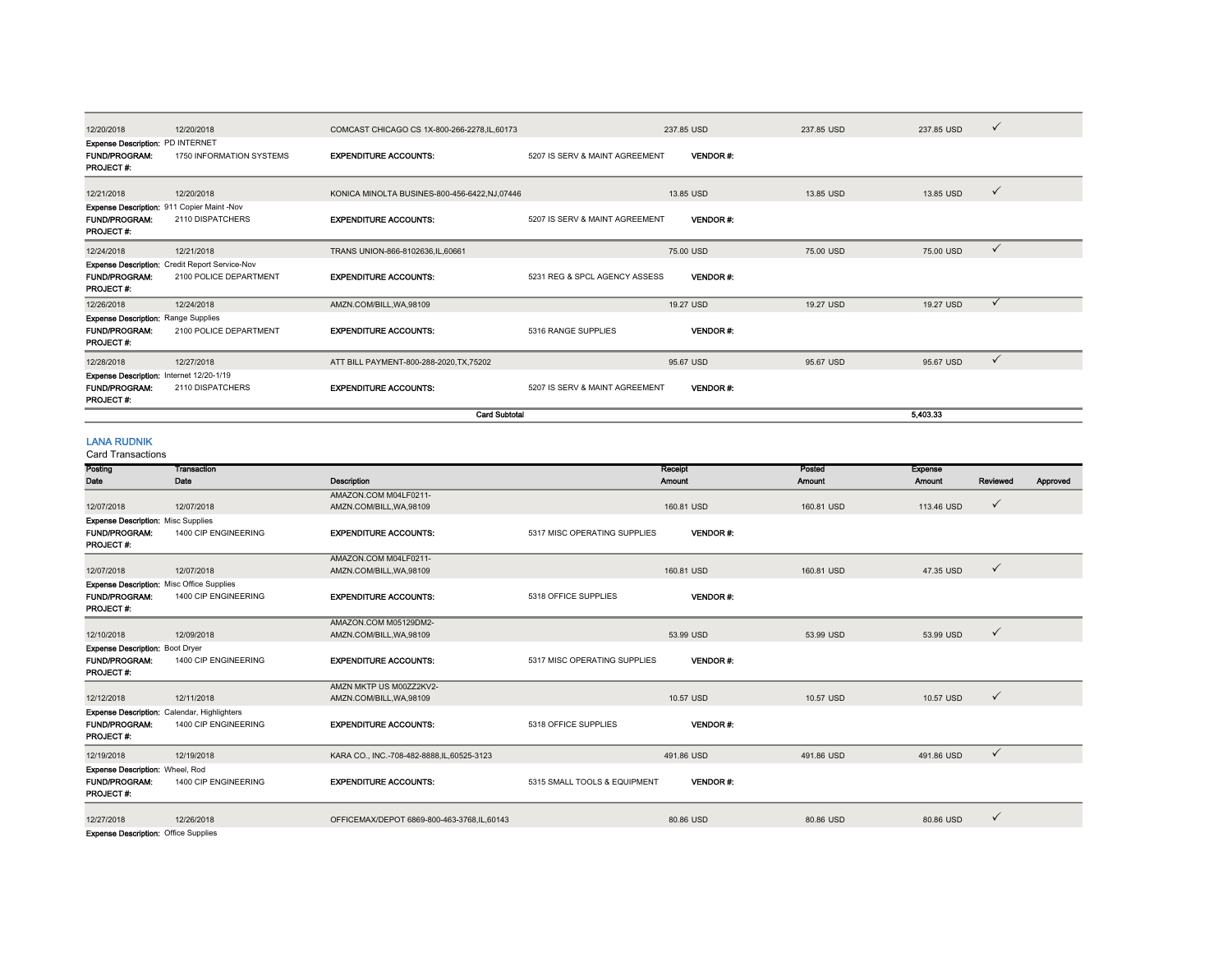| Posting Date | Transaction Date | Description | | Receipt Amount | Posted Amount | Expense Amount | Reviewed | Approved |
|---|---|---|---|---|---|---|---|---|
| 12/20/2018 | 12/20/2018 | COMCAST CHICAGO CS 1X-800-266-2278,IL,60173 | | 237.85 USD | 237.85 USD | 237.85 USD | ✓ | |
| **Expense Description:** PD INTERNET | | | | | | | | |
| **FUND/PROGRAM:** | 1750 INFORMATION SYSTEMS | **EXPENDITURE ACCOUNTS:** | 5207 IS SERV & MAINT AGREEMENT | **VENDOR #:** | | | | |
| **PROJECT #:** | | | | | | | | |
| 12/21/2018 | 12/20/2018 | KONICA MINOLTA BUSINES-800-456-6422,NJ,07446 | | 13.85 USD | 13.85 USD | 13.85 USD | ✓ | |
| **Expense Description:** 911 Copier Maint -Nov | | | | | | | | |
| **FUND/PROGRAM:** | 2110 DISPATCHERS | **EXPENDITURE ACCOUNTS:** | 5207 IS SERV & MAINT AGREEMENT | **VENDOR #:** | | | | |
| **PROJECT #:** | | | | | | | | |
| 12/24/2018 | 12/21/2018 | TRANS UNION-866-8102636,IL,60661 | | 75.00 USD | 75.00 USD | 75.00 USD | ✓ | |
| **Expense Description:** Credit Report Service-Nov | | | | | | | | |
| **FUND/PROGRAM:** | 2100 POLICE DEPARTMENT | **EXPENDITURE ACCOUNTS:** | 5231 REG & SPCL AGENCY ASSESS | **VENDOR #:** | | | | |
| **PROJECT #:** | | | | | | | | |
| 12/26/2018 | 12/24/2018 | AMZN.COM/BILL,WA,98109 | | 19.27 USD | 19.27 USD | 19.27 USD | ✓ | |
| **Expense Description:** Range Supplies | | | | | | | | |
| **FUND/PROGRAM:** | 2100 POLICE DEPARTMENT | **EXPENDITURE ACCOUNTS:** | 5316 RANGE SUPPLIES | **VENDOR #:** | | | | |
| **PROJECT #:** | | | | | | | | |
| 12/28/2018 | 12/27/2018 | ATT BILL PAYMENT-800-288-2020,TX,75202 | | 95.67 USD | 95.67 USD | 95.67 USD | ✓ | |
| **Expense Description:** Internet 12/20-1/19 | | | | | | | | |
| **FUND/PROGRAM:** | 2110 DISPATCHERS | **EXPENDITURE ACCOUNTS:** | 5207 IS SERV & MAINT AGREEMENT | **VENDOR #:** | | | | |
| **PROJECT #:** | | | | | | | | |
| | | **Card Subtotal** | | | | **5,403.33** | | |

## LANA RUDNIK

Card Transactions

| Posting Date | Transaction Date | Description | | Receipt Amount | Posted Amount | Expense Amount | Reviewed | Approved |
|---|---|---|---|---|---|---|---|---|
| 12/07/2018 | 12/07/2018 | AMAZON.COM M04LF0211- AMZN.COM/BILL,WA,98109 | | 160.81 USD | 160.81 USD | 113.46 USD | ✓ | |
| **Expense Description:** Misc Supplies | | | | | | | | |
| **FUND/PROGRAM:** | 1400 CIP ENGINEERING | **EXPENDITURE ACCOUNTS:** | 5317 MISC OPERATING SUPPLIES | **VENDOR #:** | | | | |
| **PROJECT #:** | | | | | | | | |
| 12/07/2018 | 12/07/2018 | AMAZON.COM M04LF0211- AMZN.COM/BILL,WA,98109 | | 160.81 USD | 160.81 USD | 47.35 USD | ✓ | |
| **Expense Description:** Misc Office Supplies | | | | | | | | |
| **FUND/PROGRAM:** | 1400 CIP ENGINEERING | **EXPENDITURE ACCOUNTS:** | 5318 OFFICE SUPPLIES | **VENDOR #:** | | | | |
| **PROJECT #:** | | | | | | | | |
| 12/10/2018 | 12/09/2018 | AMAZON.COM M05129DM2- AMZN.COM/BILL,WA,98109 | | 53.99 USD | 53.99 USD | 53.99 USD | ✓ | |
| **Expense Description:** Boot Dryer | | | | | | | | |
| **FUND/PROGRAM:** | 1400 CIP ENGINEERING | **EXPENDITURE ACCOUNTS:** | 5317 MISC OPERATING SUPPLIES | **VENDOR #:** | | | | |
| **PROJECT #:** | | | | | | | | |
| 12/12/2018 | 12/11/2018 | AMZN MKTP US M00ZZ2KV2- AMZN.COM/BILL,WA,98109 | | 10.57 USD | 10.57 USD | 10.57 USD | ✓ | |
| **Expense Description:** Calendar, Highlighters | | | | | | | | |
| **FUND/PROGRAM:** | 1400 CIP ENGINEERING | **EXPENDITURE ACCOUNTS:** | 5318 OFFICE SUPPLIES | **VENDOR #:** | | | | |
| **PROJECT #:** | | | | | | | | |
| 12/19/2018 | 12/19/2018 | KARA CO., INC.-708-482-8888,IL,60525-3123 | | 491.86 USD | 491.86 USD | 491.86 USD | ✓ | |
| **Expense Description:** Wheel, Rod | | | | | | | | |
| **FUND/PROGRAM:** | 1400 CIP ENGINEERING | **EXPENDITURE ACCOUNTS:** | 5315 SMALL TOOLS & EQUIPMENT | **VENDOR #:** | | | | |
| **PROJECT #:** | | | | | | | | |
| 12/27/2018 | 12/26/2018 | OFFICEMAX/DEPOT 6869-800-463-3768,IL,60143 | | 80.86 USD | 80.86 USD | 80.86 USD | ✓ | |
| **Expense Description:** Office Supplies | | | | | | | | |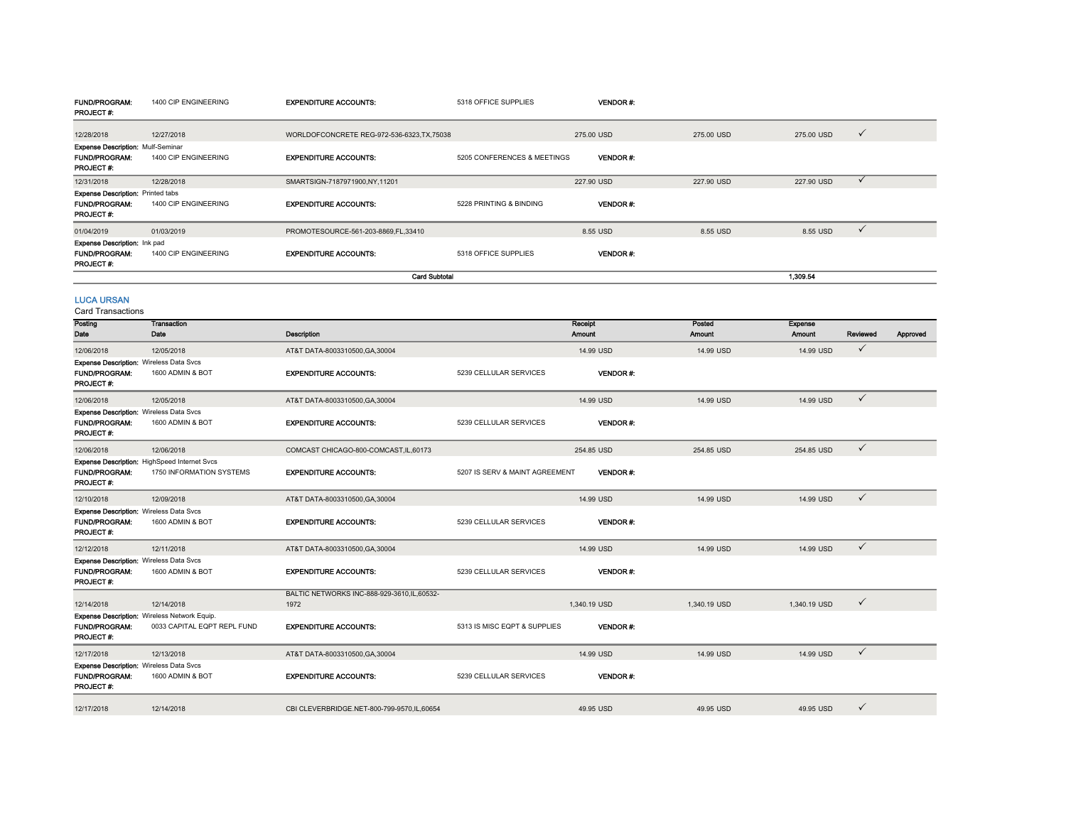| | | | | | | | | | |
|---|---|---|---|---|---|---|---|---|---|
| **FUND/PROGRAM:** | 1400 CIP ENGINEERING | **EXPENDITURE ACCOUNTS:** | 5318 OFFICE SUPPLIES | **VENDOR #:** | | | | | |
| **PROJECT #:** | | | | | | | | | |
| 12/28/2018 | 12/27/2018 | WORLDOFCONCRETE REG-972-536-6323,TX,75038 | | 275.00 USD | | 275.00 USD | 275.00 USD | ✓ | |
| **Expense Description:** Mulf-Seminar | | | | | | | | | |
| **FUND/PROGRAM:** | 1400 CIP ENGINEERING | **EXPENDITURE ACCOUNTS:** | 5205 CONFERENCES & MEETINGS | **VENDOR #:** | | | | | |
| **PROJECT #:** | | | | | | | | | |
| 12/31/2018 | 12/28/2018 | SMARTSIGN-7187971900,NY,11201 | | 227.90 USD | | 227.90 USD | 227.90 USD | ✓ | |
| **Expense Description:** Printed tabs | | | | | | | | | |
| **FUND/PROGRAM:** | 1400 CIP ENGINEERING | **EXPENDITURE ACCOUNTS:** | 5228 PRINTING & BINDING | **VENDOR #:** | | | | | |
| **PROJECT #:** | | | | | | | | | |
| 01/04/2019 | 01/03/2019 | PROMOTESOURCE-561-203-8869,FL,33410 | | 8.55 USD | | 8.55 USD | 8.55 USD | ✓ | |
| **Expense Description:** Ink pad | | | | | | | | | |
| **FUND/PROGRAM:** | 1400 CIP ENGINEERING | **EXPENDITURE ACCOUNTS:** | 5318 OFFICE SUPPLIES | **VENDOR #:** | | | | | |
| **PROJECT #:** | | | | | | | | | |
| | | **Card Subtotal** | | | | | **1,309.54** | | |

## LUCA URSAN

Card Transactions

| Posting Date | Transaction Date | Description | | Receipt Amount | | Posted Amount | Expense Amount | Reviewed | Approved |
|---|---|---|---|---|---|---|---|---|---|
| 12/06/2018 | 12/05/2018 | AT&T DATA-8003310500,GA,30004 | | 14.99 USD | | 14.99 USD | 14.99 USD | ✓ | |
| **Expense Description:** Wireless Data Svcs | | | | | | | | | |
| **FUND/PROGRAM:** | 1600 ADMIN & BOT | **EXPENDITURE ACCOUNTS:** | 5239 CELLULAR SERVICES | **VENDOR #:** | | | | | |
| **PROJECT #:** | | | | | | | | | |
| 12/06/2018 | 12/05/2018 | AT&T DATA-8003310500,GA,30004 | | 14.99 USD | | 14.99 USD | 14.99 USD | ✓ | |
| **Expense Description:** Wireless Data Svcs | | | | | | | | | |
| **FUND/PROGRAM:** | 1600 ADMIN & BOT | **EXPENDITURE ACCOUNTS:** | 5239 CELLULAR SERVICES | **VENDOR #:** | | | | | |
| **PROJECT #:** | | | | | | | | | |
| 12/06/2018 | 12/06/2018 | COMCAST CHICAGO-800-COMCAST,IL,60173 | | 254.85 USD | | 254.85 USD | 254.85 USD | ✓ | |
| **Expense Description:** HighSpeed Internet Svcs | | | | | | | | | |
| **FUND/PROGRAM:** | 1750 INFORMATION SYSTEMS | **EXPENDITURE ACCOUNTS:** | 5207 IS SERV & MAINT AGREEMENT | **VENDOR #:** | | | | | |
| **PROJECT #:** | | | | | | | | | |
| 12/10/2018 | 12/09/2018 | AT&T DATA-8003310500,GA,30004 | | 14.99 USD | | 14.99 USD | 14.99 USD | ✓ | |
| **Expense Description:** Wireless Data Svcs | | | | | | | | | |
| **FUND/PROGRAM:** | 1600 ADMIN & BOT | **EXPENDITURE ACCOUNTS:** | 5239 CELLULAR SERVICES | **VENDOR #:** | | | | | |
| **PROJECT #:** | | | | | | | | | |
| 12/12/2018 | 12/11/2018 | AT&T DATA-8003310500,GA,30004 | | 14.99 USD | | 14.99 USD | 14.99 USD | ✓ | |
| **Expense Description:** Wireless Data Svcs | | | | | | | | | |
| **FUND/PROGRAM:** | 1600 ADMIN & BOT | **EXPENDITURE ACCOUNTS:** | 5239 CELLULAR SERVICES | **VENDOR #:** | | | | | |
| **PROJECT #:** | | | | | | | | | |
| 12/14/2018 | 12/14/2018 | BALTIC NETWORKS INC-888-929-3610,IL,60532-1972 | | 1,340.19 USD | | 1,340.19 USD | 1,340.19 USD | ✓ | |
| **Expense Description:** Wireless Network Equip. | | | | | | | | | |
| **FUND/PROGRAM:** | 0033 CAPITAL EQPT REPL FUND | **EXPENDITURE ACCOUNTS:** | 5313 IS MISC EQPT & SUPPLIES | **VENDOR #:** | | | | | |
| **PROJECT #:** | | | | | | | | | |
| 12/17/2018 | 12/13/2018 | AT&T DATA-8003310500,GA,30004 | | 14.99 USD | | 14.99 USD | 14.99 USD | ✓ | |
| **Expense Description:** Wireless Data Svcs | | | | | | | | | |
| **FUND/PROGRAM:** | 1600 ADMIN & BOT | **EXPENDITURE ACCOUNTS:** | 5239 CELLULAR SERVICES | **VENDOR #:** | | | | | |
| **PROJECT #:** | | | | | | | | | |
| 12/17/2018 | 12/14/2018 | CBI CLEVERBRIDGE.NET-800-799-9570,IL,60654 | | 49.95 USD | | 49.95 USD | 49.95 USD | ✓ | |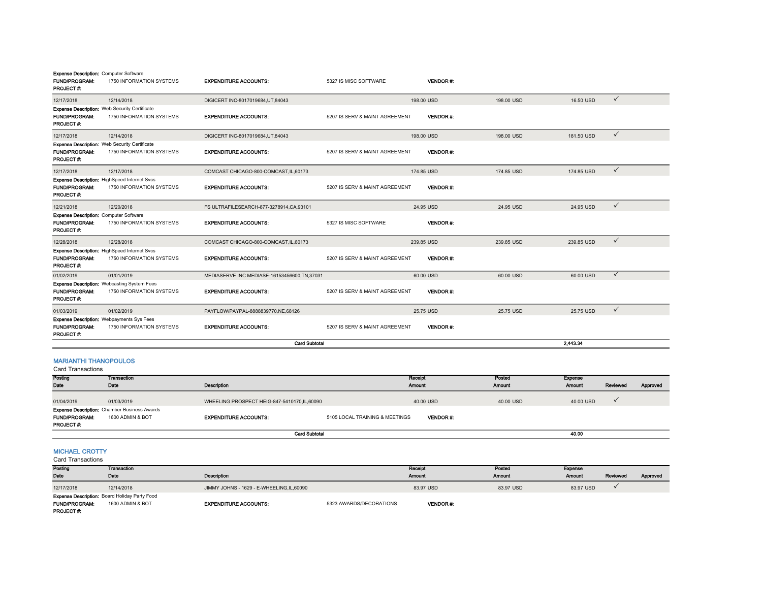**Expense Description:** Computer Software
**FUND/PROGRAM:** 1750 INFORMATION SYSTEMS **EXPENDITURE ACCOUNTS:** 5327 IS MISC SOFTWARE **VENDOR #:**
**PROJECT #:**

| 12/17/2018 | 12/14/2018 | DIGICERT INC-8017019684,UT,84043 | 198.00 USD | 198.00 USD | 16.50 USD | ✓ | |
|---|---|---|---|---|---|---|---|

**Expense Description:** Web Security Certificate
**FUND/PROGRAM:** 1750 INFORMATION SYSTEMS **EXPENDITURE ACCOUNTS:** 5207 IS SERV & MAINT AGREEMENT **VENDOR #:**
**PROJECT #:**

| 12/17/2018 | 12/14/2018 | DIGICERT INC-8017019684,UT,84043 | 198.00 USD | 198.00 USD | 181.50 USD | ✓ | |
|---|---|---|---|---|---|---|---|

**Expense Description:** Web Security Certificate
**FUND/PROGRAM:** 1750 INFORMATION SYSTEMS **EXPENDITURE ACCOUNTS:** 5207 IS SERV & MAINT AGREEMENT **VENDOR #:**
**PROJECT #:**

| 12/17/2018 | 12/17/2018 | COMCAST CHICAGO-800-COMCAST,IL,60173 | 174.85 USD | 174.85 USD | 174.85 USD | ✓ | |
|---|---|---|---|---|---|---|---|

**Expense Description:** HighSpeed Internet Svcs
**FUND/PROGRAM:** 1750 INFORMATION SYSTEMS **EXPENDITURE ACCOUNTS:** 5207 IS SERV & MAINT AGREEMENT **VENDOR #:**
**PROJECT #:**

| 12/21/2018 | 12/20/2018 | FS ULTRAFILESEARCH-877-3278914,CA,93101 | 24.95 USD | 24.95 USD | 24.95 USD | ✓ | |
|---|---|---|---|---|---|---|---|

**Expense Description:** Computer Software
**FUND/PROGRAM:** 1750 INFORMATION SYSTEMS **EXPENDITURE ACCOUNTS:** 5327 IS MISC SOFTWARE **VENDOR #:**
**PROJECT #:**

| 12/28/2018 | 12/28/2018 | COMCAST CHICAGO-800-COMCAST,IL,60173 | 239.85 USD | 239.85 USD | 239.85 USD | ✓ | |
|---|---|---|---|---|---|---|---|

**Expense Description:** HighSpeed Internet Svcs
**FUND/PROGRAM:** 1750 INFORMATION SYSTEMS **EXPENDITURE ACCOUNTS:** 5207 IS SERV & MAINT AGREEMENT **VENDOR #:**
**PROJECT #:**

| 01/02/2019 | 01/01/2019 | MEDIASERVE INC MEDIASE-16153456600,TN,37031 | 60.00 USD | 60.00 USD | 60.00 USD | ✓ | |
|---|---|---|---|---|---|---|---|

**Expense Description:** Webcasting System Fees
**FUND/PROGRAM:** 1750 INFORMATION SYSTEMS **EXPENDITURE ACCOUNTS:** 5207 IS SERV & MAINT AGREEMENT **VENDOR #:**
**PROJECT #:**

| 01/03/2019 | 01/02/2019 | PAYFLOW/PAYPAL-8888839770,NE,68126 | 25.75 USD | 25.75 USD | 25.75 USD | ✓ | |
|---|---|---|---|---|---|---|---|

**Expense Description:** Webpayments Sys Fees
**FUND/PROGRAM:** 1750 INFORMATION SYSTEMS **EXPENDITURE ACCOUNTS:** 5207 IS SERV & MAINT AGREEMENT **VENDOR #:**
**PROJECT #:**

**Card Subtotal** 2,443.34

## MARIANTHI THANOPOULOS

Card Transactions

| Posting Date | Transaction Date | Description | Receipt Amount | Posted Amount | Expense Amount | Reviewed | Approved |
|---|---|---|---|---|---|---|---|
| 01/04/2019 | 01/03/2019 | WHEELING PROSPECT HEIG-847-5410170,IL,60090 | 40.00 USD | 40.00 USD | 40.00 USD | ✓ | |

**Expense Description:** Chamber Business Awards
**FUND/PROGRAM:** 1600 ADMIN & BOT **EXPENDITURE ACCOUNTS:** 5105 LOCAL TRAINING & MEETINGS **VENDOR #:**
**PROJECT #:**

**Card Subtotal** 40.00

## MICHAEL CROTTY

Card Transactions

| Posting Date | Transaction Date | Description | Receipt Amount | Posted Amount | Expense Amount | Reviewed | Approved |
|---|---|---|---|---|---|---|---|
| 12/17/2018 | 12/14/2018 | JIMMY JOHNS - 1629 - E-WHEELING,IL,60090 | 83.97 USD | 83.97 USD | 83.97 USD | ✓ | |

**Expense Description:** Board Holiday Party Food
**FUND/PROGRAM:** 1600 ADMIN & BOT **EXPENDITURE ACCOUNTS:** 5323 AWARDS/DECORATIONS **VENDOR #:**
**PROJECT #:**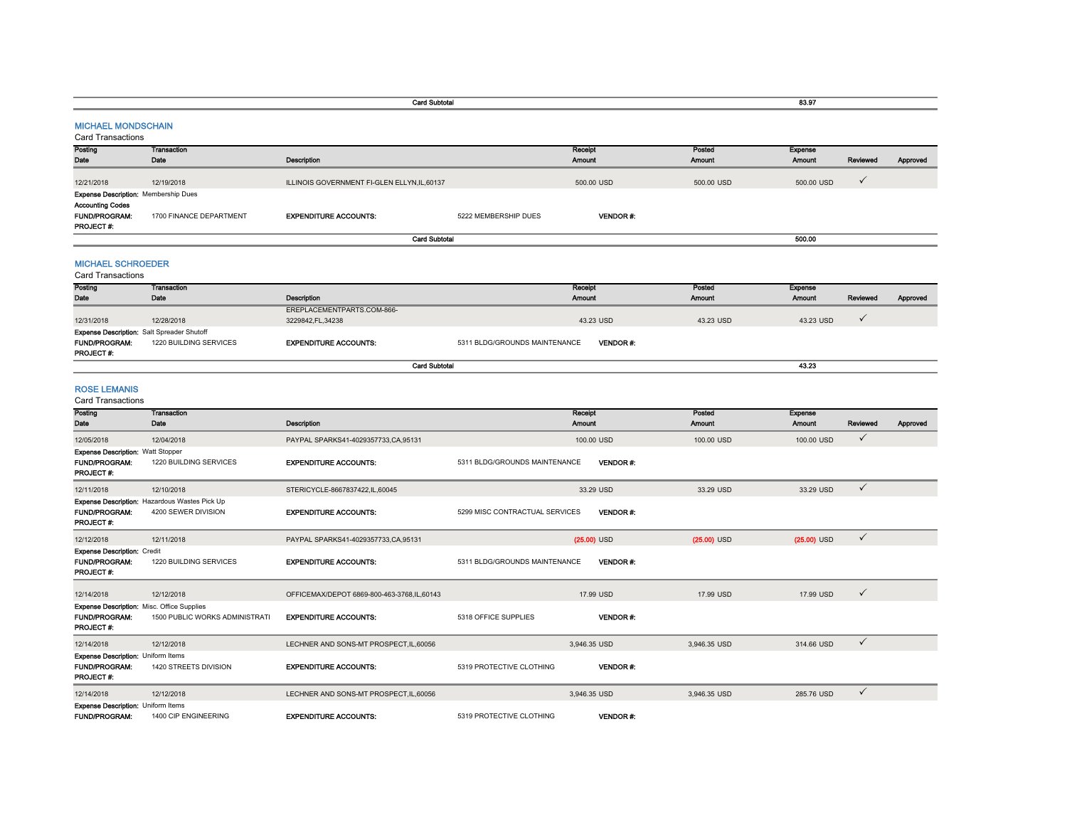**Card Subtotal** 83.97

## MICHAEL MONDSCHAIN

Card Transactions

| Posting Date | Transaction Date | Description | Receipt Amount | Posted Amount | Expense Amount | Reviewed | Approved |
|---|---|---|---|---|---|---|---|
| 12/21/2018 | 12/19/2018 | ILLINOIS GOVERNMENT FI-GLEN ELLYN,IL,60137 | 500.00 USD | 500.00 USD | 500.00 USD | ✓ | |

**Expense Description:** Membership Dues
**Accounting Codes**
**FUND/PROGRAM:** 1700 FINANCE DEPARTMENT **EXPENDITURE ACCOUNTS:** 5222 MEMBERSHIP DUES **VENDOR #:**
**PROJECT #:**

**Card Subtotal** 500.00

## MICHAEL SCHROEDER

Card Transactions

| Posting Date | Transaction Date | Description | Receipt Amount | Posted Amount | Expense Amount | Reviewed | Approved |
|---|---|---|---|---|---|---|---|
| 12/31/2018 | 12/28/2018 | EREPLACEMENTPARTS.COM-866-3229842,FL,34238 | 43.23 USD | 43.23 USD | 43.23 USD | ✓ | |

**Expense Description:** Salt Spreader Shutoff
**FUND/PROGRAM:** 1220 BUILDING SERVICES **EXPENDITURE ACCOUNTS:** 5311 BLDG/GROUNDS MAINTENANCE **VENDOR #:**
**PROJECT #:**

**Card Subtotal** 43.23

## ROSE LEMANIS

Card Transactions

| Posting Date | Transaction Date | Description | Receipt Amount | Posted Amount | Expense Amount | Reviewed | Approved |
|---|---|---|---|---|---|---|---|
| 12/05/2018 | 12/04/2018 | PAYPAL SPARKS41-4029357733,CA,95131 | 100.00 USD | 100.00 USD | 100.00 USD | ✓ | |

**Expense Description:** Watt Stopper
**FUND/PROGRAM:** 1220 BUILDING SERVICES **EXPENDITURE ACCOUNTS:** 5311 BLDG/GROUNDS MAINTENANCE **VENDOR #:**
**PROJECT #:**

| Posting Date | Transaction Date | Description | Receipt Amount | Posted Amount | Expense Amount | Reviewed | Approved |
|---|---|---|---|---|---|---|---|
| 12/11/2018 | 12/10/2018 | STERICYCLE-8667837422,IL,60045 | 33.29 USD | 33.29 USD | 33.29 USD | ✓ | |

**Expense Description:** Hazardous Wastes Pick Up
**FUND/PROGRAM:** 4200 SEWER DIVISION **EXPENDITURE ACCOUNTS:** 5299 MISC CONTRACTUAL SERVICES **VENDOR #:**
**PROJECT #:**

| Posting Date | Transaction Date | Description | Receipt Amount | Posted Amount | Expense Amount | Reviewed | Approved |
|---|---|---|---|---|---|---|---|
| 12/12/2018 | 12/11/2018 | PAYPAL SPARKS41-4029357733,CA,95131 | (25.00) USD | (25.00) USD | (25.00) USD | ✓ | |

**Expense Description:** Credit
**FUND/PROGRAM:** 1220 BUILDING SERVICES **EXPENDITURE ACCOUNTS:** 5311 BLDG/GROUNDS MAINTENANCE **VENDOR #:**
**PROJECT #:**

| Posting Date | Transaction Date | Description | Receipt Amount | Posted Amount | Expense Amount | Reviewed | Approved |
|---|---|---|---|---|---|---|---|
| 12/14/2018 | 12/12/2018 | OFFICEMAX/DEPOT 6869-800-463-3768,IL,60143 | 17.99 USD | 17.99 USD | 17.99 USD | ✓ | |

**Expense Description:** Misc. Office Supplies
**FUND/PROGRAM:** 1500 PUBLIC WORKS ADMINISTRATI **EXPENDITURE ACCOUNTS:** 5318 OFFICE SUPPLIES **VENDOR #:**
**PROJECT #:**

| Posting Date | Transaction Date | Description | Receipt Amount | Posted Amount | Expense Amount | Reviewed | Approved |
|---|---|---|---|---|---|---|---|
| 12/14/2018 | 12/12/2018 | LECHNER AND SONS-MT PROSPECT,IL,60056 | 3,946.35 USD | 3,946.35 USD | 314.66 USD | ✓ | |

**Expense Description:** Uniform Items
**FUND/PROGRAM:** 1420 STREETS DIVISION **EXPENDITURE ACCOUNTS:** 5319 PROTECTIVE CLOTHING **VENDOR #:**
**PROJECT #:**

| Posting Date | Transaction Date | Description | Receipt Amount | Posted Amount | Expense Amount | Reviewed | Approved |
|---|---|---|---|---|---|---|---|
| 12/14/2018 | 12/12/2018 | LECHNER AND SONS-MT PROSPECT,IL,60056 | 3,946.35 USD | 3,946.35 USD | 285.76 USD | ✓ | |

**Expense Description:** Uniform Items
**FUND/PROGRAM:** 1400 CIP ENGINEERING **EXPENDITURE ACCOUNTS:** 5319 PROTECTIVE CLOTHING **VENDOR #:**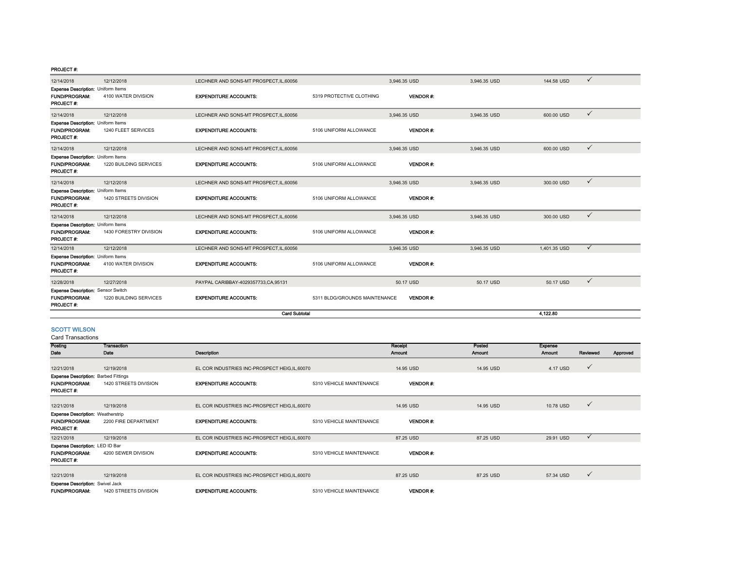PROJECT #:

| Posting Date | Transaction Date | Description | | Receipt Amount | Posted Amount | Expense Amount | Reviewed | Approved |
|---|---|---|---|---|---|---|---|---|
| 12/14/2018 | 12/12/2018 | LECHNER AND SONS-MT PROSPECT,IL,60056 | | 3,946.35 USD | 3,946.35 USD | 144.58 USD | ✓ | |
| Expense Description: Uniform Items | | | | | | | | |
| FUND/PROGRAM: | 4100 WATER DIVISION | EXPENDITURE ACCOUNTS: | 5319 PROTECTIVE CLOTHING | VENDOR #: | | | | |
| PROJECT #: | | | | | | | | |
| 12/14/2018 | 12/12/2018 | LECHNER AND SONS-MT PROSPECT,IL,60056 | | 3,946.35 USD | 3,946.35 USD | 600.00 USD | ✓ | |
| Expense Description: Uniform Items | | | | | | | | |
| FUND/PROGRAM: | 1240 FLEET SERVICES | EXPENDITURE ACCOUNTS: | 5106 UNIFORM ALLOWANCE | VENDOR #: | | | | |
| PROJECT #: | | | | | | | | |
| 12/14/2018 | 12/12/2018 | LECHNER AND SONS-MT PROSPECT,IL,60056 | | 3,946.35 USD | 3,946.35 USD | 600.00 USD | ✓ | |
| Expense Description: Uniform Items | | | | | | | | |
| FUND/PROGRAM: | 1220 BUILDING SERVICES | EXPENDITURE ACCOUNTS: | 5106 UNIFORM ALLOWANCE | VENDOR #: | | | | |
| PROJECT #: | | | | | | | | |
| 12/14/2018 | 12/12/2018 | LECHNER AND SONS-MT PROSPECT,IL,60056 | | 3,946.35 USD | 3,946.35 USD | 300.00 USD | ✓ | |
| Expense Description: Uniform Items | | | | | | | | |
| FUND/PROGRAM: | 1420 STREETS DIVISION | EXPENDITURE ACCOUNTS: | 5106 UNIFORM ALLOWANCE | VENDOR #: | | | | |
| PROJECT #: | | | | | | | | |
| 12/14/2018 | 12/12/2018 | LECHNER AND SONS-MT PROSPECT,IL,60056 | | 3,946.35 USD | 3,946.35 USD | 300.00 USD | ✓ | |
| Expense Description: Uniform Items | | | | | | | | |
| FUND/PROGRAM: | 1430 FORESTRY DIVISION | EXPENDITURE ACCOUNTS: | 5106 UNIFORM ALLOWANCE | VENDOR #: | | | | |
| PROJECT #: | | | | | | | | |
| 12/14/2018 | 12/12/2018 | LECHNER AND SONS-MT PROSPECT,IL,60056 | | 3,946.35 USD | 3,946.35 USD | 1,401.35 USD | ✓ | |
| Expense Description: Uniform Items | | | | | | | | |
| FUND/PROGRAM: | 4100 WATER DIVISION | EXPENDITURE ACCOUNTS: | 5106 UNIFORM ALLOWANCE | VENDOR #: | | | | |
| PROJECT #: | | | | | | | | |
| 12/28/2018 | 12/27/2018 | PAYPAL CARIBBAY-4029357733,CA,95131 | | 50.17 USD | 50.17 USD | 50.17 USD | ✓ | |
| Expense Description: Sensor Switch | | | | | | | | |
| FUND/PROGRAM: | 1220 BUILDING SERVICES | EXPENDITURE ACCOUNTS: | 5311 BLDG/GROUNDS MAINTENANCE | VENDOR #: | | | | |
| PROJECT #: | | | | | | | | |
| | | | **Card Subtotal** | | | **4,122.80** | | |

## SCOTT WILSON

Card Transactions

| Posting Date | Transaction Date | Description | | Receipt Amount | Posted Amount | Expense Amount | Reviewed | Approved |
|---|---|---|---|---|---|---|---|---|
| 12/21/2018 | 12/19/2018 | EL COR INDUSTRIES INC-PROSPECT HEIG,IL,60070 | | 14.95 USD | 14.95 USD | 4.17 USD | ✓ | |
| Expense Description: Barbed Fittings | | | | | | | | |
| FUND/PROGRAM: | 1420 STREETS DIVISION | EXPENDITURE ACCOUNTS: | 5310 VEHICLE MAINTENANCE | VENDOR #: | | | | |
| PROJECT #: | | | | | | | | |
| 12/21/2018 | 12/19/2018 | EL COR INDUSTRIES INC-PROSPECT HEIG,IL,60070 | | 14.95 USD | 14.95 USD | 10.78 USD | ✓ | |
| Expense Description: Weatherstrip | | | | | | | | |
| FUND/PROGRAM: | 2200 FIRE DEPARTMENT | EXPENDITURE ACCOUNTS: | 5310 VEHICLE MAINTENANCE | VENDOR #: | | | | |
| PROJECT #: | | | | | | | | |
| 12/21/2018 | 12/19/2018 | EL COR INDUSTRIES INC-PROSPECT HEIG,IL,60070 | | 87.25 USD | 87.25 USD | 29.91 USD | ✓ | |
| Expense Description: LED ID Bar | | | | | | | | |
| FUND/PROGRAM: | 4200 SEWER DIVISION | EXPENDITURE ACCOUNTS: | 5310 VEHICLE MAINTENANCE | VENDOR #: | | | | |
| PROJECT #: | | | | | | | | |
| 12/21/2018 | 12/19/2018 | EL COR INDUSTRIES INC-PROSPECT HEIG,IL,60070 | | 87.25 USD | 87.25 USD | 57.34 USD | ✓ | |
| Expense Description: Swivel Jack | | | | | | | | |
| FUND/PROGRAM: | 1420 STREETS DIVISION | EXPENDITURE ACCOUNTS: | 5310 VEHICLE MAINTENANCE | VENDOR #: | | | | |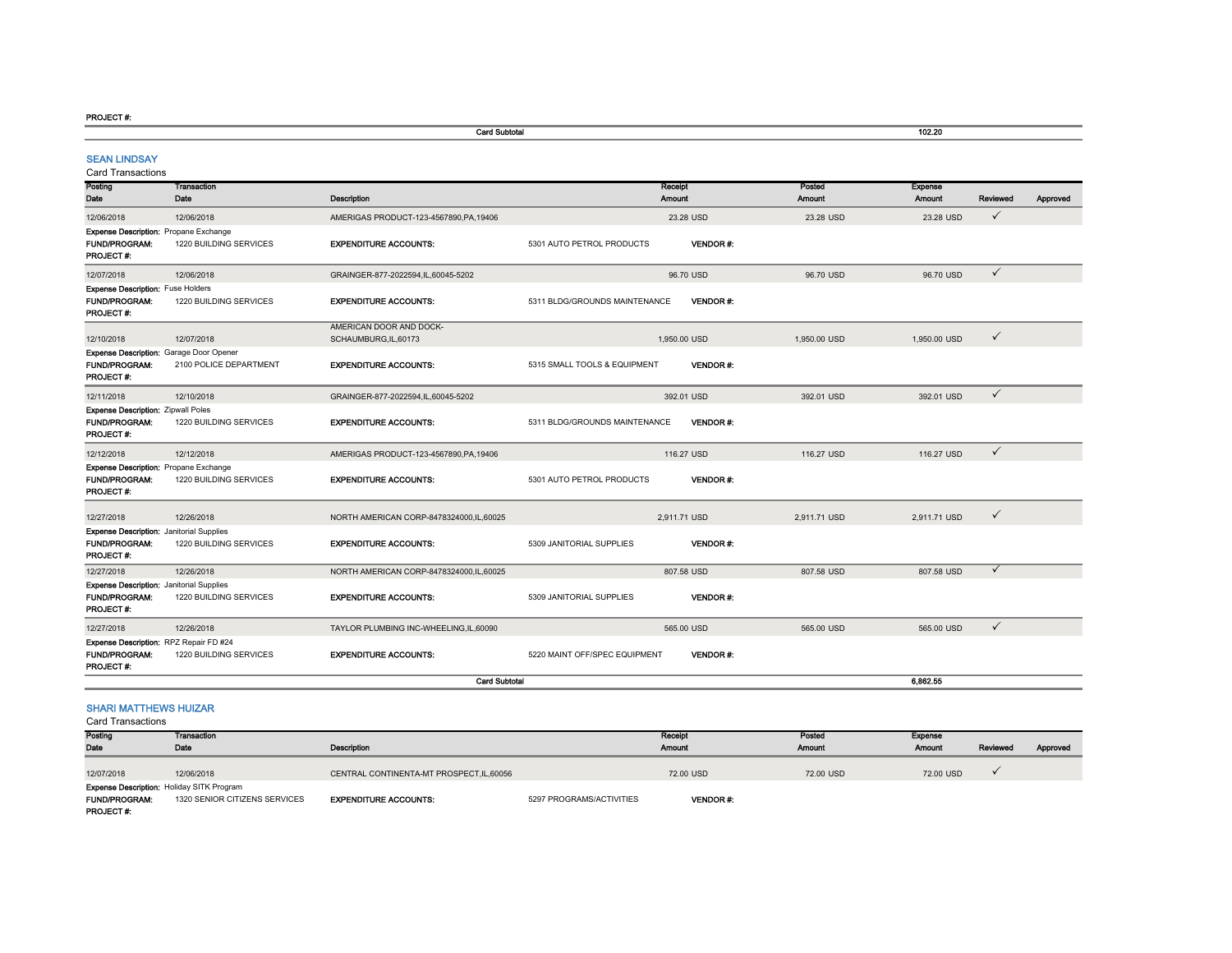**PROJECT #:**

| | Card Subtotal | 102.20 |
|---|---|---|

## SEAN LINDSAY

Card Transactions

| Posting Date | Transaction Date | Description | Receipt Amount | Posted Amount | Expense Amount | Reviewed | Approved |
|---|---|---|---|---|---|---|---|
| 12/06/2018 | 12/06/2018 | AMERIGAS PRODUCT-123-4567890,PA,19406 | 23.28 USD | 23.28 USD | 23.28 USD | ✓ | |
| **Expense Description:** Propane Exchange | | | | | | | |
| **FUND/PROGRAM:** | 1220 BUILDING SERVICES | **EXPENDITURE ACCOUNTS:** | 5301 AUTO PETROL PRODUCTS | **VENDOR #:** | | | |
| **PROJECT #:** | | | | | | | |
| 12/07/2018 | 12/06/2018 | GRAINGER-877-2022594,IL,60045-5202 | 96.70 USD | 96.70 USD | 96.70 USD | ✓ | |
| **Expense Description:** Fuse Holders | | | | | | | |
| **FUND/PROGRAM:** | 1220 BUILDING SERVICES | **EXPENDITURE ACCOUNTS:** | 5311 BLDG/GROUNDS MAINTENANCE | **VENDOR #:** | | | |
| **PROJECT #:** | | | | | | | |
| 12/10/2018 | 12/07/2018 | AMERICAN DOOR AND DOCK-SCHAUMBURG,IL,60173 | 1,950.00 USD | 1,950.00 USD | 1,950.00 USD | ✓ | |
| **Expense Description:** Garage Door Opener | | | | | | | |
| **FUND/PROGRAM:** | 2100 POLICE DEPARTMENT | **EXPENDITURE ACCOUNTS:** | 5315 SMALL TOOLS & EQUIPMENT | **VENDOR #:** | | | |
| **PROJECT #:** | | | | | | | |
| 12/11/2018 | 12/10/2018 | GRAINGER-877-2022594,IL,60045-5202 | 392.01 USD | 392.01 USD | 392.01 USD | ✓ | |
| **Expense Description:** Zipwall Poles | | | | | | | |
| **FUND/PROGRAM:** | 1220 BUILDING SERVICES | **EXPENDITURE ACCOUNTS:** | 5311 BLDG/GROUNDS MAINTENANCE | **VENDOR #:** | | | |
| **PROJECT #:** | | | | | | | |
| 12/12/2018 | 12/12/2018 | AMERIGAS PRODUCT-123-4567890,PA,19406 | 116.27 USD | 116.27 USD | 116.27 USD | ✓ | |
| **Expense Description:** Propane Exchange | | | | | | | |
| **FUND/PROGRAM:** | 1220 BUILDING SERVICES | **EXPENDITURE ACCOUNTS:** | 5301 AUTO PETROL PRODUCTS | **VENDOR #:** | | | |
| **PROJECT #:** | | | | | | | |
| 12/27/2018 | 12/26/2018 | NORTH AMERICAN CORP-8478324000,IL,60025 | 2,911.71 USD | 2,911.71 USD | 2,911.71 USD | ✓ | |
| **Expense Description:** Janitorial Supplies | | | | | | | |
| **FUND/PROGRAM:** | 1220 BUILDING SERVICES | **EXPENDITURE ACCOUNTS:** | 5309 JANITORIAL SUPPLIES | **VENDOR #:** | | | |
| **PROJECT #:** | | | | | | | |
| 12/27/2018 | 12/26/2018 | NORTH AMERICAN CORP-8478324000,IL,60025 | 807.58 USD | 807.58 USD | 807.58 USD | ✓ | |
| **Expense Description:** Janitorial Supplies | | | | | | | |
| **FUND/PROGRAM:** | 1220 BUILDING SERVICES | **EXPENDITURE ACCOUNTS:** | 5309 JANITORIAL SUPPLIES | **VENDOR #:** | | | |
| **PROJECT #:** | | | | | | | |
| 12/27/2018 | 12/26/2018 | TAYLOR PLUMBING INC-WHEELING,IL,60090 | 565.00 USD | 565.00 USD | 565.00 USD | ✓ | |
| **Expense Description:** RPZ Repair FD #24 | | | | | | | |
| **FUND/PROGRAM:** | 1220 BUILDING SERVICES | **EXPENDITURE ACCOUNTS:** | 5220 MAINT OFF/SPEC EQUIPMENT | **VENDOR #:** | | | |
| **PROJECT #:** | | | | | | | |
| | | **Card Subtotal** | | | 6,862.55 | | |

## SHARI MATTHEWS HUIZAR

Card Transactions

| Posting Date | Transaction Date | Description | Receipt Amount | Posted Amount | Expense Amount | Reviewed | Approved |
|---|---|---|---|---|---|---|---|
| 12/07/2018 | 12/06/2018 | CENTRAL CONTINENTA-MT PROSPECT,IL,60056 | 72.00 USD | 72.00 USD | 72.00 USD | ✓ | |
| **Expense Description:** Holiday SITK Program | | | | | | | |
| **FUND/PROGRAM:** | 1320 SENIOR CITIZENS SERVICES | **EXPENDITURE ACCOUNTS:** | 5297 PROGRAMS/ACTIVITIES | **VENDOR #:** | | | |
| **PROJECT #:** | | | | | | | |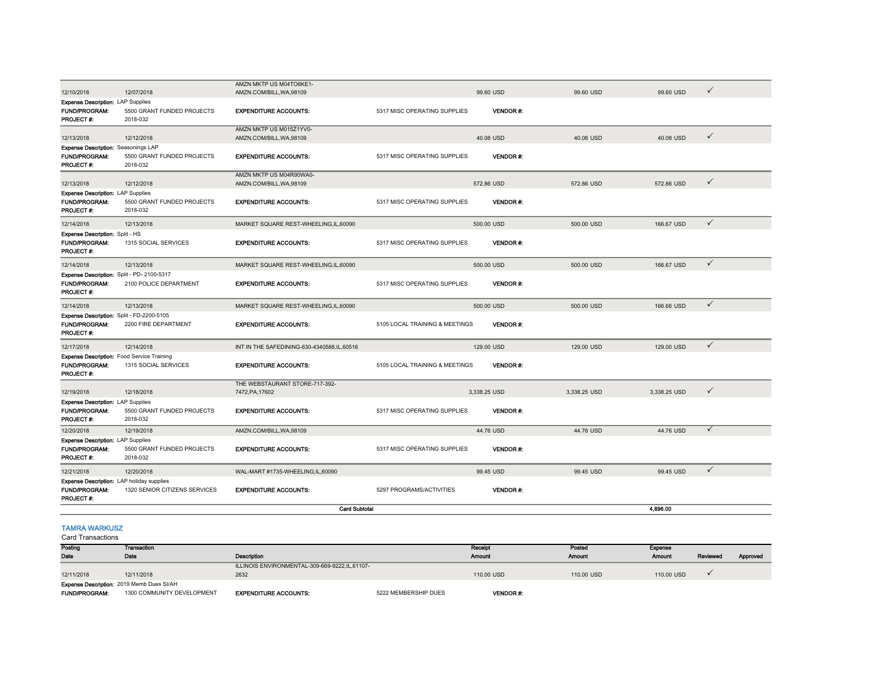| Posting Date | Transaction Date | Description | | Receipt Amount | Posted Amount | Expense Amount | Reviewed | Approved |
|---|---|---|---|---|---|---|---|---|
| 12/10/2018 | 12/07/2018 | AMZN MKTP US M04TO6KE1-AMZN.COM/BILL,WA,98109 | | 99.60 USD | 99.60 USD | 99.60 USD | ✓ | |
| **Expense Description:** LAP Supplies | | | | | | | | |
| **FUND/PROGRAM:** | 5500 GRANT FUNDED PROJECTS | **EXPENDITURE ACCOUNTS:** | 5317 MISC OPERATING SUPPLIES | **VENDOR #:** | | | | |
| **PROJECT #:** | 2018-032 | | | | | | | |
| 12/13/2018 | 12/12/2018 | AMZN MKTP US M015Z1YV0-AMZN.COM/BILL,WA,98109 | | 40.08 USD | 40.08 USD | 40.08 USD | ✓ | |
| **Expense Description:** Seasonings LAP | | | | | | | | |
| **FUND/PROGRAM:** | 5500 GRANT FUNDED PROJECTS | **EXPENDITURE ACCOUNTS:** | 5317 MISC OPERATING SUPPLIES | **VENDOR #:** | | | | |
| **PROJECT #:** | 2018-032 | | | | | | | |
| 12/13/2018 | 12/12/2018 | AMZN MKTP US M04R90WA0-AMZN.COM/BILL,WA,98109 | | 572.86 USD | 572.86 USD | 572.86 USD | ✓ | |
| **Expense Description:** LAP Supplies | | | | | | | | |
| **FUND/PROGRAM:** | 5500 GRANT FUNDED PROJECTS | **EXPENDITURE ACCOUNTS:** | 5317 MISC OPERATING SUPPLIES | **VENDOR #:** | | | | |
| **PROJECT #:** | 2018-032 | | | | | | | |
| 12/14/2018 | 12/13/2018 | MARKET SQUARE REST-WHEELING,IL,60090 | | 500.00 USD | 500.00 USD | 166.67 USD | ✓ | |
| **Expense Description:** Split - HS | | | | | | | | |
| **FUND/PROGRAM:** | 1315 SOCIAL SERVICES | **EXPENDITURE ACCOUNTS:** | 5317 MISC OPERATING SUPPLIES | **VENDOR #:** | | | | |
| **PROJECT #:** | | | | | | | | |
| 12/14/2018 | 12/13/2018 | MARKET SQUARE REST-WHEELING,IL,60090 | | 500.00 USD | 500.00 USD | 166.67 USD | ✓ | |
| **Expense Description:** Split - PD- 2100-5317 | | | | | | | | |
| **FUND/PROGRAM:** | 2100 POLICE DEPARTMENT | **EXPENDITURE ACCOUNTS:** | 5317 MISC OPERATING SUPPLIES | **VENDOR #:** | | | | |
| **PROJECT #:** | | | | | | | | |
| 12/14/2018 | 12/13/2018 | MARKET SQUARE REST-WHEELING,IL,60090 | | 500.00 USD | 500.00 USD | 166.66 USD | ✓ | |
| **Expense Description:** Split - FD-2200-5105 | | | | | | | | |
| **FUND/PROGRAM:** | 2200 FIRE DEPARTMENT | **EXPENDITURE ACCOUNTS:** | 5105 LOCAL TRAINING & MEETINGS | **VENDOR #:** | | | | |
| **PROJECT #:** | | | | | | | | |
| 12/17/2018 | 12/14/2018 | INT IN THE SAFEDINING-630-4340588,IL,60516 | | 129.00 USD | 129.00 USD | 129.00 USD | ✓ | |
| **Expense Description:** Food Service Training | | | | | | | | |
| **FUND/PROGRAM:** | 1315 SOCIAL SERVICES | **EXPENDITURE ACCOUNTS:** | 5105 LOCAL TRAINING & MEETINGS | **VENDOR #:** | | | | |
| **PROJECT #:** | | | | | | | | |
| 12/19/2018 | 12/18/2018 | THE WEBSTAURANT STORE-717-392-7472,PA,17602 | | 3,338.25 USD | 3,338.25 USD | 3,338.25 USD | ✓ | |
| **Expense Description:** LAP Supplies | | | | | | | | |
| **FUND/PROGRAM:** | 5500 GRANT FUNDED PROJECTS | **EXPENDITURE ACCOUNTS:** | 5317 MISC OPERATING SUPPLIES | **VENDOR #:** | | | | |
| **PROJECT #:** | 2018-032 | | | | | | | |
| 12/20/2018 | 12/19/2018 | AMZN.COM/BILL,WA,98109 | | 44.76 USD | 44.76 USD | 44.76 USD | ✓ | |
| **Expense Description:** LAP Supplies | | | | | | | | |
| **FUND/PROGRAM:** | 5500 GRANT FUNDED PROJECTS | **EXPENDITURE ACCOUNTS:** | 5317 MISC OPERATING SUPPLIES | **VENDOR #:** | | | | |
| **PROJECT #:** | 2018-032 | | | | | | | |
| 12/21/2018 | 12/20/2018 | WAL-MART #1735-WHEELING,IL,60090 | | 99.45 USD | 99.45 USD | 99.45 USD | ✓ | |
| **Expense Description:** LAP holiday supplies | | | | | | | | |
| **FUND/PROGRAM:** | 1320 SENIOR CITIZENS SERVICES | **EXPENDITURE ACCOUNTS:** | 5297 PROGRAMS/ACTIVITIES | **VENDOR #:** | | | | |
| **PROJECT #:** | | | | | | | | |
| | | | **Card Subtotal** | | | 4,896.00 | | |

## TAMRA WARKUSZ

Card Transactions

| Posting Date | Transaction Date | Description | | Receipt Amount | Posted Amount | Expense Amount | Reviewed | Approved |
|---|---|---|---|---|---|---|---|---|
| 12/11/2018 | 12/11/2018 | ILLINOIS ENVIRONMENTAL-309-669-9222,IL,61107-2632 | | 110.00 USD | 110.00 USD | 110.00 USD | ✓ | |
| **Expense Description:** 2019 Memb Dues SI/AH | | | | | | | | |
| **FUND/PROGRAM:** | 1300 COMMUNITY DEVELOPMENT | **EXPENDITURE ACCOUNTS:** | 5222 MEMBERSHIP DUES | **VENDOR #:** | | | | |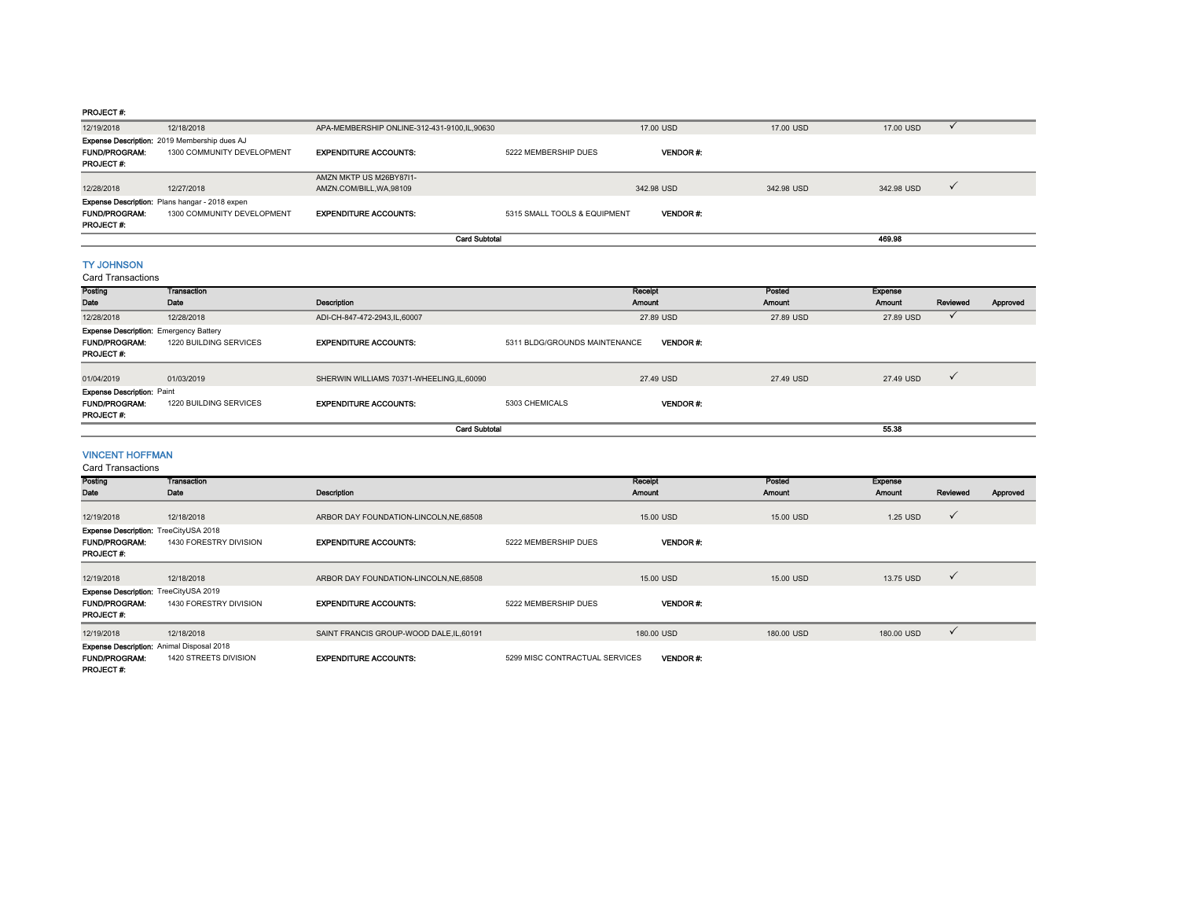**PROJECT #:**

| Posting Date | Transaction Date | Description | | Receipt Amount | Posted Amount | Expense Amount | Reviewed | Approved |
|---|---|---|---|---|---|---|---|---|
| 12/19/2018 | 12/18/2018 | APA-MEMBERSHIP ONLINE-312-431-9100,IL,90630 | | 17.00 USD | 17.00 USD | 17.00 USD | ✓ | |
| **Expense Description:** 2019 Membership dues AJ | | | | | | | | |
| **FUND/PROGRAM:** | 1300 COMMUNITY DEVELOPMENT | **EXPENDITURE ACCOUNTS:** | 5222 MEMBERSHIP DUES | **VENDOR #:** | | | | |
| **PROJECT #:** | | | | | | | | |
| 12/28/2018 | 12/27/2018 | AMZN MKTP US M26BY87I1-AMZN.COM/BILL,WA,98109 | | 342.98 USD | 342.98 USD | 342.98 USD | ✓ | |
| **Expense Description:** Plans hangar - 2018 expen | | | | | | | | |
| **FUND/PROGRAM:** | 1300 COMMUNITY DEVELOPMENT | **EXPENDITURE ACCOUNTS:** | 5315 SMALL TOOLS & EQUIPMENT | **VENDOR #:** | | | | |
| **PROJECT #:** | | | | | | | | |
| | | | **Card Subtotal** | | | **469.98** | | |

## TY JOHNSON

Card Transactions

| Posting Date | Transaction Date | Description | | Receipt Amount | Posted Amount | Expense Amount | Reviewed | Approved |
|---|---|---|---|---|---|---|---|---|
| 12/28/2018 | 12/28/2018 | ADI-CH-847-472-2943,IL,60007 | | 27.89 USD | 27.89 USD | 27.89 USD | ✓ | |
| **Expense Description:** Emergency Battery | | | | | | | | |
| **FUND/PROGRAM:** | 1220 BUILDING SERVICES | **EXPENDITURE ACCOUNTS:** | 5311 BLDG/GROUNDS MAINTENANCE | **VENDOR #:** | | | | |
| **PROJECT #:** | | | | | | | | |
| 01/04/2019 | 01/03/2019 | SHERWIN WILLIAMS 70371-WHEELING,IL,60090 | | 27.49 USD | 27.49 USD | 27.49 USD | ✓ | |
| **Expense Description:** Paint | | | | | | | | |
| **FUND/PROGRAM:** | 1220 BUILDING SERVICES | **EXPENDITURE ACCOUNTS:** | 5303 CHEMICALS | **VENDOR #:** | | | | |
| **PROJECT #:** | | | | | | | | |
| | | | **Card Subtotal** | | | **55.38** | | |

## VINCENT HOFFMAN

Card Transactions

| Posting Date | Transaction Date | Description | | Receipt Amount | Posted Amount | Expense Amount | Reviewed | Approved |
|---|---|---|---|---|---|---|---|---|
| 12/19/2018 | 12/18/2018 | ARBOR DAY FOUNDATION-LINCOLN,NE,68508 | | 15.00 USD | 15.00 USD | 1.25 USD | ✓ | |
| **Expense Description:** TreeCityUSA 2018 | | | | | | | | |
| **FUND/PROGRAM:** | 1430 FORESTRY DIVISION | **EXPENDITURE ACCOUNTS:** | 5222 MEMBERSHIP DUES | **VENDOR #:** | | | | |
| **PROJECT #:** | | | | | | | | |
| 12/19/2018 | 12/18/2018 | ARBOR DAY FOUNDATION-LINCOLN,NE,68508 | | 15.00 USD | 15.00 USD | 13.75 USD | ✓ | |
| **Expense Description:** TreeCityUSA 2019 | | | | | | | | |
| **FUND/PROGRAM:** | 1430 FORESTRY DIVISION | **EXPENDITURE ACCOUNTS:** | 5222 MEMBERSHIP DUES | **VENDOR #:** | | | | |
| **PROJECT #:** | | | | | | | | |
| 12/19/2018 | 12/18/2018 | SAINT FRANCIS GROUP-WOOD DALE,IL,60191 | | 180.00 USD | 180.00 USD | 180.00 USD | ✓ | |
| **Expense Description:** Animal Disposal 2018 | | | | | | | | |
| **FUND/PROGRAM:** | 1420 STREETS DIVISION | **EXPENDITURE ACCOUNTS:** | 5299 MISC CONTRACTUAL SERVICES | **VENDOR #:** | | | | |
| **PROJECT #:** | | | | | | | | |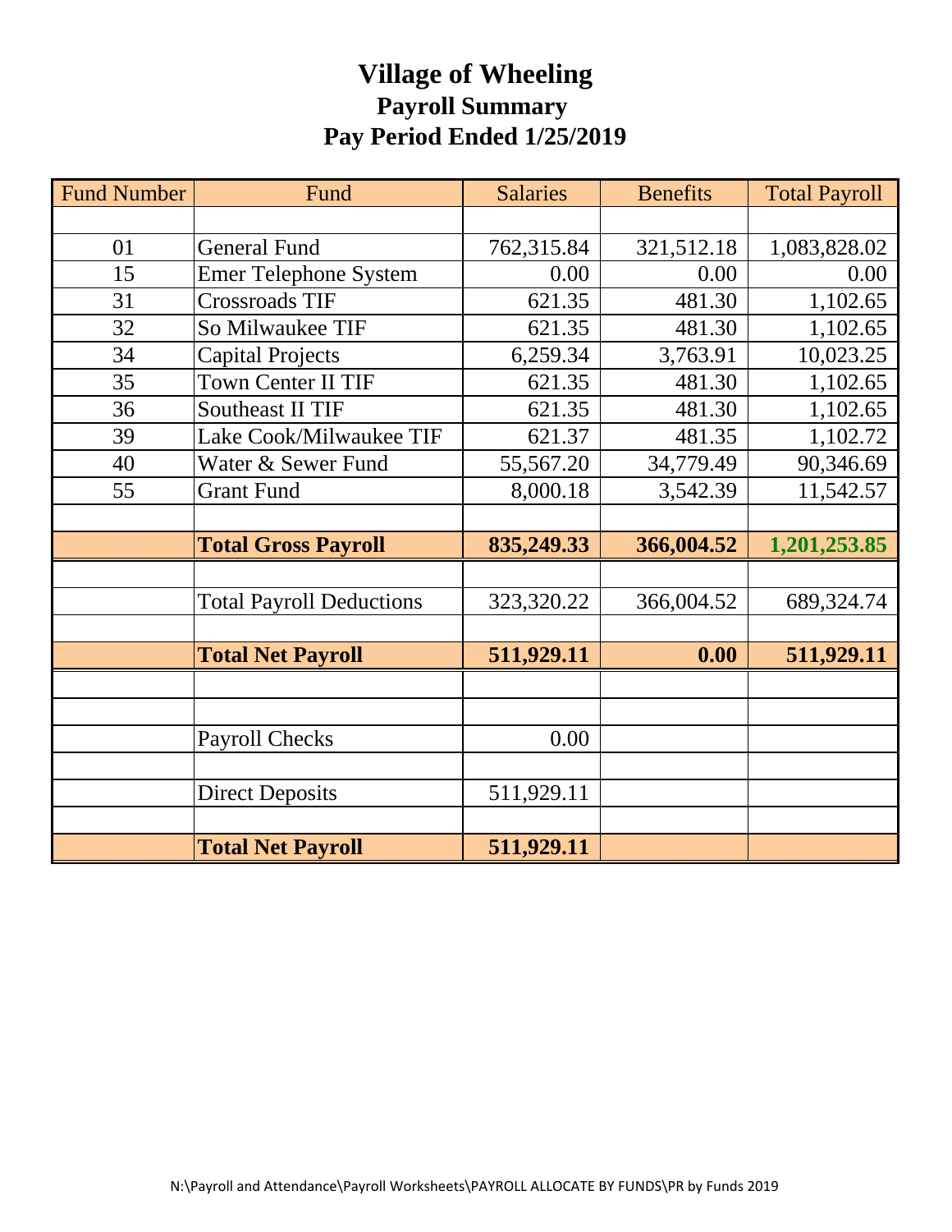# Village of Wheeling
## Payroll Summary
## Pay Period Ended 1/25/2019

| Fund Number | Fund | Salaries | Benefits | Total Payroll |
|---|---|---|---|---|
| | | | | |
| 01 | General Fund | 762,315.84 | 321,512.18 | 1,083,828.02 |
| 15 | Emer Telephone System | 0.00 | 0.00 | 0.00 |
| 31 | Crossroads TIF | 621.35 | 481.30 | 1,102.65 |
| 32 | So Milwaukee TIF | 621.35 | 481.30 | 1,102.65 |
| 34 | Capital Projects | 6,259.34 | 3,763.91 | 10,023.25 |
| 35 | Town Center II TIF | 621.35 | 481.30 | 1,102.65 |
| 36 | Southeast II TIF | 621.35 | 481.30 | 1,102.65 |
| 39 | Lake Cook/Milwaukee TIF | 621.37 | 481.35 | 1,102.72 |
| 40 | Water & Sewer Fund | 55,567.20 | 34,779.49 | 90,346.69 |
| 55 | Grant Fund | 8,000.18 | 3,542.39 | 11,542.57 |
| | | | | |
| | **Total Gross Payroll** | **835,249.33** | **366,004.52** | **1,201,253.85** |
| | | | | |
| | Total Payroll Deductions | 323,320.22 | 366,004.52 | 689,324.74 |
| | | | | |
| | **Total Net Payroll** | **511,929.11** | **0.00** | **511,929.11** |
| | | | | |
| | | | | |
| | Payroll Checks | 0.00 | | |
| | | | | |
| | Direct Deposits | 511,929.11 | | |
| | | | | |
| | **Total Net Payroll** | **511,929.11** | | |

N:\Payroll and Attendance\Payroll Worksheets\PAYROLL ALLOCATE BY FUNDS\PR by Funds 2019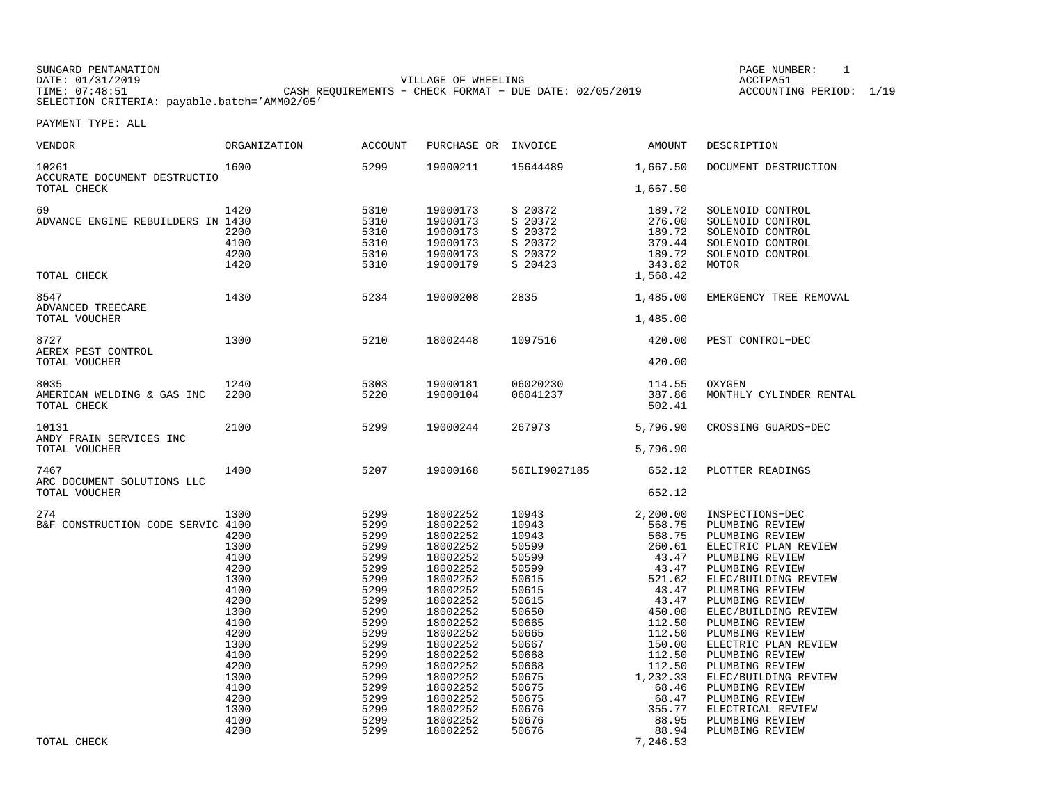SUNGARD PENTAMATION
DATE: 01/31/2019
TIME: 07:48:51
SELECTION CRITERIA: payable.batch='AMM02/05'

VILLAGE OF WHEELING
CASH REQUIREMENTS - CHECK FORMAT - DUE DATE: 02/05/2019

ACCTPA51
ACCOUNTING PERIOD: 1/19

PAYMENT TYPE: ALL

| VENDOR | ORGANIZATION | ACCOUNT | PURCHASE OR | INVOICE | AMOUNT | DESCRIPTION |
|---|---|---|---|---|---|---|
| 10261 | 1600 | 5299 | 19000211 | 15644489 | 1,667.50 | DOCUMENT DESTRUCTION |
| ACCURATE DOCUMENT DESTRUCTIO | | | | | | |
| TOTAL CHECK | | | | | 1,667.50 | |
| 69 | 1420 | 5310 | 19000173 | S 20372 | 189.72 | SOLENOID CONTROL |
| ADVANCE ENGINE REBUILDERS IN | 1430 | 5310 | 19000173 | S 20372 | 276.00 | SOLENOID CONTROL |
| | 2200 | 5310 | 19000173 | S 20372 | 189.72 | SOLENOID CONTROL |
| | 4100 | 5310 | 19000173 | S 20372 | 379.44 | SOLENOID CONTROL |
| | 4200 | 5310 | 19000173 | S 20372 | 189.72 | SOLENOID CONTROL |
| | 1420 | 5310 | 19000179 | S 20423 | 343.82 | MOTOR |
| TOTAL CHECK | | | | | 1,568.42 | |
| 8547 | 1430 | 5234 | 19000208 | 2835 | 1,485.00 | EMERGENCY TREE REMOVAL |
| ADVANCED TREECARE | | | | | | |
| TOTAL VOUCHER | | | | | 1,485.00 | |
| 8727 | 1300 | 5210 | 18002448 | 1097516 | 420.00 | PEST CONTROL-DEC |
| AEREX PEST CONTROL | | | | | | |
| TOTAL VOUCHER | | | | | 420.00 | |
| 8035 | 1240 | 5303 | 19000181 | 06020230 | 114.55 | OXYGEN |
| AMERICAN WELDING & GAS INC | 2200 | 5220 | 19000104 | 06041237 | 387.86 | MONTHLY CYLINDER RENTAL |
| TOTAL CHECK | | | | | 502.41 | |
| 10131 | 2100 | 5299 | 19000244 | 267973 | 5,796.90 | CROSSING GUARDS-DEC |
| ANDY FRAIN SERVICES INC | | | | | | |
| TOTAL VOUCHER | | | | | 5,796.90 | |
| 7467 | 1400 | 5207 | 19000168 | 56ILI9027185 | 652.12 | PLOTTER READINGS |
| ARC DOCUMENT SOLUTIONS LLC | | | | | | |
| TOTAL VOUCHER | | | | | 652.12 | |
| 274 | 1300 | 5299 | 18002252 | 10943 | 2,200.00 | INSPECTIONS-DEC |
| B&F CONSTRUCTION CODE SERVIC | 4100 | 5299 | 18002252 | 10943 | 568.75 | PLUMBING REVIEW |
| | 4200 | 5299 | 18002252 | 10943 | 568.75 | PLUMBING REVIEW |
| | 1300 | 5299 | 18002252 | 50599 | 260.61 | ELECTRIC PLAN REVIEW |
| | 4100 | 5299 | 18002252 | 50599 | 43.47 | PLUMBING REVIEW |
| | 4200 | 5299 | 18002252 | 50599 | 43.47 | PLUMBING REVIEW |
| | 1300 | 5299 | 18002252 | 50615 | 521.62 | ELEC/BUILDING REVIEW |
| | 4100 | 5299 | 18002252 | 50615 | 43.47 | PLUMBING REVIEW |
| | 4200 | 5299 | 18002252 | 50615 | 43.47 | PLUMBING REVIEW |
| | 1300 | 5299 | 18002252 | 50650 | 450.00 | ELEC/BUILDING REVIEW |
| | 4100 | 5299 | 18002252 | 50665 | 112.50 | PLUMBING REVIEW |
| | 4200 | 5299 | 18002252 | 50665 | 112.50 | PLUMBING REVIEW |
| | 1300 | 5299 | 18002252 | 50667 | 150.00 | ELECTRIC PLAN REVIEW |
| | 4100 | 5299 | 18002252 | 50668 | 112.50 | PLUMBING REVIEW |
| | 4200 | 5299 | 18002252 | 50668 | 112.50 | PLUMBING REVIEW |
| | 1300 | 5299 | 18002252 | 50675 | 1,232.33 | ELEC/BUILDING REVIEW |
| | 4100 | 5299 | 18002252 | 50675 | 68.46 | PLUMBING REVIEW |
| | 4200 | 5299 | 18002252 | 50675 | 68.47 | PLUMBING REVIEW |
| | 1300 | 5299 | 18002252 | 50676 | 355.77 | ELECTRICAL REVIEW |
| | 4100 | 5299 | 18002252 | 50676 | 88.95 | PLUMBING REVIEW |
| | 4200 | 5299 | 18002252 | 50676 | 88.94 | PLUMBING REVIEW |
| TOTAL CHECK | | | | | 7,246.53 | |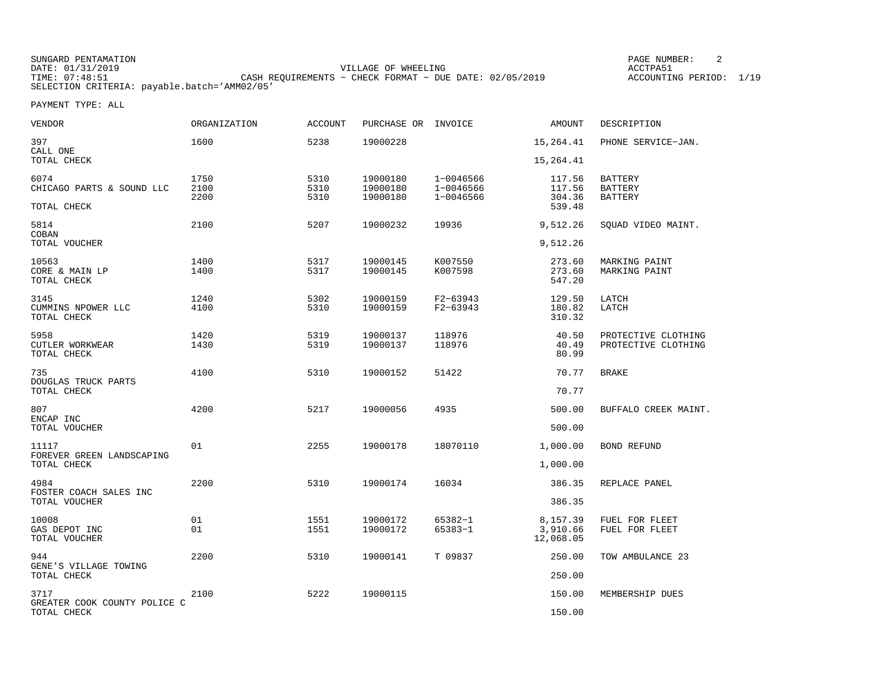SUNGARD PENTAMATION
DATE: 01/31/2019
TIME: 07:48:51
SELECTION CRITERIA: payable.batch='AMM02/05'

VILLAGE OF WHEELING
CASH REQUIREMENTS - CHECK FORMAT - DUE DATE: 02/05/2019

PAGE NUMBER: 2
ACCTPA51
ACCOUNTING PERIOD: 1/19

PAYMENT TYPE: ALL

| VENDOR | ORGANIZATION | ACCOUNT | PURCHASE OR | INVOICE | AMOUNT | DESCRIPTION |
|---|---|---|---|---|---|---|
| 397 | 1600 | 5238 | 19000228 | | 15,264.41 | PHONE SERVICE-JAN. |
| CALL ONE | | | | | | |
| TOTAL CHECK | | | | | 15,264.41 | |
| 6074 | 1750 | 5310 | 19000180 | 1-0046566 | 117.56 | BATTERY |
| CHICAGO PARTS & SOUND LLC | 2100 | 5310 | 19000180 | 1-0046566 | 117.56 | BATTERY |
| | 2200 | 5310 | 19000180 | 1-0046566 | 304.36 | BATTERY |
| TOTAL CHECK | | | | | 539.48 | |
| 5814 | 2100 | 5207 | 19000232 | 19936 | 9,512.26 | SQUAD VIDEO MAINT. |
| COBAN | | | | | | |
| TOTAL VOUCHER | | | | | 9,512.26 | |
| 10563 | 1400 | 5317 | 19000145 | K007550 | 273.60 | MARKING PAINT |
| CORE & MAIN LP | 1400 | 5317 | 19000145 | K007598 | 273.60 | MARKING PAINT |
| TOTAL CHECK | | | | | 547.20 | |
| 3145 | 1240 | 5302 | 19000159 | F2-63943 | 129.50 | LATCH |
| CUMMINS NPOWER LLC | 4100 | 5310 | 19000159 | F2-63943 | 180.82 | LATCH |
| TOTAL CHECK | | | | | 310.32 | |
| 5958 | 1420 | 5319 | 19000137 | 118976 | 40.50 | PROTECTIVE CLOTHING |
| CUTLER WORKWEAR | 1430 | 5319 | 19000137 | 118976 | 40.49 | PROTECTIVE CLOTHING |
| TOTAL CHECK | | | | | 80.99 | |
| 735 | 4100 | 5310 | 19000152 | 51422 | 70.77 | BRAKE |
| DOUGLAS TRUCK PARTS | | | | | | |
| TOTAL CHECK | | | | | 70.77 | |
| 807 | 4200 | 5217 | 19000056 | 4935 | 500.00 | BUFFALO CREEK MAINT. |
| ENCAP INC | | | | | | |
| TOTAL VOUCHER | | | | | 500.00 | |
| 11117 | 01 | 2255 | 19000178 | 18070110 | 1,000.00 | BOND REFUND |
| FOREVER GREEN LANDSCAPING | | | | | | |
| TOTAL CHECK | | | | | 1,000.00 | |
| 4984 | 2200 | 5310 | 19000174 | 16034 | 386.35 | REPLACE PANEL |
| FOSTER COACH SALES INC | | | | | | |
| TOTAL VOUCHER | | | | | 386.35 | |
| 10008 | 01 | 1551 | 19000172 | 65382-1 | 8,157.39 | FUEL FOR FLEET |
| GAS DEPOT INC | 01 | 1551 | 19000172 | 65383-1 | 3,910.66 | FUEL FOR FLEET |
| TOTAL VOUCHER | | | | | 12,068.05 | |
| 944 | 2200 | 5310 | 19000141 | T 09837 | 250.00 | TOW AMBULANCE 23 |
| GENE'S VILLAGE TOWING | | | | | | |
| TOTAL CHECK | | | | | 250.00 | |
| 3717 | 2100 | 5222 | 19000115 | | 150.00 | MEMBERSHIP DUES |
| GREATER COOK COUNTY POLICE C | | | | | | |
| TOTAL CHECK | | | | | 150.00 | |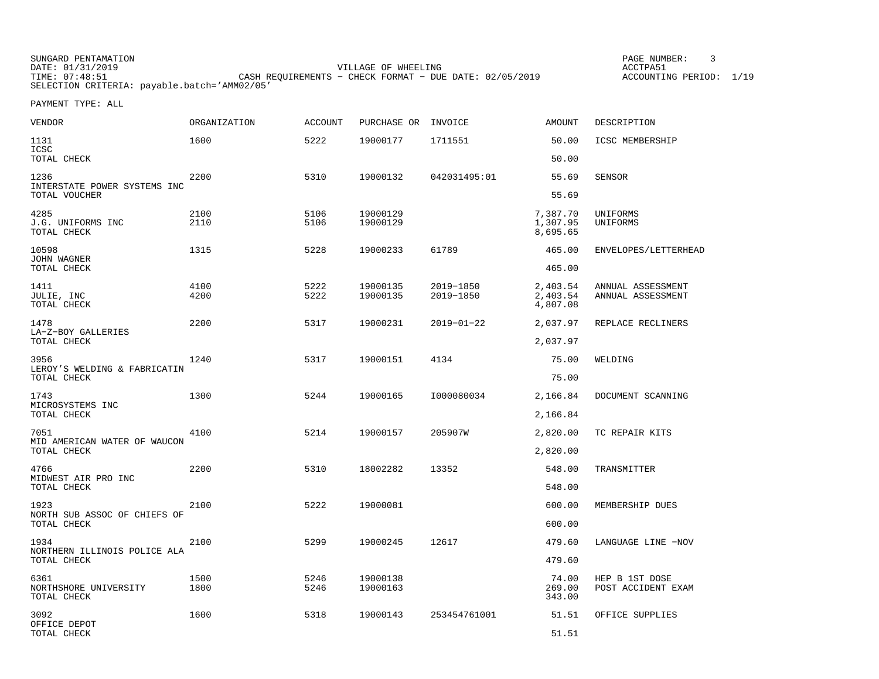SUNGARD PENTAMATION
DATE: 01/31/2019
TIME: 07:48:51

VILLAGE OF WHEELING
CASH REQUIREMENTS - CHECK FORMAT - DUE DATE: 02/05/2019

ACCTPA51
ACCOUNTING PERIOD: 1/19

SELECTION CRITERIA: payable.batch='AMM02/05'

PAYMENT TYPE: ALL

| VENDOR | ORGANIZATION | ACCOUNT | PURCHASE OR | INVOICE | AMOUNT | DESCRIPTION |
|---|---|---|---|---|---|---|
| 1131 | 1600 | 5222 | 19000177 | 1711551 | 50.00 | ICSC MEMBERSHIP |
| ICSC | | | | | | |
| TOTAL CHECK | | | | | 50.00 | |
| 1236 | 2200 | 5310 | 19000132 | 042031495:01 | 55.69 | SENSOR |
| INTERSTATE POWER SYSTEMS INC | | | | | | |
| TOTAL VOUCHER | | | | | 55.69 | |
| 4285 | 2100 | 5106 | 19000129 | | 7,387.70 | UNIFORMS |
| J.G. UNIFORMS INC | 2110 | 5106 | 19000129 | | 1,307.95 | UNIFORMS |
| TOTAL CHECK | | | | | 8,695.65 | |
| 10598 | 1315 | 5228 | 19000233 | 61789 | 465.00 | ENVELOPES/LETTERHEAD |
| JOHN WAGNER | | | | | | |
| TOTAL CHECK | | | | | 465.00 | |
| 1411 | 4100 | 5222 | 19000135 | 2019-1850 | 2,403.54 | ANNUAL ASSESSMENT |
| JULIE, INC | 4200 | 5222 | 19000135 | 2019-1850 | 2,403.54 | ANNUAL ASSESSMENT |
| TOTAL CHECK | | | | | 4,807.08 | |
| 1478 | 2200 | 5317 | 19000231 | 2019-01-22 | 2,037.97 | REPLACE RECLINERS |
| LA-Z-BOY GALLERIES | | | | | | |
| TOTAL CHECK | | | | | 2,037.97 | |
| 3956 | 1240 | 5317 | 19000151 | 4134 | 75.00 | WELDING |
| LEROY'S WELDING & FABRICATIN | | | | | | |
| TOTAL CHECK | | | | | 75.00 | |
| 1743 | 1300 | 5244 | 19000165 | I000080034 | 2,166.84 | DOCUMENT SCANNING |
| MICROSYSTEMS INC | | | | | | |
| TOTAL CHECK | | | | | 2,166.84 | |
| 7051 | 4100 | 5214 | 19000157 | 205907W | 2,820.00 | TC REPAIR KITS |
| MID AMERICAN WATER OF WAUCON | | | | | | |
| TOTAL CHECK | | | | | 2,820.00 | |
| 4766 | 2200 | 5310 | 18002282 | 13352 | 548.00 | TRANSMITTER |
| MIDWEST AIR PRO INC | | | | | | |
| TOTAL CHECK | | | | | 548.00 | |
| 1923 | 2100 | 5222 | 19000081 | | 600.00 | MEMBERSHIP DUES |
| NORTH SUB ASSOC OF CHIEFS OF | | | | | | |
| TOTAL CHECK | | | | | 600.00 | |
| 1934 | 2100 | 5299 | 19000245 | 12617 | 479.60 | LANGUAGE LINE -NOV |
| NORTHERN ILLINOIS POLICE ALA | | | | | | |
| TOTAL CHECK | | | | | 479.60 | |
| 6361 | 1500 | 5246 | 19000138 | | 74.00 | HEP B 1ST DOSE |
| NORTHSHORE UNIVERSITY | 1800 | 5246 | 19000163 | | 269.00 | POST ACCIDENT EXAM |
| TOTAL CHECK | | | | | 343.00 | |
| 3092 | 1600 | 5318 | 19000143 | 253454761001 | 51.51 | OFFICE SUPPLIES |
| OFFICE DEPOT | | | | | | |
| TOTAL CHECK | | | | | 51.51 | |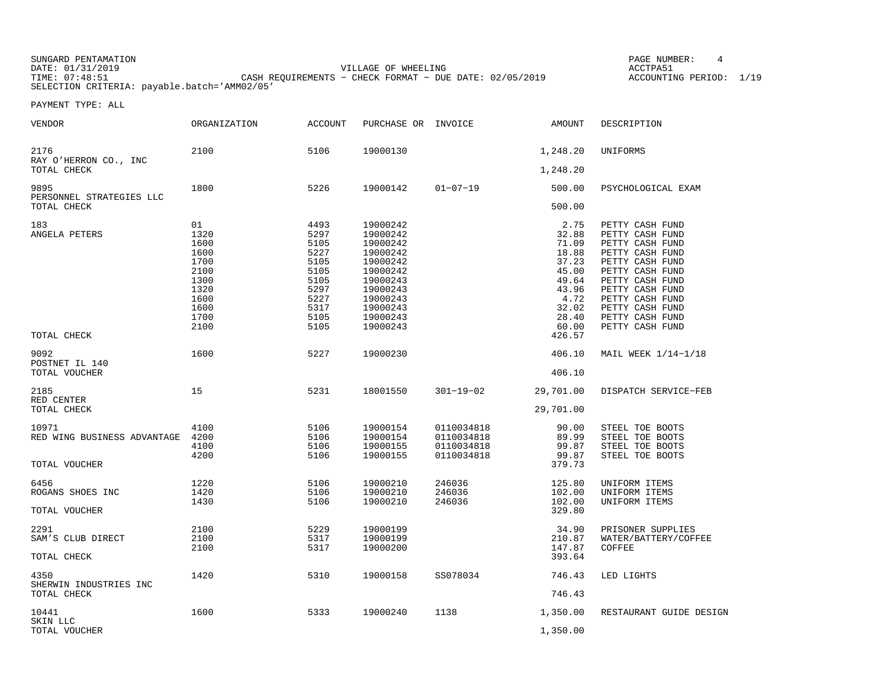SUNGARD PENTAMATION
DATE: 01/31/2019
TIME: 07:48:51
SELECTION CRITERIA: payable.batch='AMM02/05'

VILLAGE OF WHEELING
CASH REQUIREMENTS - CHECK FORMAT - DUE DATE: 02/05/2019

PAGE NUMBER: 4
ACCTPA51
ACCOUNTING PERIOD: 1/19

PAYMENT TYPE: ALL

| VENDOR | ORGANIZATION | ACCOUNT | PURCHASE OR | INVOICE | AMOUNT | DESCRIPTION |
|---|---|---|---|---|---|---|
| 2176 | 2100 | 5106 | 19000130 | | 1,248.20 | UNIFORMS |
| RAY O'HERRON CO., INC | | | | | | |
| TOTAL CHECK | | | | | 1,248.20 | |
| 9895 | 1800 | 5226 | 19000142 | 01-07-19 | 500.00 | PSYCHOLOGICAL EXAM |
| PERSONNEL STRATEGIES LLC | | | | | | |
| TOTAL CHECK | | | | | 500.00 | |
| 183 | 01 | 4493 | 19000242 | | 2.75 | PETTY CASH FUND |
| ANGELA PETERS | 1320 | 5297 | 19000242 | | 32.88 | PETTY CASH FUND |
| | 1600 | 5105 | 19000242 | | 71.09 | PETTY CASH FUND |
| | 1600 | 5227 | 19000242 | | 18.88 | PETTY CASH FUND |
| | 1700 | 5105 | 19000242 | | 37.23 | PETTY CASH FUND |
| | 2100 | 5105 | 19000242 | | 45.00 | PETTY CASH FUND |
| | 1300 | 5105 | 19000243 | | 49.64 | PETTY CASH FUND |
| | 1320 | 5297 | 19000243 | | 43.96 | PETTY CASH FUND |
| | 1600 | 5227 | 19000243 | | 4.72 | PETTY CASH FUND |
| | 1600 | 5317 | 19000243 | | 32.02 | PETTY CASH FUND |
| | 1700 | 5105 | 19000243 | | 28.40 | PETTY CASH FUND |
| | 2100 | 5105 | 19000243 | | 60.00 | PETTY CASH FUND |
| TOTAL CHECK | | | | | 426.57 | |
| 9092 | 1600 | 5227 | 19000230 | | 406.10 | MAIL WEEK 1/14-1/18 |
| POSTNET IL 140 | | | | | | |
| TOTAL VOUCHER | | | | | 406.10 | |
| 2185 | 15 | 5231 | 18001550 | 301-19-02 | 29,701.00 | DISPATCH SERVICE-FEB |
| RED CENTER | | | | | | |
| TOTAL CHECK | | | | | 29,701.00 | |
| 10971 | 4100 | 5106 | 19000154 | 0110034818 | 90.00 | STEEL TOE BOOTS |
| RED WING BUSINESS ADVANTAGE | 4200 | 5106 | 19000154 | 0110034818 | 89.99 | STEEL TOE BOOTS |
| | 4100 | 5106 | 19000155 | 0110034818 | 99.87 | STEEL TOE BOOTS |
| | 4200 | 5106 | 19000155 | 0110034818 | 99.87 | STEEL TOE BOOTS |
| TOTAL VOUCHER | | | | | 379.73 | |
| 6456 | 1220 | 5106 | 19000210 | 246036 | 125.80 | UNIFORM ITEMS |
| ROGANS SHOES INC | 1420 | 5106 | 19000210 | 246036 | 102.00 | UNIFORM ITEMS |
| | 1430 | 5106 | 19000210 | 246036 | 102.00 | UNIFORM ITEMS |
| TOTAL VOUCHER | | | | | 329.80 | |
| 2291 | 2100 | 5229 | 19000199 | | 34.90 | PRISONER SUPPLIES |
| SAM'S CLUB DIRECT | 2100 | 5317 | 19000199 | | 210.87 | WATER/BATTERY/COFFEE |
| | 2100 | 5317 | 19000200 | | 147.87 | COFFEE |
| TOTAL CHECK | | | | | 393.64 | |
| 4350 | 1420 | 5310 | 19000158 | SS078034 | 746.43 | LED LIGHTS |
| SHERWIN INDUSTRIES INC | | | | | | |
| TOTAL CHECK | | | | | 746.43 | |
| 10441 | 1600 | 5333 | 19000240 | 1138 | 1,350.00 | RESTAURANT GUIDE DESIGN |
| SKIN LLC | | | | | | |
| TOTAL VOUCHER | | | | | 1,350.00 | |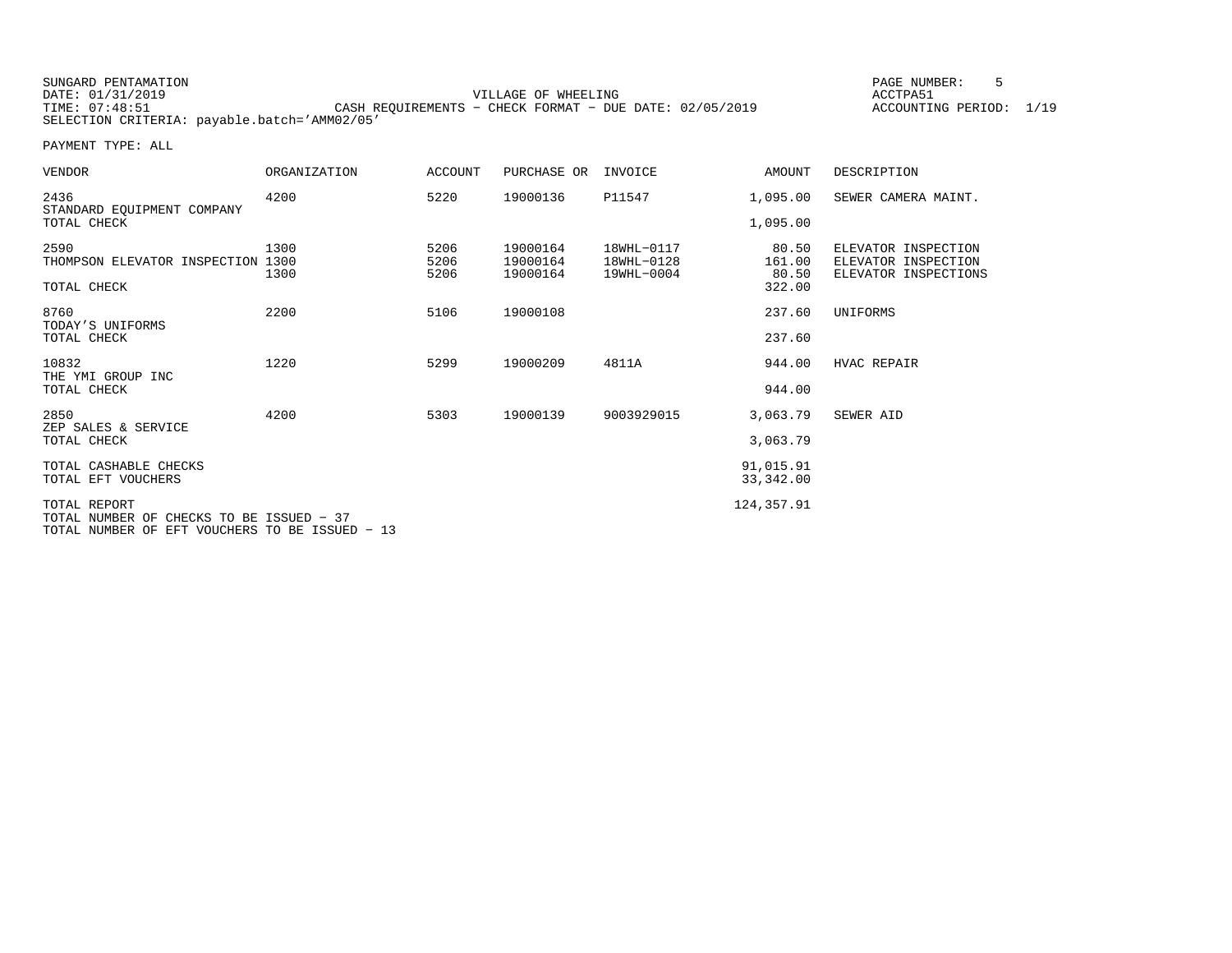SUNGARD PENTAMATION
DATE: 01/31/2019
TIME: 07:48:51
SELECTION CRITERIA: payable.batch='AMM02/05'

VILLAGE OF WHEELING
CASH REQUIREMENTS - CHECK FORMAT - DUE DATE: 02/05/2019

ACCTPA51
ACCOUNTING PERIOD: 1/19

PAYMENT TYPE: ALL

| VENDOR | ORGANIZATION | ACCOUNT | PURCHASE OR | INVOICE | AMOUNT | DESCRIPTION |
|---|---|---|---|---|---|---|
| 2436 | 4200 | 5220 | 19000136 | P11547 | 1,095.00 | SEWER CAMERA MAINT. |
| STANDARD EQUIPMENT COMPANY | | | | | | |
| TOTAL CHECK | | | | | 1,095.00 | |
| 2590 | 1300 | 5206 | 19000164 | 18WHL-0117 | 80.50 | ELEVATOR INSPECTION |
| THOMPSON ELEVATOR INSPECTION | 1300 | 5206 | 19000164 | 18WHL-0128 | 161.00 | ELEVATOR INSPECTION |
| | 1300 | 5206 | 19000164 | 19WHL-0004 | 80.50 | ELEVATOR INSPECTIONS |
| TOTAL CHECK | | | | | 322.00 | |
| 8760 | 2200 | 5106 | 19000108 | | 237.60 | UNIFORMS |
| TODAY'S UNIFORMS | | | | | | |
| TOTAL CHECK | | | | | 237.60 | |
| 10832 | 1220 | 5299 | 19000209 | 4811A | 944.00 | HVAC REPAIR |
| THE YMI GROUP INC | | | | | | |
| TOTAL CHECK | | | | | 944.00 | |
| 2850 | 4200 | 5303 | 19000139 | 9003929015 | 3,063.79 | SEWER AID |
| ZEP SALES & SERVICE | | | | | | |
| TOTAL CHECK | | | | | 3,063.79 | |
| TOTAL CASHABLE CHECKS | | | | | 91,015.91 | |
| TOTAL EFT VOUCHERS | | | | | 33,342.00 | |
| TOTAL REPORT | | | | | 124,357.91 | |

TOTAL NUMBER OF CHECKS TO BE ISSUED - 37
TOTAL NUMBER OF EFT VOUCHERS TO BE ISSUED - 13